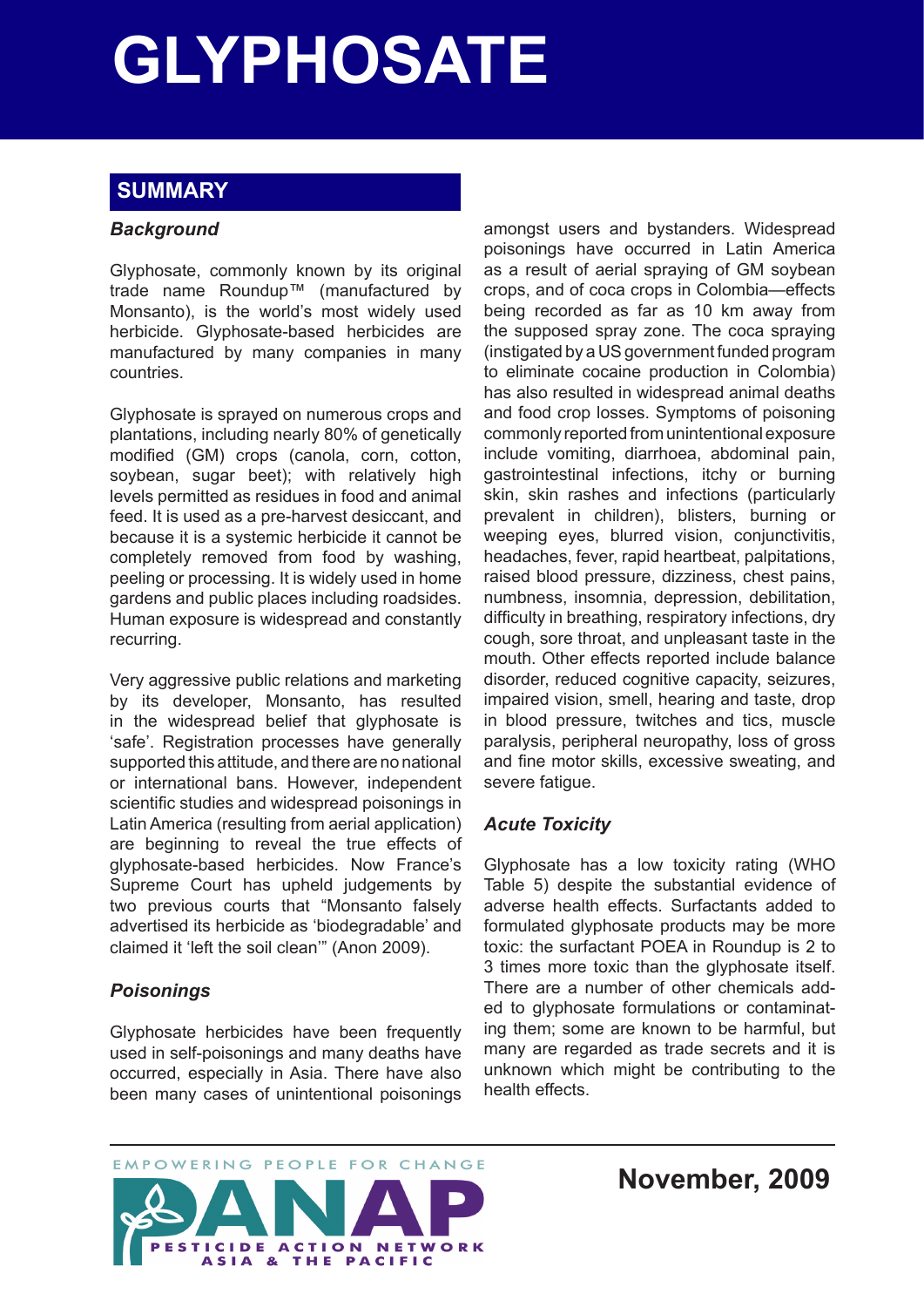# GLYPHOSATE

## SUMMARY

### *Background*

Glyphosate, commonly known by its original trade name Roundup™ (manufactured by Monsanto), is the world's most widely used herbicide. Glyphosate-based herbicides are manufactured by many companies in many countries.

Glyphosate is sprayed on numerous crops and plantations, including nearly 80% of genetically modified (GM) crops (canola, corn, cotton, soybean, sugar beet); with relatively high levels permitted as residues in food and animal feed. It is used as a pre-harvest desiccant, and because it is a systemic herbicide it cannot be completely removed from food by washing, peeling or processing. It is widely used in home gardens and public places including roadsides. Human exposure is widespread and constantly recurring.

Very aggressive public relations and marketing by its developer, Monsanto, has resulted in the widespread belief that glyphosate is 'safe'. Registration processes have generally supported this attitude, and there are no national or international bans. However, independent scientific studies and widespread poisonings in Latin America (resulting from aerial application) are beginning to reveal the true effects of glyphosate-based herbicides. Now France's Supreme Court has upheld judgements by two previous courts that "Monsanto falsely advertised its herbicide as 'biodegradable' and claimed it 'left the soil clean'" (Anon 2009).

### *Poisonings*

Glyphosate herbicides have been frequently used in self-poisonings and many deaths have occurred, especially in Asia. There have also been many cases of unintentional poisonings amongst users and bystanders. Widespread poisonings have occurred in Latin America as a result of aerial spraying of GM soybean crops, and of coca crops in Colombia—effects being recorded as far as 10 km away from the supposed spray zone. The coca spraying (instigated by a US government funded program to eliminate cocaine production in Colombia) has also resulted in widespread animal deaths and food crop losses. Symptoms of poisoning commonly reported from unintentional exposure include vomiting, diarrhoea, abdominal pain, gastrointestinal infections, itchy or burning skin, skin rashes and infections (particularly prevalent in children), blisters, burning or weeping eyes, blurred vision, conjunctivitis, headaches, fever, rapid heartbeat, palpitations, raised blood pressure, dizziness, chest pains, numbness, insomnia, depression, debilitation, difficulty in breathing, respiratory infections, dry cough, sore throat, and unpleasant taste in the mouth. Other effects reported include balance disorder, reduced cognitive capacity, seizures, impaired vision, smell, hearing and taste, drop in blood pressure, twitches and tics, muscle paralysis, peripheral neuropathy, loss of gross and fine motor skills, excessive sweating, and severe fatigue.

### *Acute Toxicity*

Glyphosate has a low toxicity rating (WHO Table 5) despite the substantial evidence of adverse health effects. Surfactants added to formulated glyphosate products may be more toxic: the surfactant POEA in Roundup is 2 to 3 times more toxic than the glyphosate itself. There are a number of other chemicals added to glyphosate formulations or contaminating them; some are known to be harmful, but many are regarded as trade secrets and it is unknown which might be contributing to the health effects.

EMPOWERING PEOPLE FOR CHANGE

PANAP — PESTICIDE ACTION NETWORK ASIA & THE PACIFIC

**November, 2009**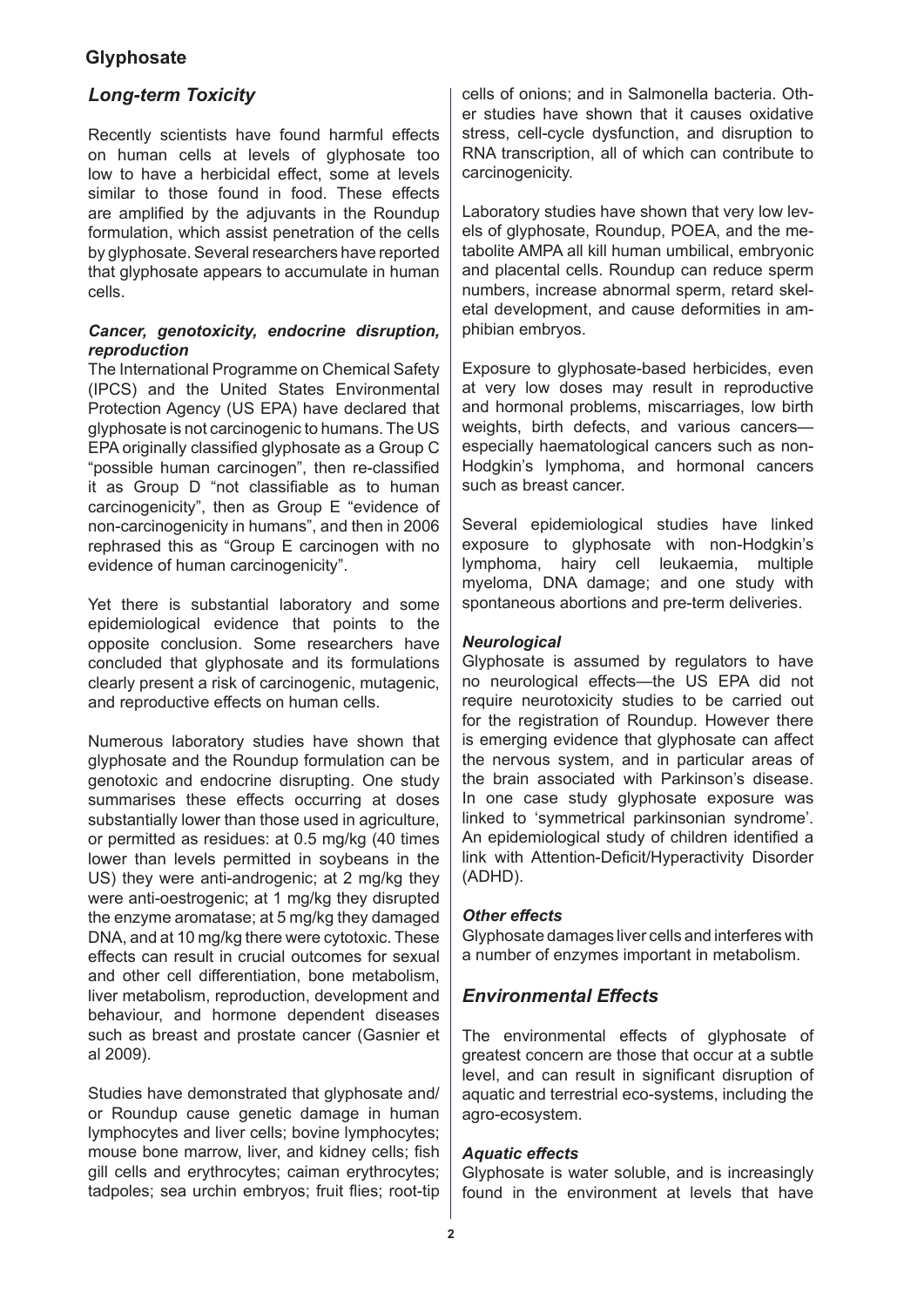## Long-term Toxicity

Recently scientists have found harmful effects on human cells at levels of glyphosate too low to have a herbicidal effect, some at levels similar to those found in food. These effects are amplified by the adjuvants in the Roundup formulation, which assist penetration of the cells by glyphosate. Several researchers have reported that glyphosate appears to accumulate in human cells.

### *Cancer, genotoxicity, endocrine disruption, reproduction*

The International Programme on Chemical Safety (IPCS) and the United States Environmental Protection Agency (US EPA) have declared that glyphosate is not carcinogenic to humans. The US EPA originally classified glyphosate as a Group C "possible human carcinogen", then re-classified it as Group D "not classifiable as to human carcinogenicity", then as Group E "evidence of non-carcinogenicity in humans", and then in 2006 rephrased this as "Group E carcinogen with no evidence of human carcinogenicity".

Yet there is substantial laboratory and some epidemiological evidence that points to the opposite conclusion. Some researchers have concluded that glyphosate and its formulations clearly present a risk of carcinogenic, mutagenic, and reproductive effects on human cells.

Numerous laboratory studies have shown that glyphosate and the Roundup formulation can be genotoxic and endocrine disrupting. One study summarises these effects occurring at doses substantially lower than those used in agriculture, or permitted as residues: at 0.5 mg/kg (40 times lower than levels permitted in soybeans in the US) they were anti-androgenic; at 2 mg/kg they were anti-oestrogenic; at 1 mg/kg they disrupted the enzyme aromatase; at 5 mg/kg they damaged DNA, and at 10 mg/kg there were cytotoxic. These effects can result in crucial outcomes for sexual and other cell differentiation, bone metabolism, liver metabolism, reproduction, development and behaviour, and hormone dependent diseases such as breast and prostate cancer (Gasnier et al 2009).

Studies have demonstrated that glyphosate and/or Roundup cause genetic damage in human lymphocytes and liver cells; bovine lymphocytes; mouse bone marrow, liver, and kidney cells; fish gill cells and erythrocytes; caiman erythrocytes; tadpoles; sea urchin embryos; fruit flies; root-tip cells of onions; and in Salmonella bacteria. Other studies have shown that it causes oxidative stress, cell-cycle dysfunction, and disruption to RNA transcription, all of which can contribute to carcinogenicity.

Laboratory studies have shown that very low levels of glyphosate, Roundup, POEA, and the metabolite AMPA all kill human umbilical, embryonic and placental cells. Roundup can reduce sperm numbers, increase abnormal sperm, retard skeletal development, and cause deformities in amphibian embryos.

Exposure to glyphosate-based herbicides, even at very low doses may result in reproductive and hormonal problems, miscarriages, low birth weights, birth defects, and various cancers—especially haematological cancers such as non-Hodgkin's lymphoma, and hormonal cancers such as breast cancer.

Several epidemiological studies have linked exposure to glyphosate with non-Hodgkin's lymphoma, hairy cell leukaemia, multiple myeloma, DNA damage; and one study with spontaneous abortions and pre-term deliveries.

### *Neurological*

Glyphosate is assumed by regulators to have no neurological effects—the US EPA did not require neurotoxicity studies to be carried out for the registration of Roundup. However there is emerging evidence that glyphosate can affect the nervous system, and in particular areas of the brain associated with Parkinson's disease. In one case study glyphosate exposure was linked to 'symmetrical parkinsonian syndrome'. An epidemiological study of children identified a link with Attention-Deficit/Hyperactivity Disorder (ADHD).

### *Other effects*

Glyphosate damages liver cells and interferes with a number of enzymes important in metabolism.

## Environmental Effects

The environmental effects of glyphosate of greatest concern are those that occur at a subtle level, and can result in significant disruption of aquatic and terrestrial eco-systems, including the agro-ecosystem.

### *Aquatic effects*

Glyphosate is water soluble, and is increasingly found in the environment at levels that have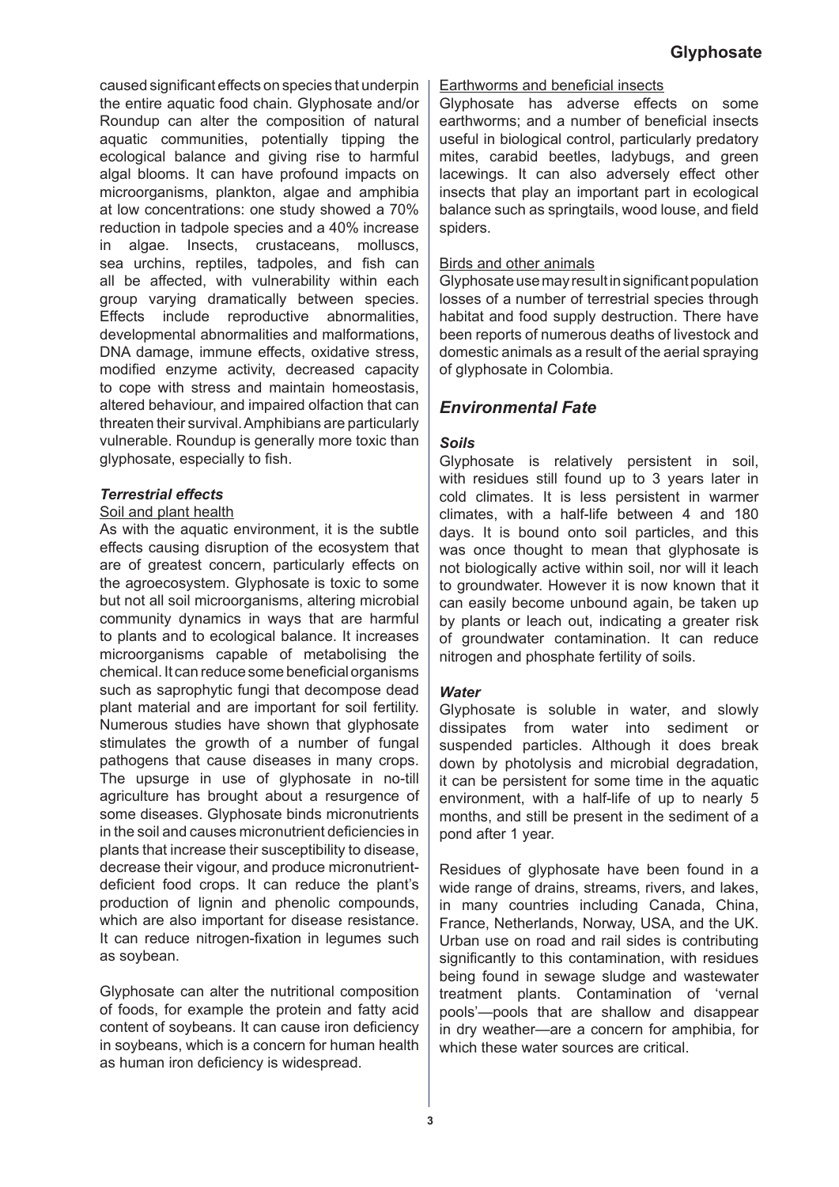caused significant effects on species that underpin the entire aquatic food chain. Glyphosate and/or Roundup can alter the composition of natural aquatic communities, potentially tipping the ecological balance and giving rise to harmful algal blooms. It can have profound impacts on microorganisms, plankton, algae and amphibia at low concentrations: one study showed a 70% reduction in tadpole species and a 40% increase in algae. Insects, crustaceans, molluscs, sea urchins, reptiles, tadpoles, and fish can all be affected, with vulnerability within each group varying dramatically between species. Effects include reproductive abnormalities, developmental abnormalities and malformations, DNA damage, immune effects, oxidative stress, modified enzyme activity, decreased capacity to cope with stress and maintain homeostasis, altered behaviour, and impaired olfaction that can threaten their survival. Amphibians are particularly vulnerable. Roundup is generally more toxic than glyphosate, especially to fish.

### *Terrestrial effects*

Soil and plant health

As with the aquatic environment, it is the subtle effects causing disruption of the ecosystem that are of greatest concern, particularly effects on the agroecosystem. Glyphosate is toxic to some but not all soil microorganisms, altering microbial community dynamics in ways that are harmful to plants and to ecological balance. It increases microorganisms capable of metabolising the chemical. It can reduce some beneficial organisms such as saprophytic fungi that decompose dead plant material and are important for soil fertility. Numerous studies have shown that glyphosate stimulates the growth of a number of fungal pathogens that cause diseases in many crops. The upsurge in use of glyphosate in no-till agriculture has brought about a resurgence of some diseases. Glyphosate binds micronutrients in the soil and causes micronutrient deficiencies in plants that increase their susceptibility to disease, decrease their vigour, and produce micronutrient-deficient food crops. It can reduce the plant's production of lignin and phenolic compounds, which are also important for disease resistance. It can reduce nitrogen-fixation in legumes such as soybean.

Glyphosate can alter the nutritional composition of foods, for example the protein and fatty acid content of soybeans. It can cause iron deficiency in soybeans, which is a concern for human health as human iron deficiency is widespread.

Earthworms and beneficial insects

Glyphosate has adverse effects on some earthworms; and a number of beneficial insects useful in biological control, particularly predatory mites, carabid beetles, ladybugs, and green lacewings. It can also adversely effect other insects that play an important part in ecological balance such as springtails, wood louse, and field spiders.

Birds and other animals

Glyphosate use may result in significant population losses of a number of terrestrial species through habitat and food supply destruction. There have been reports of numerous deaths of livestock and domestic animals as a result of the aerial spraying of glyphosate in Colombia.

## *Environmental Fate*

### *Soils*

Glyphosate is relatively persistent in soil, with residues still found up to 3 years later in cold climates. It is less persistent in warmer climates, with a half-life between 4 and 180 days. It is bound onto soil particles, and this was once thought to mean that glyphosate is not biologically active within soil, nor will it leach to groundwater. However it is now known that it can easily become unbound again, be taken up by plants or leach out, indicating a greater risk of groundwater contamination. It can reduce nitrogen and phosphate fertility of soils.

### *Water*

Glyphosate is soluble in water, and slowly dissipates from water into sediment or suspended particles. Although it does break down by photolysis and microbial degradation, it can be persistent for some time in the aquatic environment, with a half-life of up to nearly 5 months, and still be present in the sediment of a pond after 1 year.

Residues of glyphosate have been found in a wide range of drains, streams, rivers, and lakes, in many countries including Canada, China, France, Netherlands, Norway, USA, and the UK. Urban use on road and rail sides is contributing significantly to this contamination, with residues being found in sewage sludge and wastewater treatment plants. Contamination of 'vernal pools'—pools that are shallow and disappear in dry weather—are a concern for amphibia, for which these water sources are critical.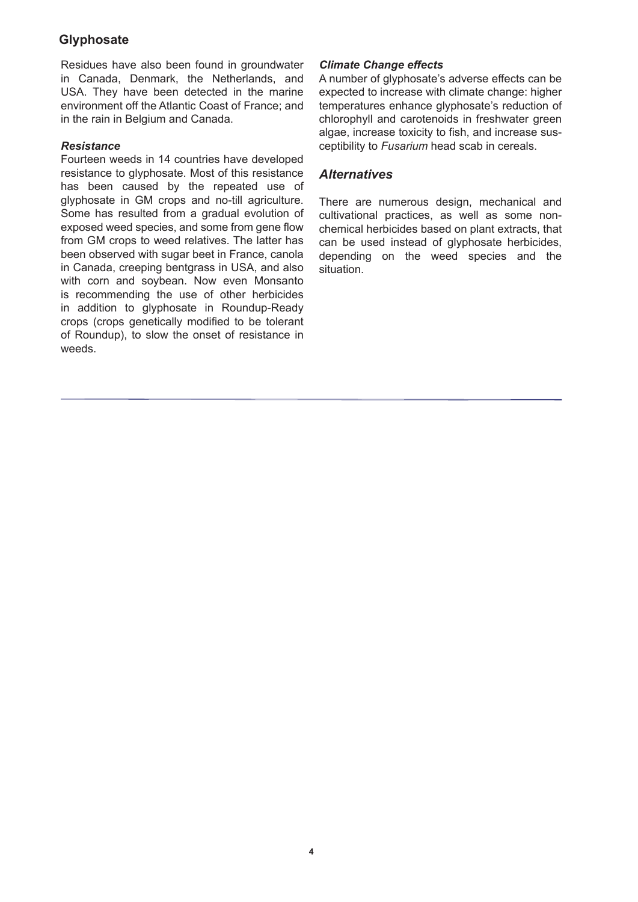Residues have also been found in groundwater in Canada, Denmark, the Netherlands, and USA. They have been detected in the marine environment off the Atlantic Coast of France; and in the rain in Belgium and Canada.

***Resistance***

Fourteen weeds in 14 countries have developed resistance to glyphosate. Most of this resistance has been caused by the repeated use of glyphosate in GM crops and no-till agriculture. Some has resulted from a gradual evolution of exposed weed species, and some from gene flow from GM crops to weed relatives. The latter has been observed with sugar beet in France, canola in Canada, creeping bentgrass in USA, and also with corn and soybean. Now even Monsanto is recommending the use of other herbicides in addition to glyphosate in Roundup-Ready crops (crops genetically modified to be tolerant of Roundup), to slow the onset of resistance in weeds.

***Climate Change effects***

A number of glyphosate's adverse effects can be expected to increase with climate change: higher temperatures enhance glyphosate's reduction of chlorophyll and carotenoids in freshwater green algae, increase toxicity to fish, and increase susceptibility to *Fusarium* head scab in cereals.

## *Alternatives*

There are numerous design, mechanical and cultivational practices, as well as some non-chemical herbicides based on plant extracts, that can be used instead of glyphosate herbicides, depending on the weed species and the situation.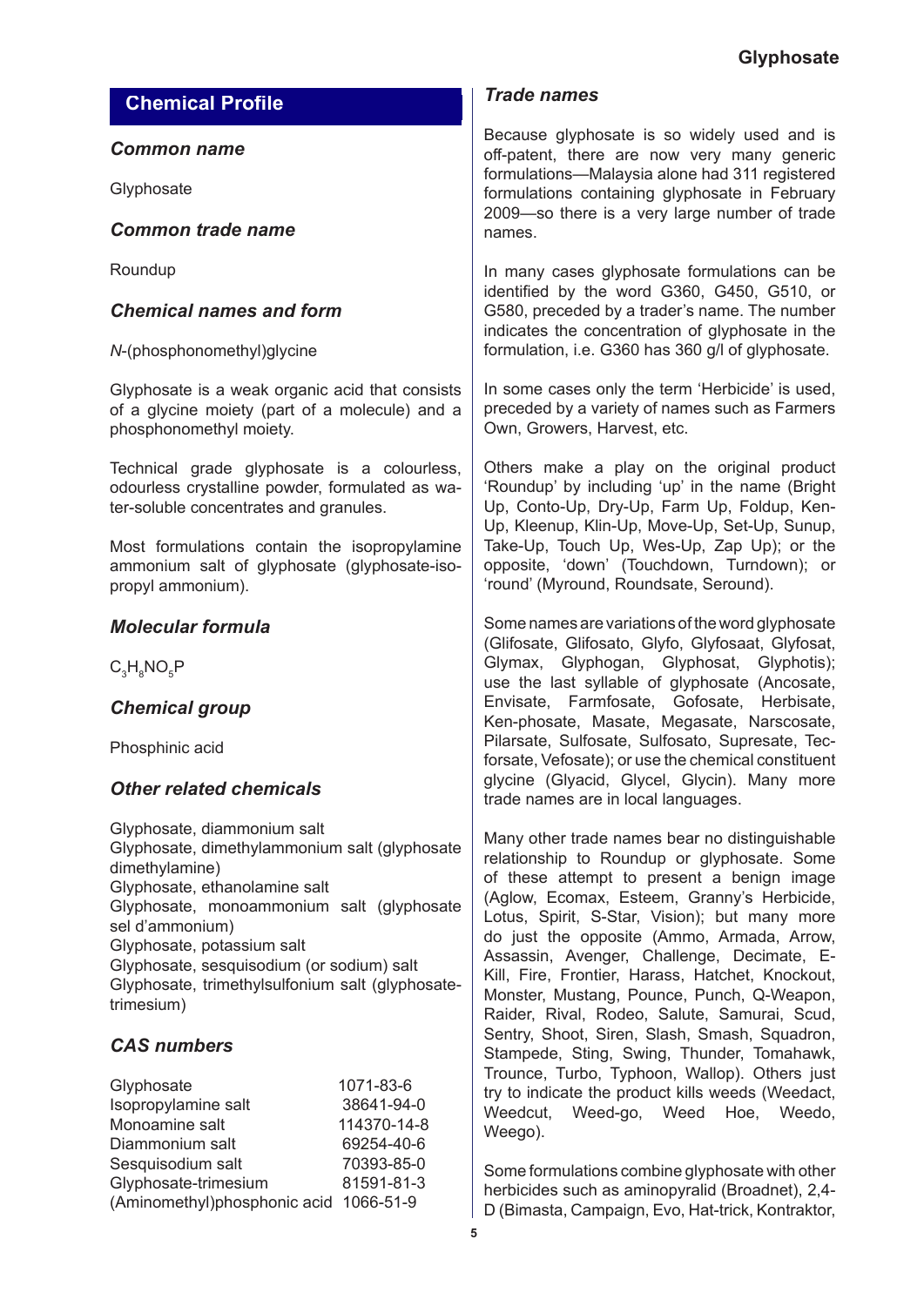## Chemical Profile

### *Common name*

Glyphosate

### *Common trade name*

Roundup

### *Chemical names and form*

*N*-(phosphonomethyl)glycine

Glyphosate is a weak organic acid that consists of a glycine moiety (part of a molecule) and a phosphonomethyl moiety.

Technical grade glyphosate is a colourless, odourless crystalline powder, formulated as water-soluble concentrates and granules.

Most formulations contain the isopropylamine ammonium salt of glyphosate (glyphosate-isopropyl ammonium).

### *Molecular formula*

$C_3H_8NO_5P$

### *Chemical group*

Phosphinic acid

### *Other related chemicals*

Glyphosate, diammonium salt
Glyphosate, dimethylammonium salt (glyphosate dimethylamine)
Glyphosate, ethanolamine salt
Glyphosate, monoammonium salt (glyphosate sel d'ammonium)
Glyphosate, potassium salt
Glyphosate, sesquisodium (or sodium) salt
Glyphosate, trimethylsulfonium salt (glyphosate-trimesium)

### *CAS numbers*

| | |
|---|---|
| Glyphosate | 1071-83-6 |
| Isopropylamine salt | 38641-94-0 |
| Monoamine salt | 114370-14-8 |
| Diammonium salt | 69254-40-6 |
| Sesquisodium salt | 70393-85-0 |
| Glyphosate-trimesium | 81591-81-3 |
| (Aminomethyl)phosphonic acid | 1066-51-9 |

### *Trade names*

Because glyphosate is so widely used and is off-patent, there are now very many generic formulations—Malaysia alone had 311 registered formulations containing glyphosate in February 2009—so there is a very large number of trade names.

In many cases glyphosate formulations can be identified by the word G360, G450, G510, or G580, preceded by a trader's name. The number indicates the concentration of glyphosate in the formulation, i.e. G360 has 360 g/l of glyphosate.

In some cases only the term 'Herbicide' is used, preceded by a variety of names such as Farmers Own, Growers, Harvest, etc.

Others make a play on the original product 'Roundup' by including 'up' in the name (Bright Up, Conto-Up, Dry-Up, Farm Up, Foldup, Ken-Up, Kleenup, Klin-Up, Move-Up, Set-Up, Sunup, Take-Up, Touch Up, Wes-Up, Zap Up); or the opposite, 'down' (Touchdown, Turndown); or 'round' (Myround, Roundsate, Seround).

Some names are variations of the word glyphosate (Glifosate, Glifosato, Glyfo, Glyfosaat, Glyfosat, Glymax, Glyphogan, Glyphosat, Glyphotis); use the last syllable of glyphosate (Ancosate, Envisate, Farmfosate, Gofosate, Herbisate, Ken-phosate, Masate, Megasate, Narscosate, Pilarsate, Sulfosate, Sulfosato, Supresate, Tecforsate, Vefosate); or use the chemical constituent glycine (Glyacid, Glycel, Glycin). Many more trade names are in local languages.

Many other trade names bear no distinguishable relationship to Roundup or glyphosate. Some of these attempt to present a benign image (Aglow, Ecomax, Esteem, Granny's Herbicide, Lotus, Spirit, S-Star, Vision); but many more do just the opposite (Ammo, Armada, Arrow, Assassin, Avenger, Challenge, Decimate, E-Kill, Fire, Frontier, Harass, Hatchet, Knockout, Monster, Mustang, Pounce, Punch, Q-Weapon, Raider, Rival, Rodeo, Salute, Samurai, Scud, Sentry, Shoot, Siren, Slash, Smash, Squadron, Stampede, Sting, Swing, Thunder, Tomahawk, Trounce, Turbo, Typhoon, Wallop). Others just try to indicate the product kills weeds (Weedact, Weedcut, Weed-go, Weed Hoe, Weedo, Weego).

Some formulations combine glyphosate with other herbicides such as aminopyralid (Broadnet), 2,4-D (Bimasta, Campaign, Evo, Hat-trick, Kontraktor,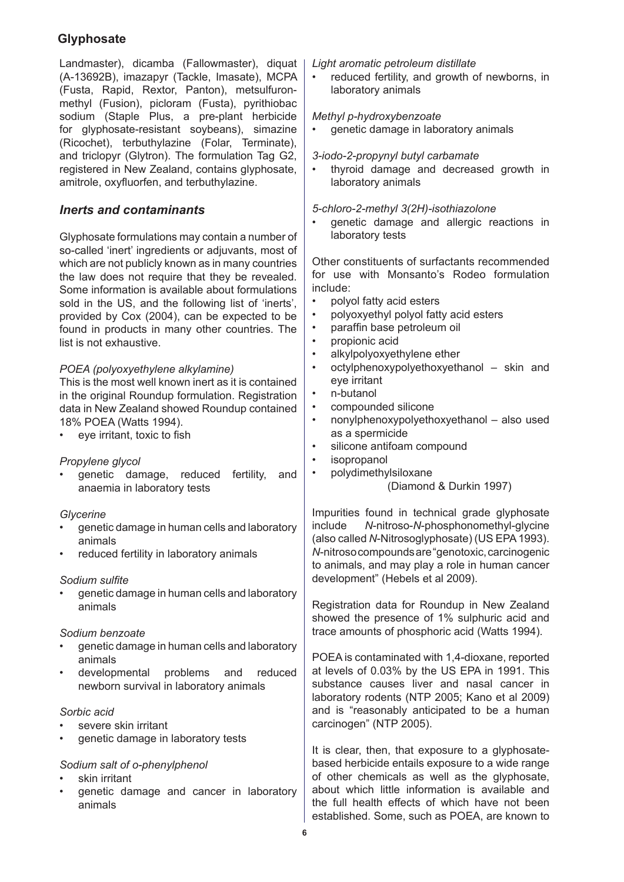Landmaster), dicamba (Fallowmaster), diquat (A-13692B), imazapyr (Tackle, Imasate), MCPA (Fusta, Rapid, Rextor, Panton), metsulfuron-methyl (Fusion), picloram (Fusta), pyrithiobac sodium (Staple Plus, a pre-plant herbicide for glyphosate-resistant soybeans), simazine (Ricochet), terbuthylazine (Folar, Terminate), and triclopyr (Glytron). The formulation Tag G2, registered in New Zealand, contains glyphosate, amitrole, oxyfluorfen, and terbuthylazine.

## *Inerts and contaminants*

Glyphosate formulations may contain a number of so-called 'inert' ingredients or adjuvants, most of which are not publicly known as in many countries the law does not require that they be revealed. Some information is available about formulations sold in the US, and the following list of 'inerts', provided by Cox (2004), can be expected to be found in products in many other countries. The list is not exhaustive.

*POEA (polyoxyethylene alkylamine)*

This is the most well known inert as it is contained in the original Roundup formulation. Registration data in New Zealand showed Roundup contained 18% POEA (Watts 1994).

- eye irritant, toxic to fish

*Propylene glycol*

- genetic damage, reduced fertility, and anaemia in laboratory tests

*Glycerine*

- genetic damage in human cells and laboratory animals
- reduced fertility in laboratory animals

*Sodium sulfite*

- genetic damage in human cells and laboratory animals

*Sodium benzoate*

- genetic damage in human cells and laboratory animals
- developmental problems and reduced newborn survival in laboratory animals

*Sorbic acid*

- severe skin irritant
- genetic damage in laboratory tests

*Sodium salt of o-phenylphenol*

- skin irritant
- genetic damage and cancer in laboratory animals

*Light aromatic petroleum distillate*

- reduced fertility, and growth of newborns, in laboratory animals

*Methyl p-hydroxybenzoate*

- genetic damage in laboratory animals

*3-iodo-2-propynyl butyl carbamate*

- thyroid damage and decreased growth in laboratory animals

*5-chloro-2-methyl 3(2H)-isothiazolone*

- genetic damage and allergic reactions in laboratory tests

Other constituents of surfactants recommended for use with Monsanto's Rodeo formulation include:

- polyol fatty acid esters
- polyoxyethyl polyol fatty acid esters
- paraffin base petroleum oil
- propionic acid
- alkylpolyoxyethylene ether
- octylphenoxypolyethoxyethanol – skin and eye irritant
- n-butanol
- compounded silicone
- nonylphenoxypolyethoxyethanol – also used as a spermicide
- silicone antifoam compound
- isopropanol
- polydimethylsiloxane

(Diamond & Durkin 1997)

Impurities found in technical grade glyphosate include *N*-nitroso-*N*-phosphonomethyl-glycine (also called *N*-Nitrosoglyphosate) (US EPA 1993). *N*-nitroso compounds are "genotoxic, carcinogenic to animals, and may play a role in human cancer development" (Hebels et al 2009).

Registration data for Roundup in New Zealand showed the presence of 1% sulphuric acid and trace amounts of phosphoric acid (Watts 1994).

POEA is contaminated with 1,4-dioxane, reported at levels of 0.03% by the US EPA in 1991. This substance causes liver and nasal cancer in laboratory rodents (NTP 2005; Kano et al 2009) and is "reasonably anticipated to be a human carcinogen" (NTP 2005).

It is clear, then, that exposure to a glyphosate-based herbicide entails exposure to a wide range of other chemicals as well as the glyphosate, about which little information is available and the full health effects of which have not been established. Some, such as POEA, are known to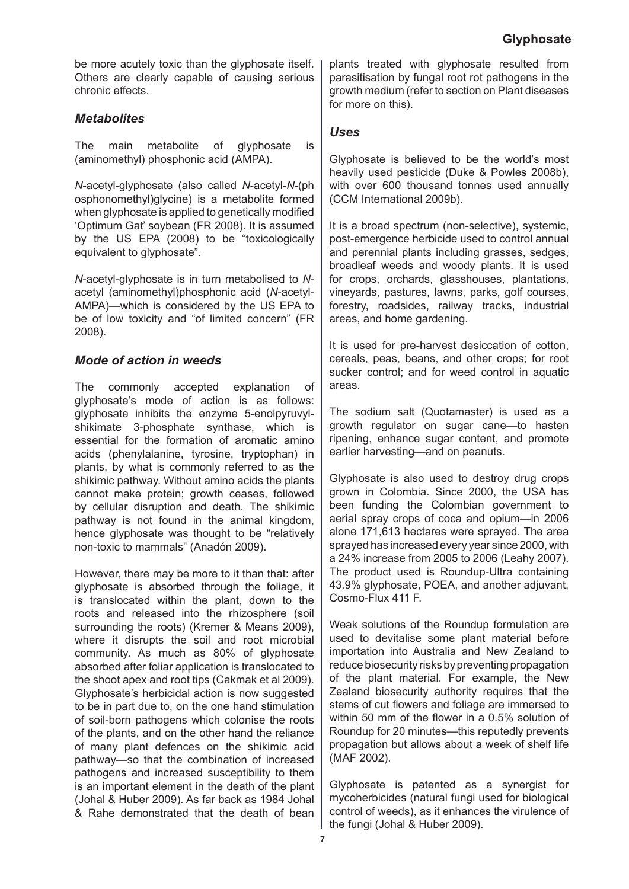be more acutely toxic than the glyphosate itself. Others are clearly capable of causing serious chronic effects.

### *Metabolites*

The main metabolite of glyphosate is (aminomethyl) phosphonic acid (AMPA).

*N*-acetyl-glyphosate (also called *N*-acetyl-*N*-(phosphonomethyl)glycine) is a metabolite formed when glyphosate is applied to genetically modified 'Optimum Gat' soybean (FR 2008). It is assumed by the US EPA (2008) to be "toxicologically equivalent to glyphosate".

*N*-acetyl-glyphosate is in turn metabolised to *N*-acetyl (aminomethyl)phosphonic acid (*N*-acetyl-AMPA)—which is considered by the US EPA to be of low toxicity and "of limited concern" (FR 2008).

### *Mode of action in weeds*

The commonly accepted explanation of glyphosate's mode of action is as follows: glyphosate inhibits the enzyme 5-enolpyruvylshikimate 3-phosphate synthase, which is essential for the formation of aromatic amino acids (phenylalanine, tyrosine, tryptophan) in plants, by what is commonly referred to as the shikimic pathway. Without amino acids the plants cannot make protein; growth ceases, followed by cellular disruption and death. The shikimic pathway is not found in the animal kingdom, hence glyphosate was thought to be "relatively non-toxic to mammals" (Anadón 2009).

However, there may be more to it than that: after glyphosate is absorbed through the foliage, it is translocated within the plant, down to the roots and released into the rhizosphere (soil surrounding the roots) (Kremer & Means 2009), where it disrupts the soil and root microbial community. As much as 80% of glyphosate absorbed after foliar application is translocated to the shoot apex and root tips (Cakmak et al 2009). Glyphosate's herbicidal action is now suggested to be in part due to, on the one hand stimulation of soil-born pathogens which colonise the roots of the plants, and on the other hand the reliance of many plant defences on the shikimic acid pathway—so that the combination of increased pathogens and increased susceptibility to them is an important element in the death of the plant (Johal & Huber 2009). As far back as 1984 Johal & Rahe demonstrated that the death of bean plants treated with glyphosate resulted from parasitisation by fungal root rot pathogens in the growth medium (refer to section on Plant diseases for more on this).

### *Uses*

Glyphosate is believed to be the world's most heavily used pesticide (Duke & Powles 2008b), with over 600 thousand tonnes used annually (CCM International 2009b).

It is a broad spectrum (non-selective), systemic, post-emergence herbicide used to control annual and perennial plants including grasses, sedges, broadleaf weeds and woody plants. It is used for crops, orchards, glasshouses, plantations, vineyards, pastures, lawns, parks, golf courses, forestry, roadsides, railway tracks, industrial areas, and home gardening.

It is used for pre-harvest desiccation of cotton, cereals, peas, beans, and other crops; for root sucker control; and for weed control in aquatic areas.

The sodium salt (Quotamaster) is used as a growth regulator on sugar cane—to hasten ripening, enhance sugar content, and promote earlier harvesting—and on peanuts.

Glyphosate is also used to destroy drug crops grown in Colombia. Since 2000, the USA has been funding the Colombian government to aerial spray crops of coca and opium—in 2006 alone 171,613 hectares were sprayed. The area sprayed has increased every year since 2000, with a 24% increase from 2005 to 2006 (Leahy 2007). The product used is Roundup-Ultra containing 43.9% glyphosate, POEA, and another adjuvant, Cosmo-Flux 411 F.

Weak solutions of the Roundup formulation are used to devitalise some plant material before importation into Australia and New Zealand to reduce biosecurity risks by preventing propagation of the plant material. For example, the New Zealand biosecurity authority requires that the stems of cut flowers and foliage are immersed to within 50 mm of the flower in a 0.5% solution of Roundup for 20 minutes—this reputedly prevents propagation but allows about a week of shelf life (MAF 2002).

Glyphosate is patented as a synergist for mycoherbicides (natural fungi used for biological control of weeds), as it enhances the virulence of the fungi (Johal & Huber 2009).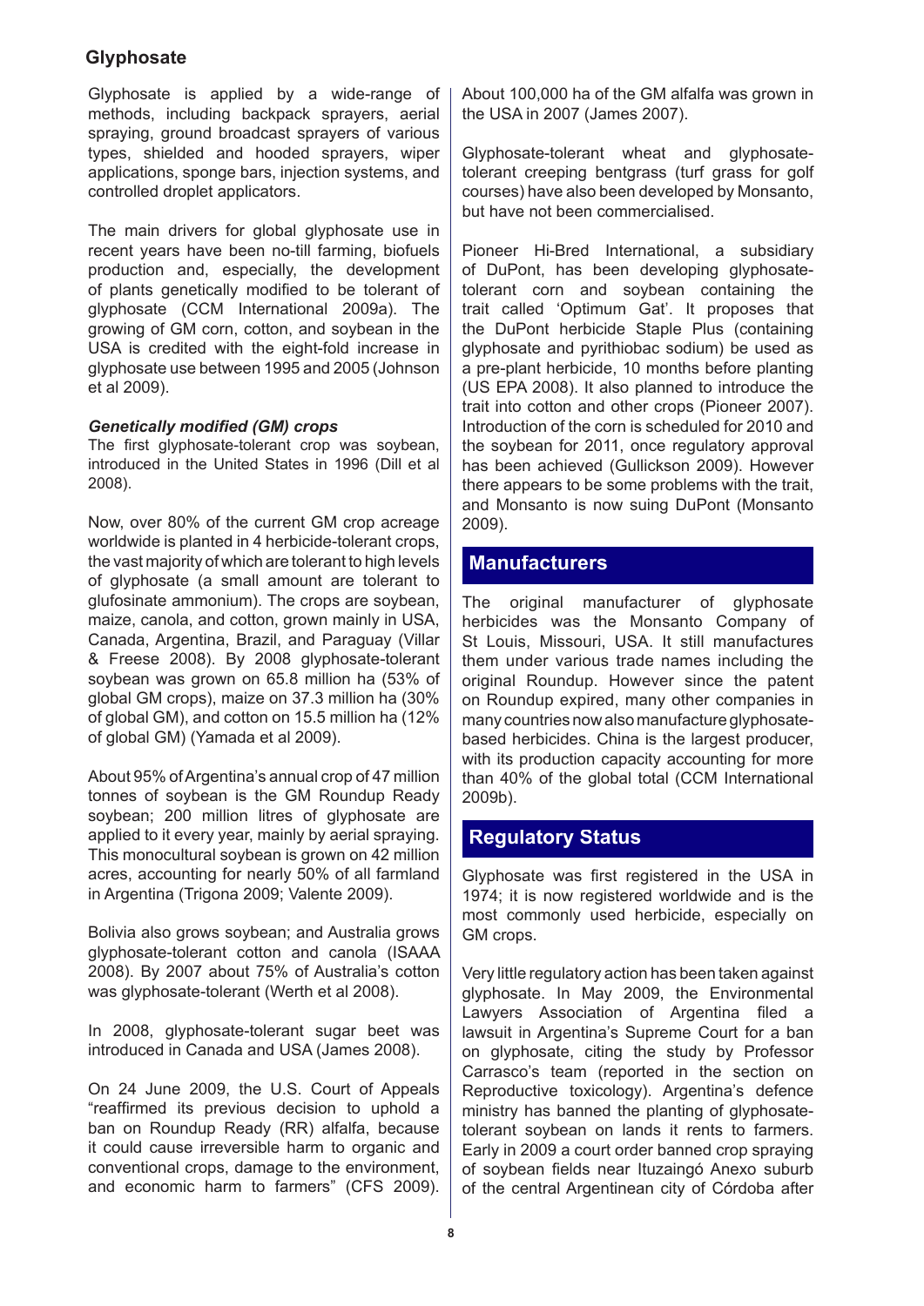## Glyphosate

Glyphosate is applied by a wide-range of methods, including backpack sprayers, aerial spraying, ground broadcast sprayers of various types, shielded and hooded sprayers, wiper applications, sponge bars, injection systems, and controlled droplet applicators.

The main drivers for global glyphosate use in recent years have been no-till farming, biofuels production and, especially, the development of plants genetically modified to be tolerant of glyphosate (CCM International 2009a). The growing of GM corn, cotton, and soybean in the USA is credited with the eight-fold increase in glyphosate use between 1995 and 2005 (Johnson et al 2009).

### *Genetically modified (GM) crops*

The first glyphosate-tolerant crop was soybean, introduced in the United States in 1996 (Dill et al 2008).

Now, over 80% of the current GM crop acreage worldwide is planted in 4 herbicide-tolerant crops, the vast majority of which are tolerant to high levels of glyphosate (a small amount are tolerant to glufosinate ammonium). The crops are soybean, maize, canola, and cotton, grown mainly in USA, Canada, Argentina, Brazil, and Paraguay (Villar & Freese 2008). By 2008 glyphosate-tolerant soybean was grown on 65.8 million ha (53% of global GM crops), maize on 37.3 million ha (30% of global GM), and cotton on 15.5 million ha (12% of global GM) (Yamada et al 2009).

About 95% of Argentina's annual crop of 47 million tonnes of soybean is the GM Roundup Ready soybean; 200 million litres of glyphosate are applied to it every year, mainly by aerial spraying. This monocultural soybean is grown on 42 million acres, accounting for nearly 50% of all farmland in Argentina (Trigona 2009; Valente 2009).

Bolivia also grows soybean; and Australia grows glyphosate-tolerant cotton and canola (ISAAA 2008). By 2007 about 75% of Australia's cotton was glyphosate-tolerant (Werth et al 2008).

In 2008, glyphosate-tolerant sugar beet was introduced in Canada and USA (James 2008).

On 24 June 2009, the U.S. Court of Appeals "reaffirmed its previous decision to uphold a ban on Roundup Ready (RR) alfalfa, because it could cause irreversible harm to organic and conventional crops, damage to the environment, and economic harm to farmers" (CFS 2009). About 100,000 ha of the GM alfalfa was grown in the USA in 2007 (James 2007).

Glyphosate-tolerant wheat and glyphosate-tolerant creeping bentgrass (turf grass for golf courses) have also been developed by Monsanto, but have not been commercialised.

Pioneer Hi-Bred International, a subsidiary of DuPont, has been developing glyphosate-tolerant corn and soybean containing the trait called 'Optimum Gat'. It proposes that the DuPont herbicide Staple Plus (containing glyphosate and pyrithiobac sodium) be used as a pre-plant herbicide, 10 months before planting (US EPA 2008). It also planned to introduce the trait into cotton and other crops (Pioneer 2007). Introduction of the corn is scheduled for 2010 and the soybean for 2011, once regulatory approval has been achieved (Gullickson 2009). However there appears to be some problems with the trait, and Monsanto is now suing DuPont (Monsanto 2009).

## Manufacturers

The original manufacturer of glyphosate herbicides was the Monsanto Company of St Louis, Missouri, USA. It still manufactures them under various trade names including the original Roundup. However since the patent on Roundup expired, many other companies in many countries now also manufacture glyphosate-based herbicides. China is the largest producer, with its production capacity accounting for more than 40% of the global total (CCM International 2009b).

## Regulatory Status

Glyphosate was first registered in the USA in 1974; it is now registered worldwide and is the most commonly used herbicide, especially on GM crops.

Very little regulatory action has been taken against glyphosate. In May 2009, the Environmental Lawyers Association of Argentina filed a lawsuit in Argentina's Supreme Court for a ban on glyphosate, citing the study by Professor Carrasco's team (reported in the section on Reproductive toxicology). Argentina's defence ministry has banned the planting of glyphosate-tolerant soybean on lands it rents to farmers. Early in 2009 a court order banned crop spraying of soybean fields near Ituzaingó Anexo suburb of the central Argentinean city of Córdoba after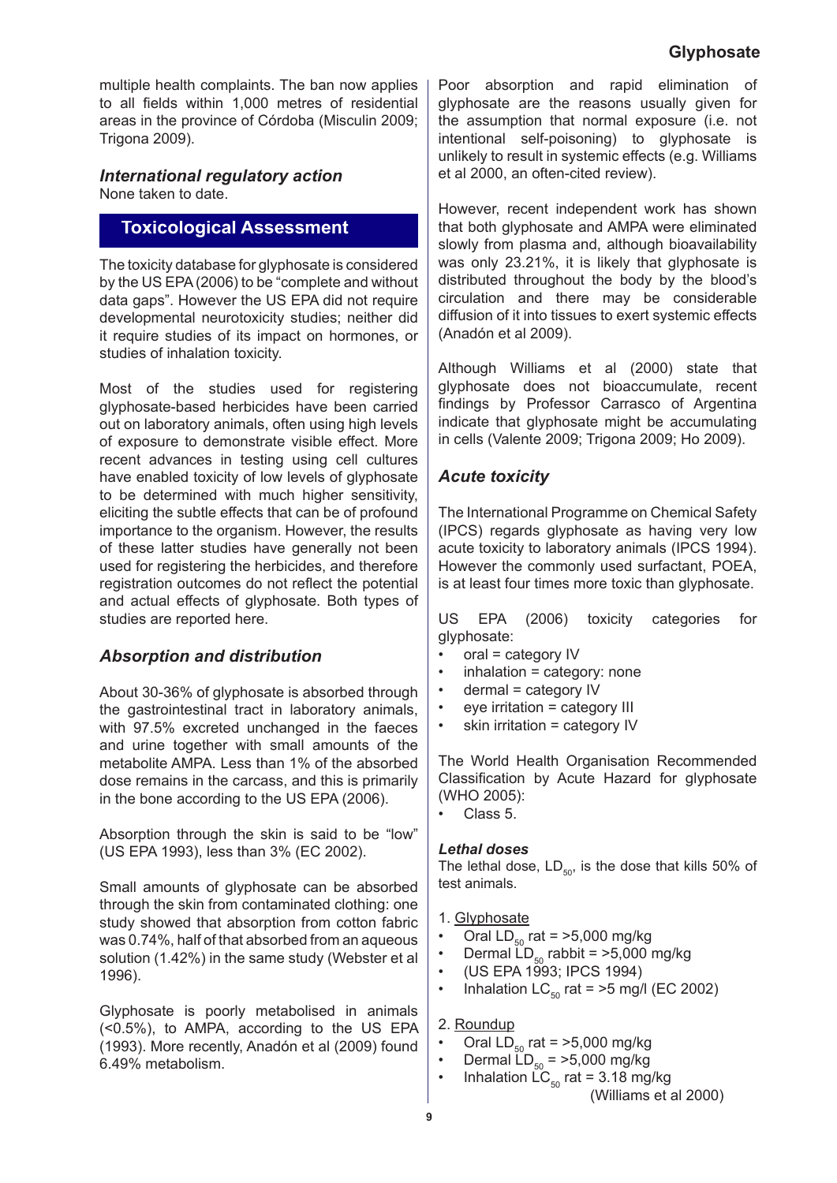multiple health complaints. The ban now applies to all fields within 1,000 metres of residential areas in the province of Córdoba (Misculin 2009; Trigona 2009).

### *International regulatory action*

None taken to date.

## Toxicological Assessment

The toxicity database for glyphosate is considered by the US EPA (2006) to be "complete and without data gaps". However the US EPA did not require developmental neurotoxicity studies; neither did it require studies of its impact on hormones, or studies of inhalation toxicity.

Most of the studies used for registering glyphosate-based herbicides have been carried out on laboratory animals, often using high levels of exposure to demonstrate visible effect. More recent advances in testing using cell cultures have enabled toxicity of low levels of glyphosate to be determined with much higher sensitivity, eliciting the subtle effects that can be of profound importance to the organism. However, the results of these latter studies have generally not been used for registering the herbicides, and therefore registration outcomes do not reflect the potential and actual effects of glyphosate. Both types of studies are reported here.

### *Absorption and distribution*

About 30-36% of glyphosate is absorbed through the gastrointestinal tract in laboratory animals, with 97.5% excreted unchanged in the faeces and urine together with small amounts of the metabolite AMPA. Less than 1% of the absorbed dose remains in the carcass, and this is primarily in the bone according to the US EPA (2006).

Absorption through the skin is said to be "low" (US EPA 1993), less than 3% (EC 2002).

Small amounts of glyphosate can be absorbed through the skin from contaminated clothing: one study showed that absorption from cotton fabric was 0.74%, half of that absorbed from an aqueous solution (1.42%) in the same study (Webster et al 1996).

Glyphosate is poorly metabolised in animals (<0.5%), to AMPA, according to the US EPA (1993). More recently, Anadón et al (2009) found 6.49% metabolism.

Poor absorption and rapid elimination of glyphosate are the reasons usually given for the assumption that normal exposure (i.e. not intentional self-poisoning) to glyphosate is unlikely to result in systemic effects (e.g. Williams et al 2000, an often-cited review).

However, recent independent work has shown that both glyphosate and AMPA were eliminated slowly from plasma and, although bioavailability was only 23.21%, it is likely that glyphosate is distributed throughout the body by the blood's circulation and there may be considerable diffusion of it into tissues to exert systemic effects (Anadón et al 2009).

Although Williams et al (2000) state that glyphosate does not bioaccumulate, recent findings by Professor Carrasco of Argentina indicate that glyphosate might be accumulating in cells (Valente 2009; Trigona 2009; Ho 2009).

### *Acute toxicity*

The International Programme on Chemical Safety (IPCS) regards glyphosate as having very low acute toxicity to laboratory animals (IPCS 1994). However the commonly used surfactant, POEA, is at least four times more toxic than glyphosate.

US EPA (2006) toxicity categories for glyphosate:

- oral = category IV
- inhalation = category: none
- dermal = category IV
- eye irritation = category III
- skin irritation = category IV

The World Health Organisation Recommended Classification by Acute Hazard for glyphosate (WHO 2005):

- Class 5.

#### *Lethal doses*

The lethal dose, $LD_{50}$, is the dose that kills 50% of test animals.

1. Glyphosate
- Oral $LD_{50}$ rat = >5,000 mg/kg
- Dermal $LD_{50}$ rabbit = >5,000 mg/kg
- (US EPA 1993; IPCS 1994)
- Inhalation $LC_{50}$ rat = >5 mg/l (EC 2002)

2. Roundup
- Oral $LD_{50}$ rat = >5,000 mg/kg
- Dermal $LD_{50}$ = >5,000 mg/kg
- Inhalation $LC_{50}$ rat = 3.18 mg/kg

(Williams et al 2000)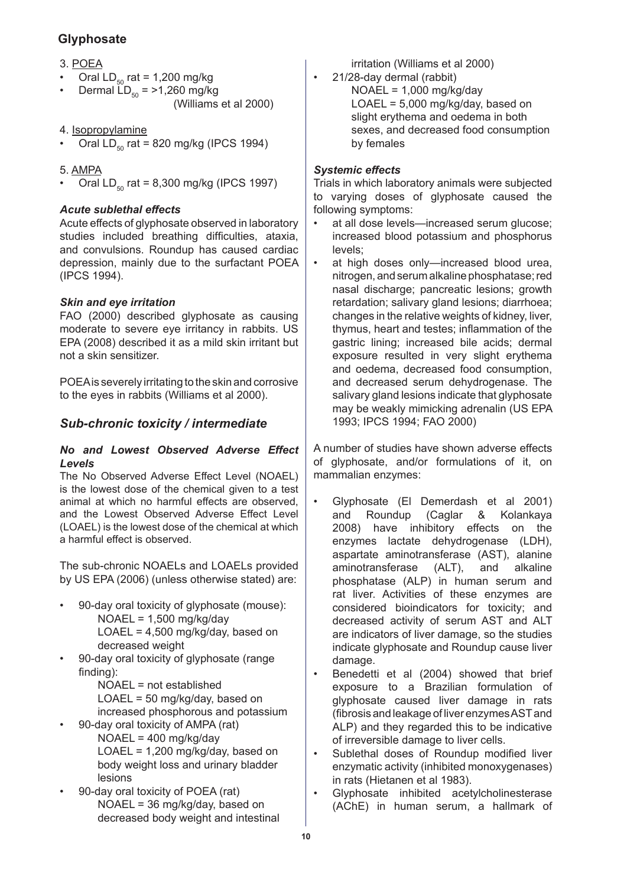3. POEA

- Oral $LD_{50}$ rat = 1,200 mg/kg
- Dermal $LD_{50}$ = >1,260 mg/kg (Williams et al 2000)

4. Isopropylamine

- Oral $LD_{50}$ rat = 820 mg/kg (IPCS 1994)

5. AMPA

- Oral $LD_{50}$ rat = 8,300 mg/kg (IPCS 1997)

### *Acute sublethal effects*

Acute effects of glyphosate observed in laboratory studies included breathing difficulties, ataxia, and convulsions. Roundup has caused cardiac depression, mainly due to the surfactant POEA (IPCS 1994).

### *Skin and eye irritation*

FAO (2000) described glyphosate as causing moderate to severe eye irritancy in rabbits. US EPA (2008) described it as a mild skin irritant but not a skin sensitizer.

POEA is severely irritating to the skin and corrosive to the eyes in rabbits (Williams et al 2000).

## *Sub-chronic toxicity / intermediate*

### *No and Lowest Observed Adverse Effect Levels*

The No Observed Adverse Effect Level (NOAEL) is the lowest dose of the chemical given to a test animal at which no harmful effects are observed, and the Lowest Observed Adverse Effect Level (LOAEL) is the lowest dose of the chemical at which a harmful effect is observed.

The sub-chronic NOAELs and LOAELs provided by US EPA (2006) (unless otherwise stated) are:

- 90-day oral toxicity of glyphosate (mouse):
  NOAEL = 1,500 mg/kg/day
  LOAEL = 4,500 mg/kg/day, based on decreased weight
- 90-day oral toxicity of glyphosate (range finding):
  NOAEL = not established
  LOAEL = 50 mg/kg/day, based on increased phosphorous and potassium
- 90-day oral toxicity of AMPA (rat)
  NOAEL = 400 mg/kg/day
  LOAEL = 1,200 mg/kg/day, based on body weight loss and urinary bladder lesions
- 90-day oral toxicity of POEA (rat)
  NOAEL = 36 mg/kg/day, based on decreased body weight and intestinal irritation (Williams et al 2000)
- 21/28-day dermal (rabbit)
  NOAEL = 1,000 mg/kg/day
  LOAEL = 5,000 mg/kg/day, based on slight erythema and oedema in both sexes, and decreased food consumption by females

### *Systemic effects*

Trials in which laboratory animals were subjected to varying doses of glyphosate caused the following symptoms:

- at all dose levels—increased serum glucose; increased blood potassium and phosphorus levels;
- at high doses only—increased blood urea, nitrogen, and serum alkaline phosphatase; red nasal discharge; pancreatic lesions; growth retardation; salivary gland lesions; diarrhoea; changes in the relative weights of kidney, liver, thymus, heart and testes; inflammation of the gastric lining; increased bile acids; dermal exposure resulted in very slight erythema and oedema, decreased food consumption, and decreased serum dehydrogenase. The salivary gland lesions indicate that glyphosate may be weakly mimicking adrenalin (US EPA 1993; IPCS 1994; FAO 2000)

A number of studies have shown adverse effects of glyphosate, and/or formulations of it, on mammalian enzymes:

- Glyphosate (El Demerdash et al 2001) and Roundup (Caglar & Kolankaya 2008) have inhibitory effects on the enzymes lactate dehydrogenase (LDH), aspartate aminotransferase (AST), alanine aminotransferase (ALT), and alkaline phosphatase (ALP) in human serum and rat liver. Activities of these enzymes are considered bioindicators for toxicity; and decreased activity of serum AST and ALT are indicators of liver damage, so the studies indicate glyphosate and Roundup cause liver damage.
- Benedetti et al (2004) showed that brief exposure to a Brazilian formulation of glyphosate caused liver damage in rats (fibrosis and leakage of liver enzymes AST and ALP) and they regarded this to be indicative of irreversible damage to liver cells.
- Sublethal doses of Roundup modified liver enzymatic activity (inhibited monoxygenases) in rats (Hietanen et al 1983).
- Glyphosate inhibited acetylcholinesterase (AChE) in human serum, a hallmark of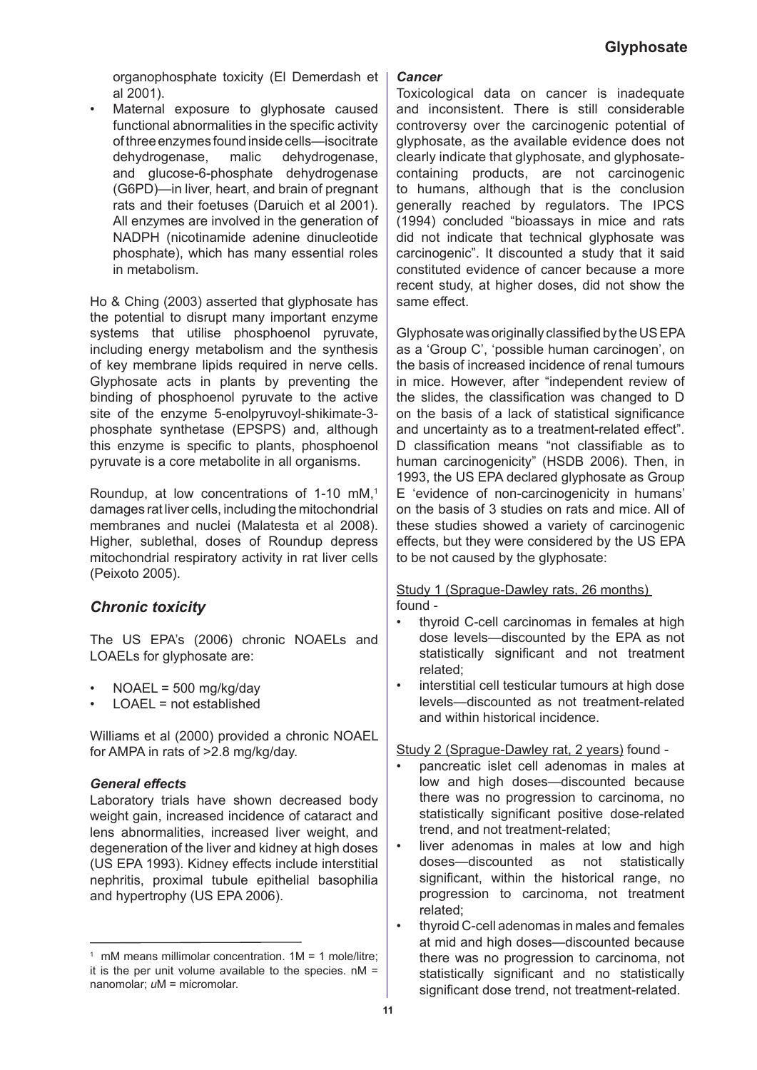organophosphate toxicity (El Demerdash et al 2001).

- Maternal exposure to glyphosate caused functional abnormalities in the specific activity of three enzymes found inside cells—isocitrate dehydrogenase, malic dehydrogenase, and glucose-6-phosphate dehydrogenase (G6PD)—in liver, heart, and brain of pregnant rats and their foetuses (Daruich et al 2001). All enzymes are involved in the generation of NADPH (nicotinamide adenine dinucleotide phosphate), which has many essential roles in metabolism.

Ho & Ching (2003) asserted that glyphosate has the potential to disrupt many important enzyme systems that utilise phosphoenol pyruvate, including energy metabolism and the synthesis of key membrane lipids required in nerve cells. Glyphosate acts in plants by preventing the binding of phosphoenol pyruvate to the active site of the enzyme 5-enolpyruvoyl-shikimate-3-phosphate synthetase (EPSPS) and, although this enzyme is specific to plants, phosphoenol pyruvate is a core metabolite in all organisms.

Roundup, at low concentrations of 1-10 mM,[1] damages rat liver cells, including the mitochondrial membranes and nuclei (Malatesta et al 2008). Higher, sublethal, doses of Roundup depress mitochondrial respiratory activity in rat liver cells (Peixoto 2005).

## *Chronic toxicity*

The US EPA's (2006) chronic NOAELs and LOAELs for glyphosate are:

- NOAEL = 500 mg/kg/day
- LOAEL = not established

Williams et al (2000) provided a chronic NOAEL for AMPA in rats of >2.8 mg/kg/day.

### *General effects*

Laboratory trials have shown decreased body weight gain, increased incidence of cataract and lens abnormalities, increased liver weight, and degeneration of the liver and kidney at high doses (US EPA 1993). Kidney effects include interstitial nephritis, proximal tubule epithelial basophilia and hypertrophy (US EPA 2006).

### *Cancer*

Toxicological data on cancer is inadequate and inconsistent. There is still considerable controversy over the carcinogenic potential of glyphosate, as the available evidence does not clearly indicate that glyphosate, and glyphosate-containing products, are not carcinogenic to humans, although that is the conclusion generally reached by regulators. The IPCS (1994) concluded "bioassays in mice and rats did not indicate that technical glyphosate was carcinogenic". It discounted a study that it said constituted evidence of cancer because a more recent study, at higher doses, did not show the same effect.

Glyphosate was originally classified by the US EPA as a 'Group C', 'possible human carcinogen', on the basis of increased incidence of renal tumours in mice. However, after "independent review of the slides, the classification was changed to D on the basis of a lack of statistical significance and uncertainty as to a treatment-related effect". D classification means "not classifiable as to human carcinogenicity" (HSDB 2006). Then, in 1993, the US EPA declared glyphosate as Group E 'evidence of non-carcinogenicity in humans' on the basis of 3 studies on rats and mice. All of these studies showed a variety of carcinogenic effects, but they were considered by the US EPA to be not caused by the glyphosate:

Study 1 (Sprague-Dawley rats, 26 months) found -

- thyroid C-cell carcinomas in females at high dose levels—discounted by the EPA as not statistically significant and not treatment related;
- interstitial cell testicular tumours at high dose levels—discounted as not treatment-related and within historical incidence.

Study 2 (Sprague-Dawley rat, 2 years) found -

- pancreatic islet cell adenomas in males at low and high doses—discounted because there was no progression to carcinoma, no statistically significant positive dose-related trend, and not treatment-related;
- liver adenomas in males at low and high doses—discounted as not statistically significant, within the historical range, no progression to carcinoma, not treatment related;
- thyroid C-cell adenomas in males and females at mid and high doses—discounted because there was no progression to carcinoma, not statistically significant and no statistically significant dose trend, not treatment-related.

---

[1] mM means millimolar concentration. 1M = 1 mole/litre; it is the per unit volume available to the species. nM = nanomolar; *u*M = micromolar.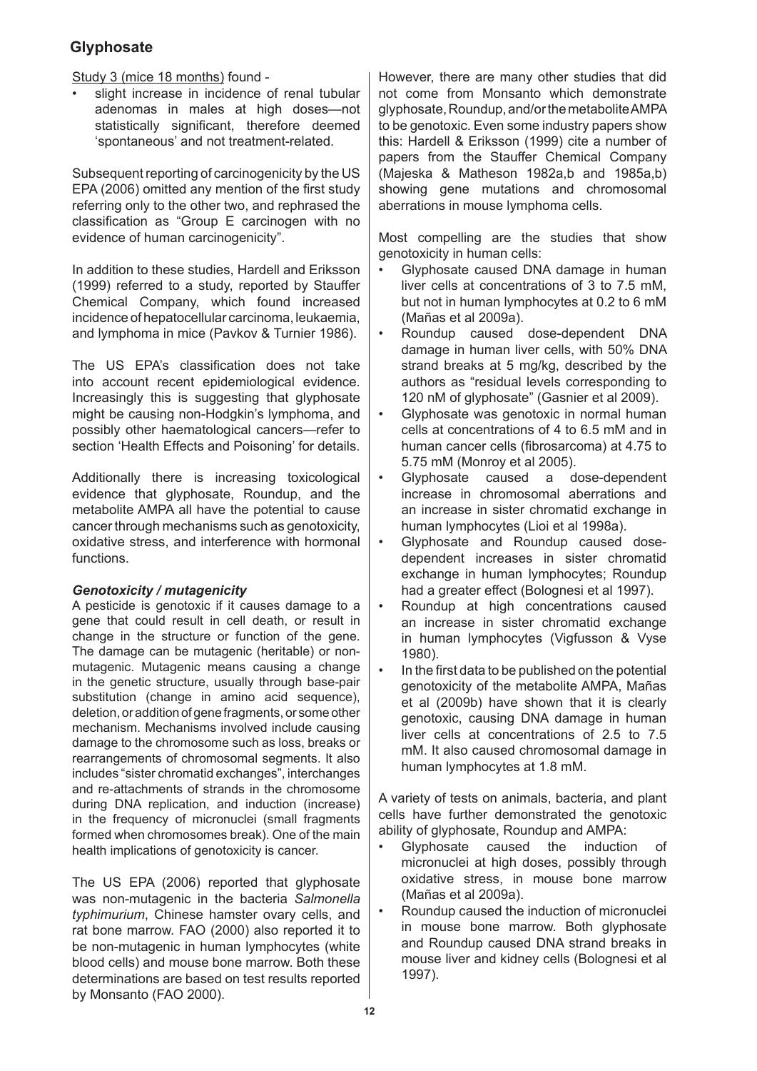Study 3 (mice 18 months) found -

- slight increase in incidence of renal tubular adenomas in males at high doses—not statistically significant, therefore deemed 'spontaneous' and not treatment-related.

Subsequent reporting of carcinogenicity by the US EPA (2006) omitted any mention of the first study referring only to the other two, and rephrased the classification as "Group E carcinogen with no evidence of human carcinogenicity".

In addition to these studies, Hardell and Eriksson (1999) referred to a study, reported by Stauffer Chemical Company, which found increased incidence of hepatocellular carcinoma, leukaemia, and lymphoma in mice (Pavkov & Turnier 1986).

The US EPA's classification does not take into account recent epidemiological evidence. Increasingly this is suggesting that glyphosate might be causing non-Hodgkin's lymphoma, and possibly other haematological cancers—refer to section 'Health Effects and Poisoning' for details.

Additionally there is increasing toxicological evidence that glyphosate, Roundup, and the metabolite AMPA all have the potential to cause cancer through mechanisms such as genotoxicity, oxidative stress, and interference with hormonal functions.

### *Genotoxicity / mutagenicity*

A pesticide is genotoxic if it causes damage to a gene that could result in cell death, or result in change in the structure or function of the gene. The damage can be mutagenic (heritable) or non-mutagenic. Mutagenic means causing a change in the genetic structure, usually through base-pair substitution (change in amino acid sequence), deletion, or addition of gene fragments, or some other mechanism. Mechanisms involved include causing damage to the chromosome such as loss, breaks or rearrangements of chromosomal segments. It also includes "sister chromatid exchanges", interchanges and re-attachments of strands in the chromosome during DNA replication, and induction (increase) in the frequency of micronuclei (small fragments formed when chromosomes break). One of the main health implications of genotoxicity is cancer.

The US EPA (2006) reported that glyphosate was non-mutagenic in the bacteria *Salmonella typhimurium*, Chinese hamster ovary cells, and rat bone marrow. FAO (2000) also reported it to be non-mutagenic in human lymphocytes (white blood cells) and mouse bone marrow. Both these determinations are based on test results reported by Monsanto (FAO 2000).

However, there are many other studies that did not come from Monsanto which demonstrate glyphosate, Roundup, and/or the metabolite AMPA to be genotoxic. Even some industry papers show this: Hardell & Eriksson (1999) cite a number of papers from the Stauffer Chemical Company (Majeska & Matheson 1982a,b and 1985a,b) showing gene mutations and chromosomal aberrations in mouse lymphoma cells.

Most compelling are the studies that show genotoxicity in human cells:

- Glyphosate caused DNA damage in human liver cells at concentrations of 3 to 7.5 mM, but not in human lymphocytes at 0.2 to 6 mM (Mañas et al 2009a).
- Roundup caused dose-dependent DNA damage in human liver cells, with 50% DNA strand breaks at 5 mg/kg, described by the authors as "residual levels corresponding to 120 nM of glyphosate" (Gasnier et al 2009).
- Glyphosate was genotoxic in normal human cells at concentrations of 4 to 6.5 mM and in human cancer cells (fibrosarcoma) at 4.75 to 5.75 mM (Monroy et al 2005).
- Glyphosate caused a dose-dependent increase in chromosomal aberrations and an increase in sister chromatid exchange in human lymphocytes (Lioi et al 1998a).
- Glyphosate and Roundup caused dose-dependent increases in sister chromatid exchange in human lymphocytes; Roundup had a greater effect (Bolognesi et al 1997).
- Roundup at high concentrations caused an increase in sister chromatid exchange in human lymphocytes (Vigfusson & Vyse 1980).
- In the first data to be published on the potential genotoxicity of the metabolite AMPA, Mañas et al (2009b) have shown that it is clearly genotoxic, causing DNA damage in human liver cells at concentrations of 2.5 to 7.5 mM. It also caused chromosomal damage in human lymphocytes at 1.8 mM.

A variety of tests on animals, bacteria, and plant cells have further demonstrated the genotoxic ability of glyphosate, Roundup and AMPA:

- Glyphosate caused the induction of micronuclei at high doses, possibly through oxidative stress, in mouse bone marrow (Mañas et al 2009a).
- Roundup caused the induction of micronuclei in mouse bone marrow. Both glyphosate and Roundup caused DNA strand breaks in mouse liver and kidney cells (Bolognesi et al 1997).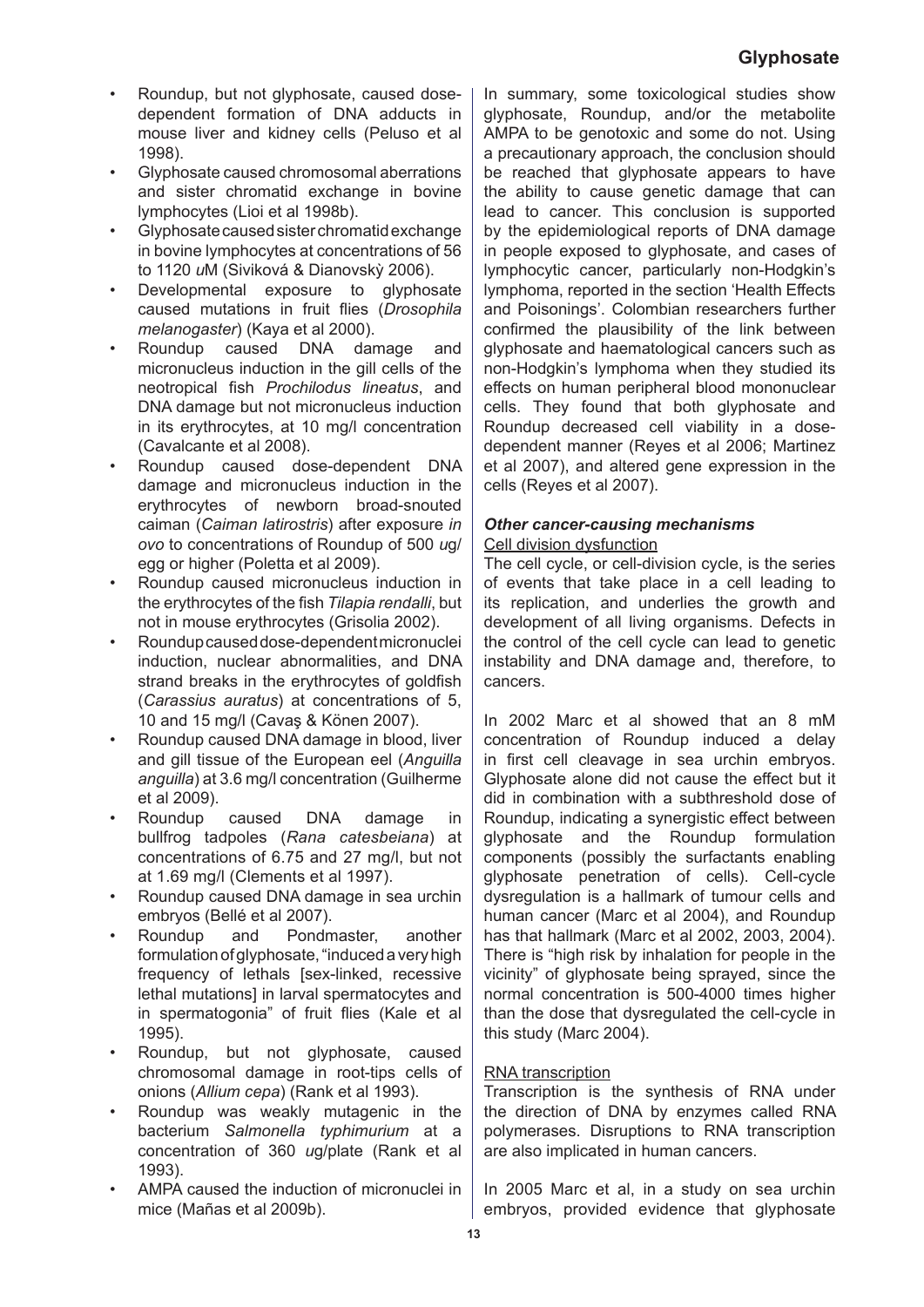- Roundup, but not glyphosate, caused dose-dependent formation of DNA adducts in mouse liver and kidney cells (Peluso et al 1998).
- Glyphosate caused chromosomal aberrations and sister chromatid exchange in bovine lymphocytes (Lioi et al 1998b).
- Glyphosate caused sister chromatid exchange in bovine lymphocytes at concentrations of 56 to 1120 *u*M (Siviková & Dianovskỳ 2006).
- Developmental exposure to glyphosate caused mutations in fruit flies (*Drosophila melanogaster*) (Kaya et al 2000).
- Roundup caused DNA damage and micronucleus induction in the gill cells of the neotropical fish *Prochilodus lineatus*, and DNA damage but not micronucleus induction in its erythrocytes, at 10 mg/l concentration (Cavalcante et al 2008).
- Roundup caused dose-dependent DNA damage and micronucleus induction in the erythrocytes of newborn broad-snouted caiman (*Caiman latirostris*) after exposure *in ovo* to concentrations of Roundup of 500 *u*g/egg or higher (Poletta et al 2009).
- Roundup caused micronucleus induction in the erythrocytes of the fish *Tilapia rendalli*, but not in mouse erythrocytes (Grisolia 2002).
- Roundup caused dose-dependent micronuclei induction, nuclear abnormalities, and DNA strand breaks in the erythrocytes of goldfish (*Carassius auratus*) at concentrations of 5, 10 and 15 mg/l (Cavaş & Könen 2007).
- Roundup caused DNA damage in blood, liver and gill tissue of the European eel (*Anguilla anguilla*) at 3.6 mg/l concentration (Guilherme et al 2009).
- Roundup caused DNA damage in bullfrog tadpoles (*Rana catesbeiana*) at concentrations of 6.75 and 27 mg/l, but not at 1.69 mg/l (Clements et al 1997).
- Roundup caused DNA damage in sea urchin embryos (Bellé et al 2007).
- Roundup and Pondmaster, another formulation of glyphosate, "induced a very high frequency of lethals [sex-linked, recessive lethal mutations] in larval spermatocytes and in spermatogonia" of fruit flies (Kale et al 1995).
- Roundup, but not glyphosate, caused chromosomal damage in root-tips cells of onions (*Allium cepa*) (Rank et al 1993).
- Roundup was weakly mutagenic in the bacterium *Salmonella typhimurium* at a concentration of 360 *u*g/plate (Rank et al 1993).
- AMPA caused the induction of micronuclei in mice (Mañas et al 2009b).

In summary, some toxicological studies show glyphosate, Roundup, and/or the metabolite AMPA to be genotoxic and some do not. Using a precautionary approach, the conclusion should be reached that glyphosate appears to have the ability to cause genetic damage that can lead to cancer. This conclusion is supported by the epidemiological reports of DNA damage in people exposed to glyphosate, and cases of lymphocytic cancer, particularly non-Hodgkin's lymphoma, reported in the section 'Health Effects and Poisonings'. Colombian researchers further confirmed the plausibility of the link between glyphosate and haematological cancers such as non-Hodgkin's lymphoma when they studied its effects on human peripheral blood mononuclear cells. They found that both glyphosate and Roundup decreased cell viability in a dose-dependent manner (Reyes et al 2006; Martinez et al 2007), and altered gene expression in the cells (Reyes et al 2007).

### *Other cancer-causing mechanisms*

Cell division dysfunction

The cell cycle, or cell-division cycle, is the series of events that take place in a cell leading to its replication, and underlies the growth and development of all living organisms. Defects in the control of the cell cycle can lead to genetic instability and DNA damage and, therefore, to cancers.

In 2002 Marc et al showed that an 8 mM concentration of Roundup induced a delay in first cell cleavage in sea urchin embryos. Glyphosate alone did not cause the effect but it did in combination with a subthreshold dose of Roundup, indicating a synergistic effect between glyphosate and the Roundup formulation components (possibly the surfactants enabling glyphosate penetration of cells). Cell-cycle dysregulation is a hallmark of tumour cells and human cancer (Marc et al 2004), and Roundup has that hallmark (Marc et al 2002, 2003, 2004). There is "high risk by inhalation for people in the vicinity" of glyphosate being sprayed, since the normal concentration is 500-4000 times higher than the dose that dysregulated the cell-cycle in this study (Marc 2004).

RNA transcription

Transcription is the synthesis of RNA under the direction of DNA by enzymes called RNA polymerases. Disruptions to RNA transcription are also implicated in human cancers.

In 2005 Marc et al, in a study on sea urchin embryos, provided evidence that glyphosate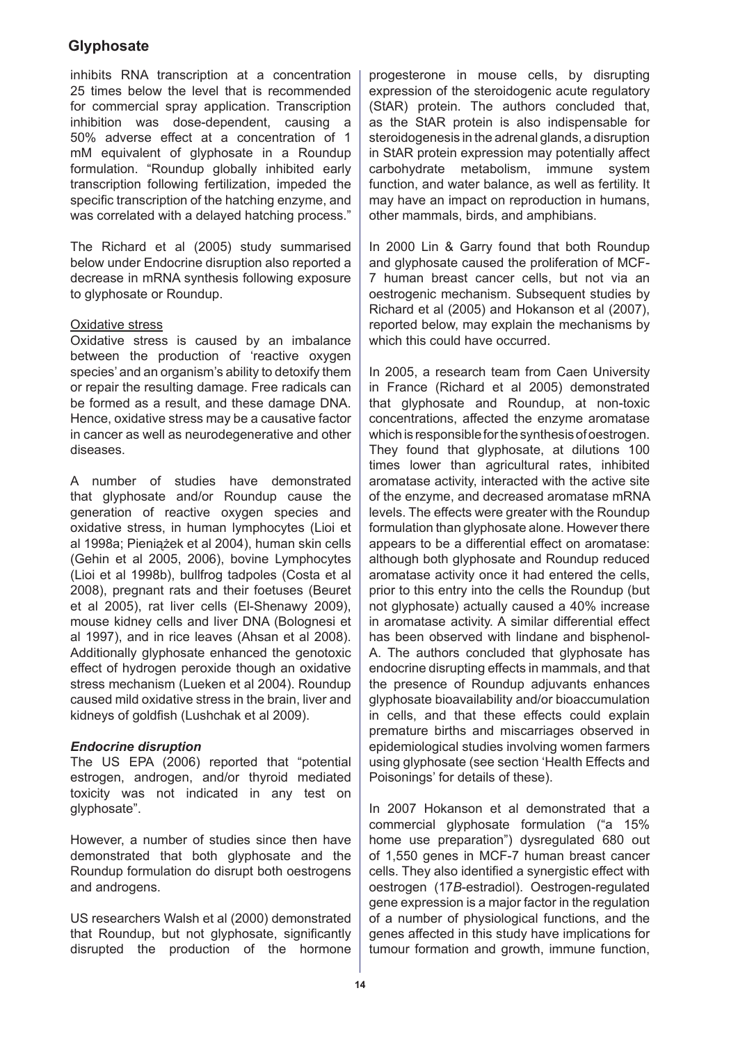inhibits RNA transcription at a concentration 25 times below the level that is recommended for commercial spray application. Transcription inhibition was dose-dependent, causing a 50% adverse effect at a concentration of 1 mM equivalent of glyphosate in a Roundup formulation. "Roundup globally inhibited early transcription following fertilization, impeded the specific transcription of the hatching enzyme, and was correlated with a delayed hatching process."

The Richard et al (2005) study summarised below under Endocrine disruption also reported a decrease in mRNA synthesis following exposure to glyphosate or Roundup.

Oxidative stress

Oxidative stress is caused by an imbalance between the production of 'reactive oxygen species' and an organism's ability to detoxify them or repair the resulting damage. Free radicals can be formed as a result, and these damage DNA. Hence, oxidative stress may be a causative factor in cancer as well as neurodegenerative and other diseases.

A number of studies have demonstrated that glyphosate and/or Roundup cause the generation of reactive oxygen species and oxidative stress, in human lymphocytes (Lioi et al 1998a; Pieniążek et al 2004), human skin cells (Gehin et al 2005, 2006), bovine Lymphocytes (Lioi et al 1998b), bullfrog tadpoles (Costa et al 2008), pregnant rats and their foetuses (Beuret et al 2005), rat liver cells (El-Shenawy 2009), mouse kidney cells and liver DNA (Bolognesi et al 1997), and in rice leaves (Ahsan et al 2008). Additionally glyphosate enhanced the genotoxic effect of hydrogen peroxide though an oxidative stress mechanism (Lueken et al 2004). Roundup caused mild oxidative stress in the brain, liver and kidneys of goldfish (Lushchak et al 2009).

### *Endocrine disruption*

The US EPA (2006) reported that "potential estrogen, androgen, and/or thyroid mediated toxicity was not indicated in any test on glyphosate".

However, a number of studies since then have demonstrated that both glyphosate and the Roundup formulation do disrupt both oestrogens and androgens.

US researchers Walsh et al (2000) demonstrated that Roundup, but not glyphosate, significantly disrupted the production of the hormone progesterone in mouse cells, by disrupting expression of the steroidogenic acute regulatory (StAR) protein. The authors concluded that, as the StAR protein is also indispensable for steroidogenesis in the adrenal glands, a disruption in StAR protein expression may potentially affect carbohydrate metabolism, immune system function, and water balance, as well as fertility. It may have an impact on reproduction in humans, other mammals, birds, and amphibians.

In 2000 Lin & Garry found that both Roundup and glyphosate caused the proliferation of MCF-7 human breast cancer cells, but not via an oestrogenic mechanism. Subsequent studies by Richard et al (2005) and Hokanson et al (2007), reported below, may explain the mechanisms by which this could have occurred.

In 2005, a research team from Caen University in France (Richard et al 2005) demonstrated that glyphosate and Roundup, at non-toxic concentrations, affected the enzyme aromatase which is responsible for the synthesis of oestrogen. They found that glyphosate, at dilutions 100 times lower than agricultural rates, inhibited aromatase activity, interacted with the active site of the enzyme, and decreased aromatase mRNA levels. The effects were greater with the Roundup formulation than glyphosate alone. However there appears to be a differential effect on aromatase: although both glyphosate and Roundup reduced aromatase activity once it had entered the cells, prior to this entry into the cells the Roundup (but not glyphosate) actually caused a 40% increase in aromatase activity. A similar differential effect has been observed with lindane and bisphenol-A. The authors concluded that glyphosate has endocrine disrupting effects in mammals, and that the presence of Roundup adjuvants enhances glyphosate bioavailability and/or bioaccumulation in cells, and that these effects could explain premature births and miscarriages observed in epidemiological studies involving women farmers using glyphosate (see section 'Health Effects and Poisonings' for details of these).

In 2007 Hokanson et al demonstrated that a commercial glyphosate formulation ("a 15% home use preparation") dysregulated 680 out of 1,550 genes in MCF-7 human breast cancer cells. They also identified a synergistic effect with oestrogen (17*B*-estradiol). Oestrogen-regulated gene expression is a major factor in the regulation of a number of physiological functions, and the genes affected in this study have implications for tumour formation and growth, immune function,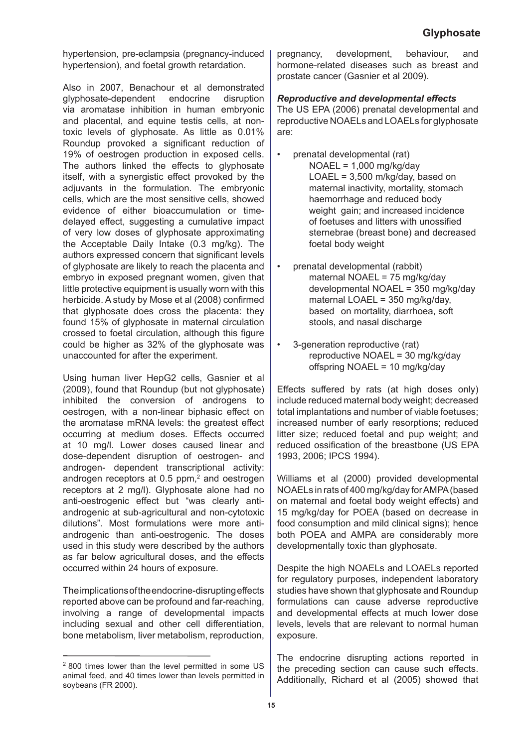hypertension, pre-eclampsia (pregnancy-induced hypertension), and foetal growth retardation.

Also in 2007, Benachour et al demonstrated glyphosate-dependent endocrine disruption via aromatase inhibition in human embryonic and placental, and equine testis cells, at non-toxic levels of glyphosate. As little as 0.01% Roundup provoked a significant reduction of 19% of oestrogen production in exposed cells. The authors linked the effects to glyphosate itself, with a synergistic effect provoked by the adjuvants in the formulation. The embryonic cells, which are the most sensitive cells, showed evidence of either bioaccumulation or time-delayed effect, suggesting a cumulative impact of very low doses of glyphosate approximating the Acceptable Daily Intake (0.3 mg/kg). The authors expressed concern that significant levels of glyphosate are likely to reach the placenta and embryo in exposed pregnant women, given that little protective equipment is usually worn with this herbicide. A study by Mose et al (2008) confirmed that glyphosate does cross the placenta: they found 15% of glyphosate in maternal circulation crossed to foetal circulation, although this figure could be higher as 32% of the glyphosate was unaccounted for after the experiment.

Using human liver HepG2 cells, Gasnier et al (2009), found that Roundup (but not glyphosate) inhibited the conversion of androgens to oestrogen, with a non-linear biphasic effect on the aromatase mRNA levels: the greatest effect occurring at medium doses. Effects occurred at 10 mg/l. Lower doses caused linear and dose-dependent disruption of oestrogen- and androgen- dependent transcriptional activity: androgen receptors at 0.5 ppm,[2] and oestrogen receptors at 2 mg/l). Glyphosate alone had no anti-oestrogenic effect but "was clearly anti-androgenic at sub-agricultural and non-cytotoxic dilutions". Most formulations were more anti-androgenic than anti-oestrogenic. The doses used in this study were described by the authors as far below agricultural doses, and the effects occurred within 24 hours of exposure.

The implications of the endocrine-disrupting effects reported above can be profound and far-reaching, involving a range of developmental impacts including sexual and other cell differentiation, bone metabolism, liver metabolism, reproduction, pregnancy, development, behaviour, and hormone-related diseases such as breast and prostate cancer (Gasnier et al 2009).

[2] 800 times lower than the level permitted in some US animal feed, and 40 times lower than levels permitted in soybeans (FR 2000).

***Reproductive and developmental effects***

The US EPA (2006) prenatal developmental and reproductive NOAELs and LOAELs for glyphosate are:

- prenatal developmental (rat)
  NOAEL = 1,000 mg/kg/day
  LOAEL = 3,500 m/kg/day, based on maternal inactivity, mortality, stomach haemorrhage and reduced body weight gain; and increased incidence of foetuses and litters with unossified sternebrae (breast bone) and decreased foetal body weight
- prenatal developmental (rabbit)
  maternal NOAEL = 75 mg/kg/day
  developmental NOAEL = 350 mg/kg/day
  maternal LOAEL = 350 mg/kg/day, based on mortality, diarrhoea, soft stools, and nasal discharge
- 3-generation reproductive (rat)
  reproductive NOAEL = 30 mg/kg/day
  offspring NOAEL = 10 mg/kg/day

Effects suffered by rats (at high doses only) include reduced maternal body weight; decreased total implantations and number of viable foetuses; increased number of early resorptions; reduced litter size; reduced foetal and pup weight; and reduced ossification of the breastbone (US EPA 1993, 2006; IPCS 1994).

Williams et al (2000) provided developmental NOAELs in rats of 400 mg/kg/day for AMPA (based on maternal and foetal body weight effects) and 15 mg/kg/day for POEA (based on decrease in food consumption and mild clinical signs); hence both POEA and AMPA are considerably more developmentally toxic than glyphosate.

Despite the high NOAELs and LOAELs reported for regulatory purposes, independent laboratory studies have shown that glyphosate and Roundup formulations can cause adverse reproductive and developmental effects at much lower dose levels, levels that are relevant to normal human exposure.

The endocrine disrupting actions reported in the preceding section can cause such effects. Additionally, Richard et al (2005) showed that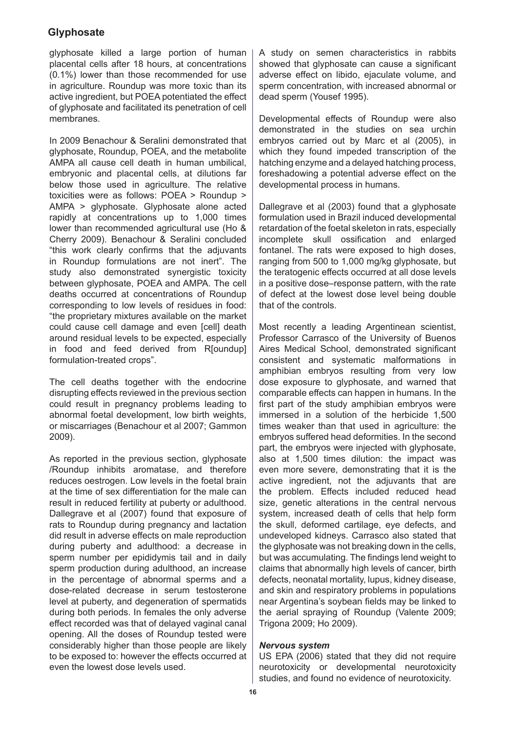glyphosate killed a large portion of human placental cells after 18 hours, at concentrations (0.1%) lower than those recommended for use in agriculture. Roundup was more toxic than its active ingredient, but POEA potentiated the effect of glyphosate and facilitated its penetration of cell membranes.

In 2009 Benachour & Seralini demonstrated that glyphosate, Roundup, POEA, and the metabolite AMPA all cause cell death in human umbilical, embryonic and placental cells, at dilutions far below those used in agriculture. The relative toxicities were as follows: POEA > Roundup > AMPA > glyphosate. Glyphosate alone acted rapidly at concentrations up to 1,000 times lower than recommended agricultural use (Ho & Cherry 2009). Benachour & Seralini concluded "this work clearly confirms that the adjuvants in Roundup formulations are not inert". The study also demonstrated synergistic toxicity between glyphosate, POEA and AMPA. The cell deaths occurred at concentrations of Roundup corresponding to low levels of residues in food: "the proprietary mixtures available on the market could cause cell damage and even [cell] death around residual levels to be expected, especially in food and feed derived from R[oundup] formulation-treated crops".

The cell deaths together with the endocrine disrupting effects reviewed in the previous section could result in pregnancy problems leading to abnormal foetal development, low birth weights, or miscarriages (Benachour et al 2007; Gammon 2009).

As reported in the previous section, glyphosate /Roundup inhibits aromatase, and therefore reduces oestrogen. Low levels in the foetal brain at the time of sex differentiation for the male can result in reduced fertility at puberty or adulthood. Dallegrave et al (2007) found that exposure of rats to Roundup during pregnancy and lactation did result in adverse effects on male reproduction during puberty and adulthood: a decrease in sperm number per epididymis tail and in daily sperm production during adulthood, an increase in the percentage of abnormal sperms and a dose-related decrease in serum testosterone level at puberty, and degeneration of spermatids during both periods. In females the only adverse effect recorded was that of delayed vaginal canal opening. All the doses of Roundup tested were considerably higher than those people are likely to be exposed to: however the effects occurred at even the lowest dose levels used.

A study on semen characteristics in rabbits showed that glyphosate can cause a significant adverse effect on libido, ejaculate volume, and sperm concentration, with increased abnormal or dead sperm (Yousef 1995).

Developmental effects of Roundup were also demonstrated in the studies on sea urchin embryos carried out by Marc et al (2005), in which they found impeded transcription of the hatching enzyme and a delayed hatching process, foreshadowing a potential adverse effect on the developmental process in humans.

Dallegrave et al (2003) found that a glyphosate formulation used in Brazil induced developmental retardation of the foetal skeleton in rats, especially incomplete skull ossification and enlarged fontanel. The rats were exposed to high doses, ranging from 500 to 1,000 mg/kg glyphosate, but the teratogenic effects occurred at all dose levels in a positive dose–response pattern, with the rate of defect at the lowest dose level being double that of the controls.

Most recently a leading Argentinean scientist, Professor Carrasco of the University of Buenos Aires Medical School, demonstrated significant consistent and systematic malformations in amphibian embryos resulting from very low dose exposure to glyphosate, and warned that comparable effects can happen in humans. In the first part of the study amphibian embryos were immersed in a solution of the herbicide 1,500 times weaker than that used in agriculture: the embryos suffered head deformities. In the second part, the embryos were injected with glyphosate, also at 1,500 times dilution: the impact was even more severe, demonstrating that it is the active ingredient, not the adjuvants that are the problem. Effects included reduced head size, genetic alterations in the central nervous system, increased death of cells that help form the skull, deformed cartilage, eye defects, and undeveloped kidneys. Carrasco also stated that the glyphosate was not breaking down in the cells, but was accumulating. The findings lend weight to claims that abnormally high levels of cancer, birth defects, neonatal mortality, lupus, kidney disease, and skin and respiratory problems in populations near Argentina's soybean fields may be linked to the aerial spraying of Roundup (Valente 2009; Trigona 2009; Ho 2009).

### *Nervous system*

US EPA (2006) stated that they did not require neurotoxicity or developmental neurotoxicity studies, and found no evidence of neurotoxicity.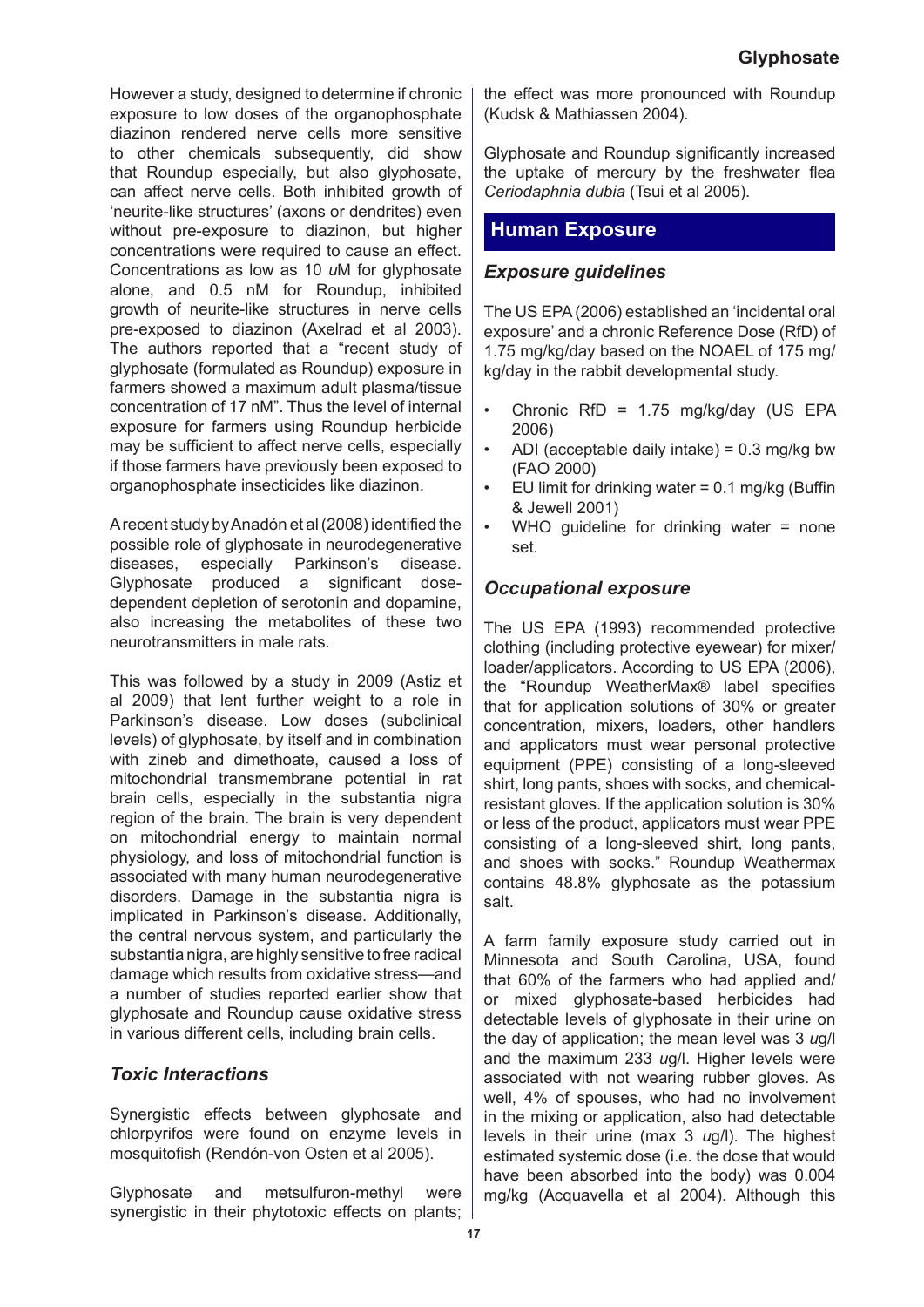However a study, designed to determine if chronic exposure to low doses of the organophosphate diazinon rendered nerve cells more sensitive to other chemicals subsequently, did show that Roundup especially, but also glyphosate, can affect nerve cells. Both inhibited growth of 'neurite-like structures' (axons or dendrites) even without pre-exposure to diazinon, but higher concentrations were required to cause an effect. Concentrations as low as 10 *u*M for glyphosate alone, and 0.5 nM for Roundup, inhibited growth of neurite-like structures in nerve cells pre-exposed to diazinon (Axelrad et al 2003). The authors reported that a "recent study of glyphosate (formulated as Roundup) exposure in farmers showed a maximum adult plasma/tissue concentration of 17 nM". Thus the level of internal exposure for farmers using Roundup herbicide may be sufficient to affect nerve cells, especially if those farmers have previously been exposed to organophosphate insecticides like diazinon.

A recent study by Anadón et al (2008) identified the possible role of glyphosate in neurodegenerative diseases, especially Parkinson's disease. Glyphosate produced a significant dose-dependent depletion of serotonin and dopamine, also increasing the metabolites of these two neurotransmitters in male rats.

This was followed by a study in 2009 (Astiz et al 2009) that lent further weight to a role in Parkinson's disease. Low doses (subclinical levels) of glyphosate, by itself and in combination with zineb and dimethoate, caused a loss of mitochondrial transmembrane potential in rat brain cells, especially in the substantia nigra region of the brain. The brain is very dependent on mitochondrial energy to maintain normal physiology, and loss of mitochondrial function is associated with many human neurodegenerative disorders. Damage in the substantia nigra is implicated in Parkinson's disease. Additionally, the central nervous system, and particularly the substantia nigra, are highly sensitive to free radical damage which results from oxidative stress—and a number of studies reported earlier show that glyphosate and Roundup cause oxidative stress in various different cells, including brain cells.

### *Toxic Interactions*

Synergistic effects between glyphosate and chlorpyrifos were found on enzyme levels in mosquitofish (Rendón-von Osten et al 2005).

Glyphosate and metsulfuron-methyl were synergistic in their phytotoxic effects on plants; the effect was more pronounced with Roundup (Kudsk & Mathiassen 2004).

Glyphosate and Roundup significantly increased the uptake of mercury by the freshwater flea *Ceriodaphnia dubia* (Tsui et al 2005).

## Human Exposure

### *Exposure guidelines*

The US EPA (2006) established an 'incidental oral exposure' and a chronic Reference Dose (RfD) of 1.75 mg/kg/day based on the NOAEL of 175 mg/kg/day in the rabbit developmental study.

- Chronic RfD = 1.75 mg/kg/day (US EPA 2006)
- ADI (acceptable daily intake) = 0.3 mg/kg bw (FAO 2000)
- EU limit for drinking water = 0.1 mg/kg (Buffin & Jewell 2001)
- WHO guideline for drinking water = none set.

### *Occupational exposure*

The US EPA (1993) recommended protective clothing (including protective eyewear) for mixer/loader/applicators. According to US EPA (2006), the "Roundup WeatherMax® label specifies that for application solutions of 30% or greater concentration, mixers, loaders, other handlers and applicators must wear personal protective equipment (PPE) consisting of a long-sleeved shirt, long pants, shoes with socks, and chemical-resistant gloves. If the application solution is 30% or less of the product, applicators must wear PPE consisting of a long-sleeved shirt, long pants, and shoes with socks." Roundup Weathermax contains 48.8% glyphosate as the potassium salt.

A farm family exposure study carried out in Minnesota and South Carolina, USA, found that 60% of the farmers who had applied and/or mixed glyphosate-based herbicides had detectable levels of glyphosate in their urine on the day of application; the mean level was 3 *u*g/l and the maximum 233 *u*g/l. Higher levels were associated with not wearing rubber gloves. As well, 4% of spouses, who had no involvement in the mixing or application, also had detectable levels in their urine (max 3 *u*g/l). The highest estimated systemic dose (i.e. the dose that would have been absorbed into the body) was 0.004 mg/kg (Acquavella et al 2004). Although this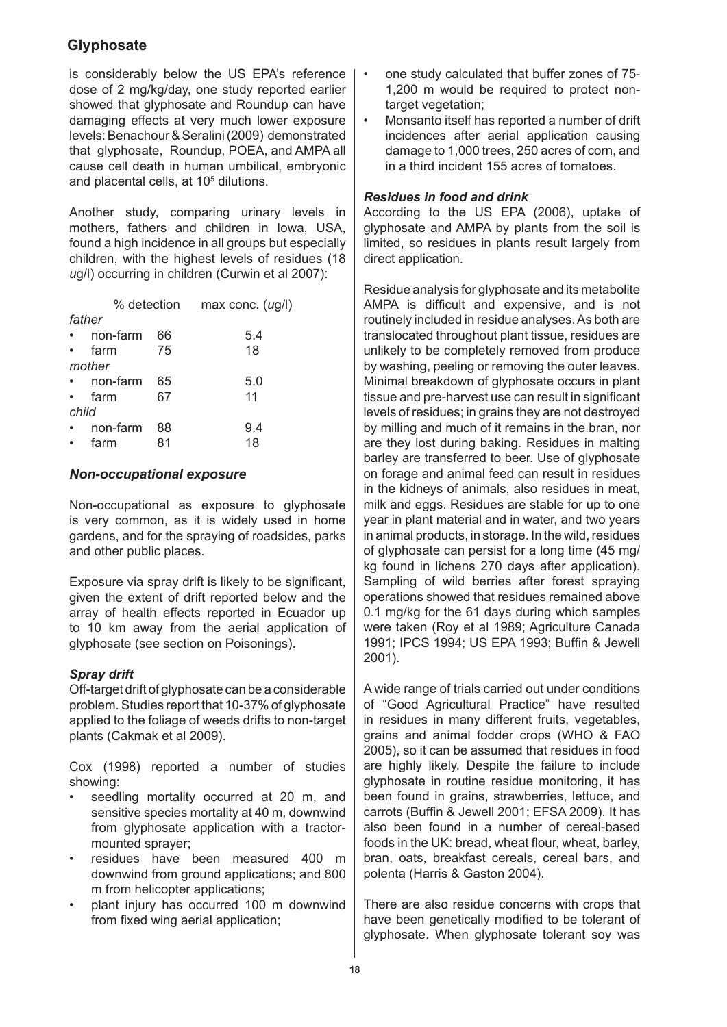is considerably below the US EPA's reference dose of 2 mg/kg/day, one study reported earlier showed that glyphosate and Roundup can have damaging effects at very much lower exposure levels: Benachour & Seralini (2009) demonstrated that glyphosate, Roundup, POEA, and AMPA all cause cell death in human umbilical, embryonic and placental cells, at $10^5$ dilutions.

Another study, comparing urinary levels in mothers, fathers and children in Iowa, USA, found a high incidence in all groups but especially children, with the highest levels of residues (18 *u*g/l) occurring in children (Curwin et al 2007):

| | % detection | max conc. (*u*g/l) |
|---|---|---|
| *father* | | |
| • non-farm | 66 | 5.4 |
| • farm | 75 | 18 |
| *mother* | | |
| • non-farm | 65 | 5.0 |
| • farm | 67 | 11 |
| *child* | | |
| • non-farm | 88 | 9.4 |
| • farm | 81 | 18 |

## *Non-occupational exposure*

Non-occupational as exposure to glyphosate is very common, as it is widely used in home gardens, and for the spraying of roadsides, parks and other public places.

Exposure via spray drift is likely to be significant, given the extent of drift reported below and the array of health effects reported in Ecuador up to 10 km away from the aerial application of glyphosate (see section on Poisonings).

### *Spray drift*

Off-target drift of glyphosate can be a considerable problem. Studies report that 10-37% of glyphosate applied to the foliage of weeds drifts to non-target plants (Cakmak et al 2009).

Cox (1998) reported a number of studies showing:

- seedling mortality occurred at 20 m, and sensitive species mortality at 40 m, downwind from glyphosate application with a tractor-mounted sprayer;
- residues have been measured 400 m downwind from ground applications; and 800 m from helicopter applications;
- plant injury has occurred 100 m downwind from fixed wing aerial application;
- one study calculated that buffer zones of 75-1,200 m would be required to protect non-target vegetation;
- Monsanto itself has reported a number of drift incidences after aerial application causing damage to 1,000 trees, 250 acres of corn, and in a third incident 155 acres of tomatoes.

### *Residues in food and drink*

According to the US EPA (2006), uptake of glyphosate and AMPA by plants from the soil is limited, so residues in plants result largely from direct application.

Residue analysis for glyphosate and its metabolite AMPA is difficult and expensive, and is not routinely included in residue analyses. As both are translocated throughout plant tissue, residues are unlikely to be completely removed from produce by washing, peeling or removing the outer leaves. Minimal breakdown of glyphosate occurs in plant tissue and pre-harvest use can result in significant levels of residues; in grains they are not destroyed by milling and much of it remains in the bran, nor are they lost during baking. Residues in malting barley are transferred to beer. Use of glyphosate on forage and animal feed can result in residues in the kidneys of animals, also residues in meat, milk and eggs. Residues are stable for up to one year in plant material and in water, and two years in animal products, in storage. In the wild, residues of glyphosate can persist for a long time (45 mg/kg found in lichens 270 days after application). Sampling of wild berries after forest spraying operations showed that residues remained above 0.1 mg/kg for the 61 days during which samples were taken (Roy et al 1989; Agriculture Canada 1991; IPCS 1994; US EPA 1993; Buffin & Jewell 2001).

A wide range of trials carried out under conditions of "Good Agricultural Practice" have resulted in residues in many different fruits, vegetables, grains and animal fodder crops (WHO & FAO 2005), so it can be assumed that residues in food are highly likely. Despite the failure to include glyphosate in routine residue monitoring, it has been found in grains, strawberries, lettuce, and carrots (Buffin & Jewell 2001; EFSA 2009). It has also been found in a number of cereal-based foods in the UK: bread, wheat flour, wheat, barley, bran, oats, breakfast cereals, cereal bars, and polenta (Harris & Gaston 2004).

There are also residue concerns with crops that have been genetically modified to be tolerant of glyphosate. When glyphosate tolerant soy was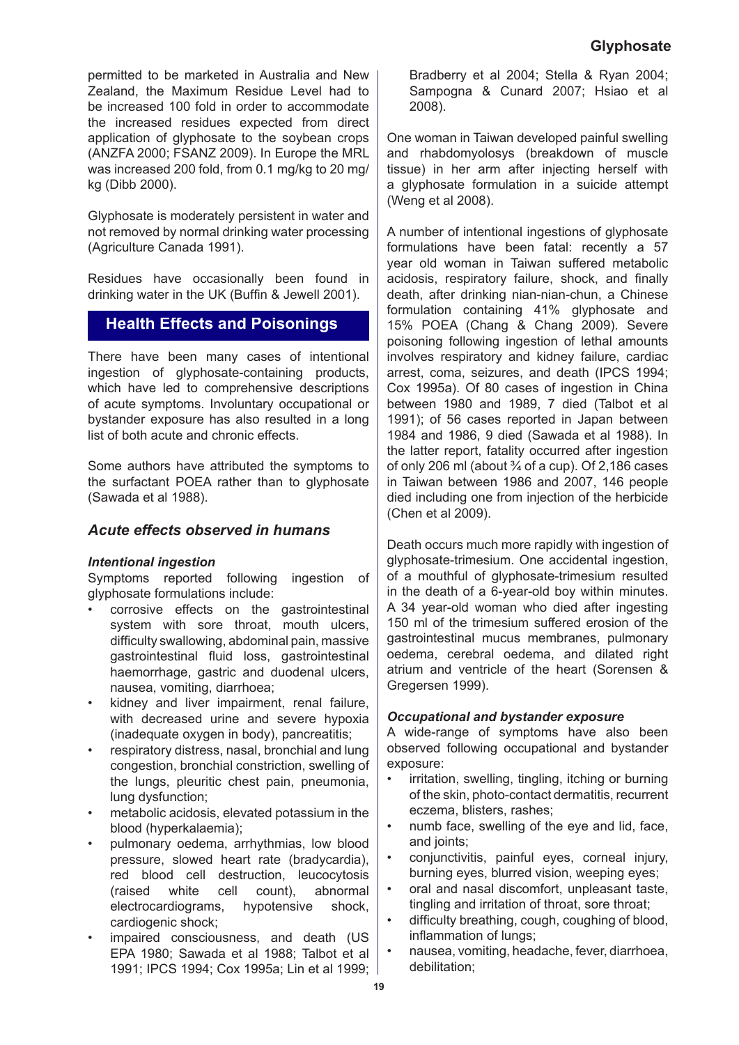permitted to be marketed in Australia and New Zealand, the Maximum Residue Level had to be increased 100 fold in order to accommodate the increased residues expected from direct application of glyphosate to the soybean crops (ANZFA 2000; FSANZ 2009). In Europe the MRL was increased 200 fold, from 0.1 mg/kg to 20 mg/kg (Dibb 2000).

Glyphosate is moderately persistent in water and not removed by normal drinking water processing (Agriculture Canada 1991).

Residues have occasionally been found in drinking water in the UK (Buffin & Jewell 2001).

## Health Effects and Poisonings

There have been many cases of intentional ingestion of glyphosate-containing products, which have led to comprehensive descriptions of acute symptoms. Involuntary occupational or bystander exposure has also resulted in a long list of both acute and chronic effects.

Some authors have attributed the symptoms to the surfactant POEA rather than to glyphosate (Sawada et al 1988).

### *Acute effects observed in humans*

#### *Intentional ingestion*

Symptoms reported following ingestion of glyphosate formulations include:

- corrosive effects on the gastrointestinal system with sore throat, mouth ulcers, difficulty swallowing, abdominal pain, massive gastrointestinal fluid loss, gastrointestinal haemorrhage, gastric and duodenal ulcers, nausea, vomiting, diarrhoea;
- kidney and liver impairment, renal failure, with decreased urine and severe hypoxia (inadequate oxygen in body), pancreatitis;
- respiratory distress, nasal, bronchial and lung congestion, bronchial constriction, swelling of the lungs, pleuritic chest pain, pneumonia, lung dysfunction;
- metabolic acidosis, elevated potassium in the blood (hyperkalaemia);
- pulmonary oedema, arrhythmias, low blood pressure, slowed heart rate (bradycardia), red blood cell destruction, leucocytosis (raised white cell count), abnormal electrocardiograms, hypotensive shock, cardiogenic shock;
- impaired consciousness, and death (US EPA 1980; Sawada et al 1988; Talbot et al 1991; IPCS 1994; Cox 1995a; Lin et al 1999; Bradberry et al 2004; Stella & Ryan 2004; Sampogna & Cunard 2007; Hsiao et al 2008).

One woman in Taiwan developed painful swelling and rhabdomyolosys (breakdown of muscle tissue) in her arm after injecting herself with a glyphosate formulation in a suicide attempt (Weng et al 2008).

A number of intentional ingestions of glyphosate formulations have been fatal: recently a 57 year old woman in Taiwan suffered metabolic acidosis, respiratory failure, shock, and finally death, after drinking nian-nian-chun, a Chinese formulation containing 41% glyphosate and 15% POEA (Chang & Chang 2009). Severe poisoning following ingestion of lethal amounts involves respiratory and kidney failure, cardiac arrest, coma, seizures, and death (IPCS 1994; Cox 1995a). Of 80 cases of ingestion in China between 1980 and 1989, 7 died (Talbot et al 1991); of 56 cases reported in Japan between 1984 and 1986, 9 died (Sawada et al 1988). In the latter report, fatality occurred after ingestion of only 206 ml (about ¾ of a cup). Of 2,186 cases in Taiwan between 1986 and 2007, 146 people died including one from injection of the herbicide (Chen et al 2009).

Death occurs much more rapidly with ingestion of glyphosate-trimesium. One accidental ingestion, of a mouthful of glyphosate-trimesium resulted in the death of a 6-year-old boy within minutes. A 34 year-old woman who died after ingesting 150 ml of the trimesium suffered erosion of the gastrointestinal mucus membranes, pulmonary oedema, cerebral oedema, and dilated right atrium and ventricle of the heart (Sorensen & Gregersen 1999).

#### *Occupational and bystander exposure*

A wide-range of symptoms have also been observed following occupational and bystander exposure:

- irritation, swelling, tingling, itching or burning of the skin, photo-contact dermatitis, recurrent eczema, blisters, rashes;
- numb face, swelling of the eye and lid, face, and joints;
- conjunctivitis, painful eyes, corneal injury, burning eyes, blurred vision, weeping eyes;
- oral and nasal discomfort, unpleasant taste, tingling and irritation of throat, sore throat;
- difficulty breathing, cough, coughing of blood, inflammation of lungs;
- nausea, vomiting, headache, fever, diarrhoea, debilitation;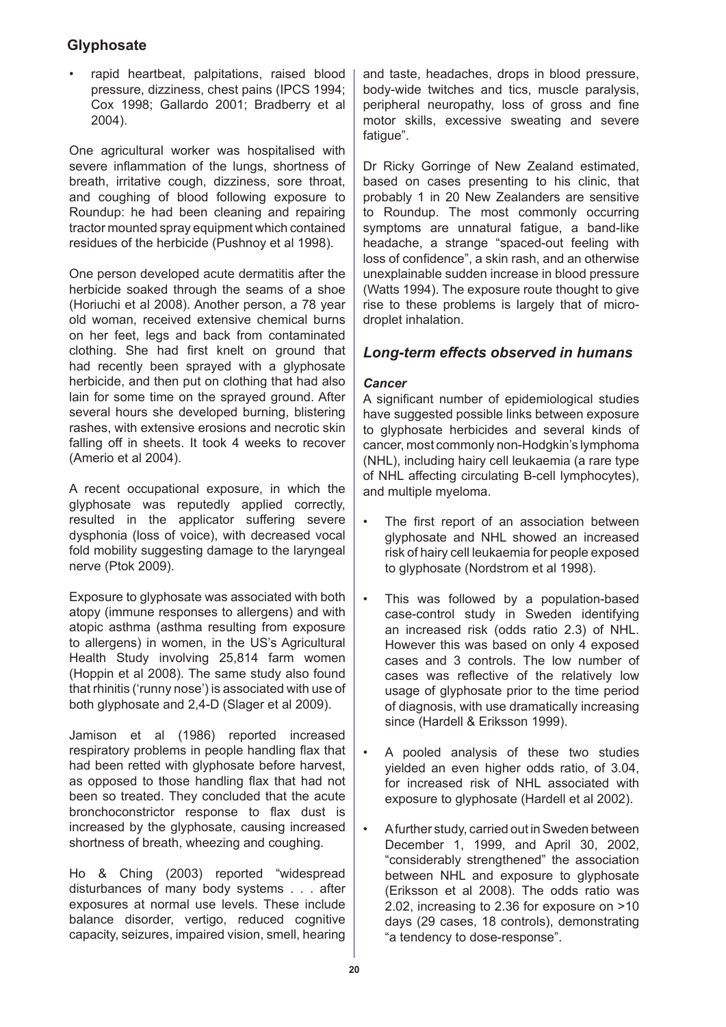- rapid heartbeat, palpitations, raised blood pressure, dizziness, chest pains (IPCS 1994; Cox 1998; Gallardo 2001; Bradberry et al 2004).

One agricultural worker was hospitalised with severe inflammation of the lungs, shortness of breath, irritative cough, dizziness, sore throat, and coughing of blood following exposure to Roundup: he had been cleaning and repairing tractor mounted spray equipment which contained residues of the herbicide (Pushnoy et al 1998).

One person developed acute dermatitis after the herbicide soaked through the seams of a shoe (Horiuchi et al 2008). Another person, a 78 year old woman, received extensive chemical burns on her feet, legs and back from contaminated clothing. She had first knelt on ground that had recently been sprayed with a glyphosate herbicide, and then put on clothing that had also lain for some time on the sprayed ground. After several hours she developed burning, blistering rashes, with extensive erosions and necrotic skin falling off in sheets. It took 4 weeks to recover (Amerio et al 2004).

A recent occupational exposure, in which the glyphosate was reputedly applied correctly, resulted in the applicator suffering severe dysphonia (loss of voice), with decreased vocal fold mobility suggesting damage to the laryngeal nerve (Ptok 2009).

Exposure to glyphosate was associated with both atopy (immune responses to allergens) and with atopic asthma (asthma resulting from exposure to allergens) in women, in the US's Agricultural Health Study involving 25,814 farm women (Hoppin et al 2008). The same study also found that rhinitis ('runny nose') is associated with use of both glyphosate and 2,4-D (Slager et al 2009).

Jamison et al (1986) reported increased respiratory problems in people handling flax that had been retted with glyphosate before harvest, as opposed to those handling flax that had not been so treated. They concluded that the acute bronchoconstrictor response to flax dust is increased by the glyphosate, causing increased shortness of breath, wheezing and coughing.

Ho & Ching (2003) reported "widespread disturbances of many body systems . . . after exposures at normal use levels. These include balance disorder, vertigo, reduced cognitive capacity, seizures, impaired vision, smell, hearing and taste, headaches, drops in blood pressure, body-wide twitches and tics, muscle paralysis, peripheral neuropathy, loss of gross and fine motor skills, excessive sweating and severe fatigue".

Dr Ricky Gorringe of New Zealand estimated, based on cases presenting to his clinic, that probably 1 in 20 New Zealanders are sensitive to Roundup. The most commonly occurring symptoms are unnatural fatigue, a band-like headache, a strange "spaced-out feeling with loss of confidence", a skin rash, and an otherwise unexplainable sudden increase in blood pressure (Watts 1994). The exposure route thought to give rise to these problems is largely that of micro-droplet inhalation.

## *Long-term effects observed in humans*

### *Cancer*

A significant number of epidemiological studies have suggested possible links between exposure to glyphosate herbicides and several kinds of cancer, most commonly non-Hodgkin's lymphoma (NHL), including hairy cell leukaemia (a rare type of NHL affecting circulating B-cell lymphocytes), and multiple myeloma.

- The first report of an association between glyphosate and NHL showed an increased risk of hairy cell leukaemia for people exposed to glyphosate (Nordstrom et al 1998).
- This was followed by a population-based case-control study in Sweden identifying an increased risk (odds ratio 2.3) of NHL. However this was based on only 4 exposed cases and 3 controls. The low number of cases was reflective of the relatively low usage of glyphosate prior to the time period of diagnosis, with use dramatically increasing since (Hardell & Eriksson 1999).
- A pooled analysis of these two studies yielded an even higher odds ratio, of 3.04, for increased risk of NHL associated with exposure to glyphosate (Hardell et al 2002).
- A further study, carried out in Sweden between December 1, 1999, and April 30, 2002, "considerably strengthened" the association between NHL and exposure to glyphosate (Eriksson et al 2008). The odds ratio was 2.02, increasing to 2.36 for exposure on >10 days (29 cases, 18 controls), demonstrating "a tendency to dose-response".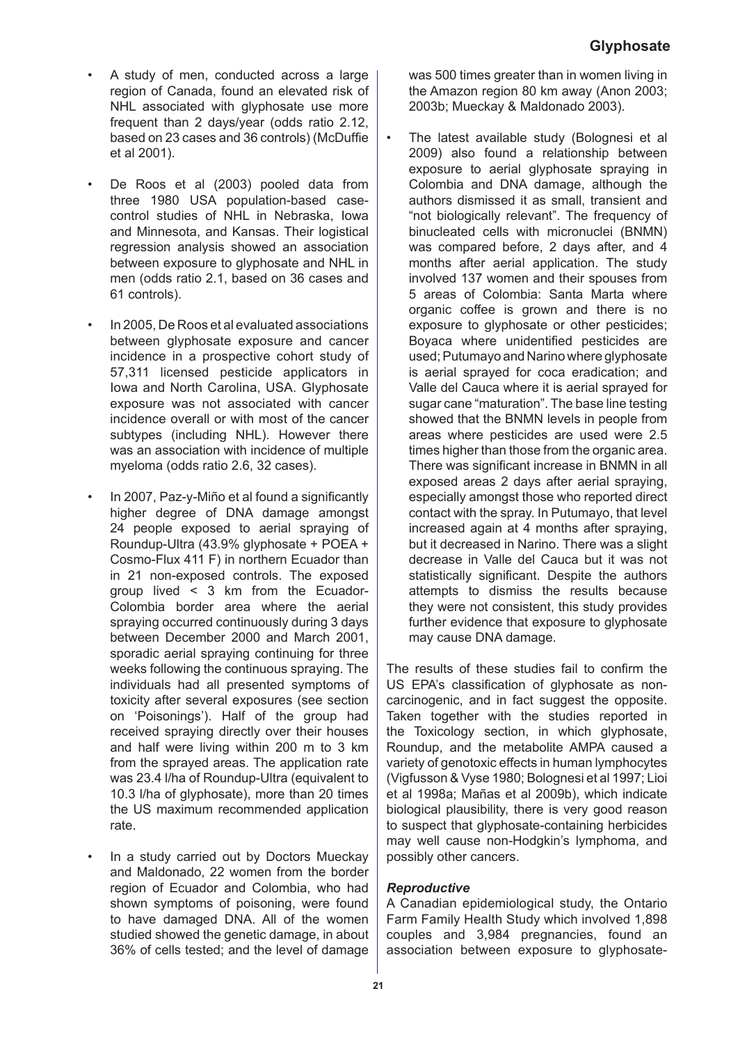- A study of men, conducted across a large region of Canada, found an elevated risk of NHL associated with glyphosate use more frequent than 2 days/year (odds ratio 2.12, based on 23 cases and 36 controls) (McDuffie et al 2001).

- De Roos et al (2003) pooled data from three 1980 USA population-based case-control studies of NHL in Nebraska, Iowa and Minnesota, and Kansas. Their logistical regression analysis showed an association between exposure to glyphosate and NHL in men (odds ratio 2.1, based on 36 cases and 61 controls).

- In 2005, De Roos et al evaluated associations between glyphosate exposure and cancer incidence in a prospective cohort study of 57,311 licensed pesticide applicators in Iowa and North Carolina, USA. Glyphosate exposure was not associated with cancer incidence overall or with most of the cancer subtypes (including NHL). However there was an association with incidence of multiple myeloma (odds ratio 2.6, 32 cases).

- In 2007, Paz-y-Miño et al found a significantly higher degree of DNA damage amongst 24 people exposed to aerial spraying of Roundup-Ultra (43.9% glyphosate + POEA + Cosmo-Flux 411 F) in northern Ecuador than in 21 non-exposed controls. The exposed group lived < 3 km from the Ecuador-Colombia border area where the aerial spraying occurred continuously during 3 days between December 2000 and March 2001, sporadic aerial spraying continuing for three weeks following the continuous spraying. The individuals had all presented symptoms of toxicity after several exposures (see section on 'Poisonings'). Half of the group had received spraying directly over their houses and half were living within 200 m to 3 km from the sprayed areas. The application rate was 23.4 l/ha of Roundup-Ultra (equivalent to 10.3 l/ha of glyphosate), more than 20 times the US maximum recommended application rate.

- In a study carried out by Doctors Mueckay and Maldonado, 22 women from the border region of Ecuador and Colombia, who had shown symptoms of poisoning, were found to have damaged DNA. All of the women studied showed the genetic damage, in about 36% of cells tested; and the level of damage was 500 times greater than in women living in the Amazon region 80 km away (Anon 2003; 2003b; Mueckay & Maldonado 2003).

- The latest available study (Bolognesi et al 2009) also found a relationship between exposure to aerial glyphosate spraying in Colombia and DNA damage, although the authors dismissed it as small, transient and "not biologically relevant". The frequency of binucleated cells with micronuclei (BNMN) was compared before, 2 days after, and 4 months after aerial application. The study involved 137 women and their spouses from 5 areas of Colombia: Santa Marta where organic coffee is grown and there is no exposure to glyphosate or other pesticides; Boyaca where unidentified pesticides are used; Putumayo and Narino where glyphosate is aerial sprayed for coca eradication; and Valle del Cauca where it is aerial sprayed for sugar cane "maturation". The base line testing showed that the BNMN levels in people from areas where pesticides are used were 2.5 times higher than those from the organic area. There was significant increase in BNMN in all exposed areas 2 days after aerial spraying, especially amongst those who reported direct contact with the spray. In Putumayo, that level increased again at 4 months after spraying, but it decreased in Narino. There was a slight decrease in Valle del Cauca but it was not statistically significant. Despite the authors attempts to dismiss the results because they were not consistent, this study provides further evidence that exposure to glyphosate may cause DNA damage.

The results of these studies fail to confirm the US EPA's classification of glyphosate as non-carcinogenic, and in fact suggest the opposite. Taken together with the studies reported in the Toxicology section, in which glyphosate, Roundup, and the metabolite AMPA caused a variety of genotoxic effects in human lymphocytes (Vigfusson & Vyse 1980; Bolognesi et al 1997; Lioi et al 1998a; Mañas et al 2009b), which indicate biological plausibility, there is very good reason to suspect that glyphosate-containing herbicides may well cause non-Hodgkin's lymphoma, and possibly other cancers.

### *Reproductive*

A Canadian epidemiological study, the Ontario Farm Family Health Study which involved 1,898 couples and 3,984 pregnancies, found an association between exposure to glyphosate-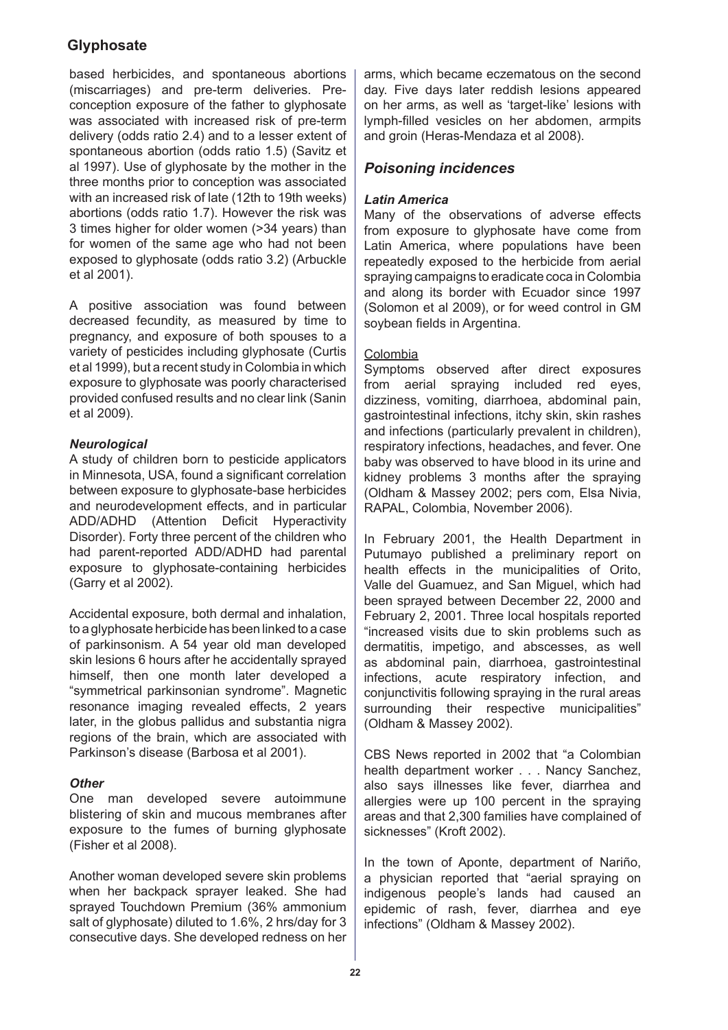based herbicides, and spontaneous abortions (miscarriages) and pre-term deliveries. Pre-conception exposure of the father to glyphosate was associated with increased risk of pre-term delivery (odds ratio 2.4) and to a lesser extent of spontaneous abortion (odds ratio 1.5) (Savitz et al 1997). Use of glyphosate by the mother in the three months prior to conception was associated with an increased risk of late (12th to 19th weeks) abortions (odds ratio 1.7). However the risk was 3 times higher for older women (>34 years) than for women of the same age who had not been exposed to glyphosate (odds ratio 3.2) (Arbuckle et al 2001).

A positive association was found between decreased fecundity, as measured by time to pregnancy, and exposure of both spouses to a variety of pesticides including glyphosate (Curtis et al 1999), but a recent study in Colombia in which exposure to glyphosate was poorly characterised provided confused results and no clear link (Sanin et al 2009).

### *Neurological*

A study of children born to pesticide applicators in Minnesota, USA, found a significant correlation between exposure to glyphosate-base herbicides and neurodevelopment effects, and in particular ADD/ADHD (Attention Deficit Hyperactivity Disorder). Forty three percent of the children who had parent-reported ADD/ADHD had parental exposure to glyphosate-containing herbicides (Garry et al 2002).

Accidental exposure, both dermal and inhalation, to a glyphosate herbicide has been linked to a case of parkinsonism. A 54 year old man developed skin lesions 6 hours after he accidentally sprayed himself, then one month later developed a "symmetrical parkinsonian syndrome". Magnetic resonance imaging revealed effects, 2 years later, in the globus pallidus and substantia nigra regions of the brain, which are associated with Parkinson's disease (Barbosa et al 2001).

### *Other*

One man developed severe autoimmune blistering of skin and mucous membranes after exposure to the fumes of burning glyphosate (Fisher et al 2008).

Another woman developed severe skin problems when her backpack sprayer leaked. She had sprayed Touchdown Premium (36% ammonium salt of glyphosate) diluted to 1.6%, 2 hrs/day for 3 consecutive days. She developed redness on her arms, which became eczematous on the second day. Five days later reddish lesions appeared on her arms, as well as 'target-like' lesions with lymph-filled vesicles on her abdomen, armpits and groin (Heras-Mendaza et al 2008).

## *Poisoning incidences*

### *Latin America*

Many of the observations of adverse effects from exposure to glyphosate have come from Latin America, where populations have been repeatedly exposed to the herbicide from aerial spraying campaigns to eradicate coca in Colombia and along its border with Ecuador since 1997 (Solomon et al 2009), or for weed control in GM soybean fields in Argentina.

#### Colombia

Symptoms observed after direct exposures from aerial spraying included red eyes, dizziness, vomiting, diarrhoea, abdominal pain, gastrointestinal infections, itchy skin, skin rashes and infections (particularly prevalent in children), respiratory infections, headaches, and fever. One baby was observed to have blood in its urine and kidney problems 3 months after the spraying (Oldham & Massey 2002; pers com, Elsa Nivia, RAPAL, Colombia, November 2006).

In February 2001, the Health Department in Putumayo published a preliminary report on health effects in the municipalities of Orito, Valle del Guamuez, and San Miguel, which had been sprayed between December 22, 2000 and February 2, 2001. Three local hospitals reported "increased visits due to skin problems such as dermatitis, impetigo, and abscesses, as well as abdominal pain, diarrhoea, gastrointestinal infections, acute respiratory infection, and conjunctivitis following spraying in the rural areas surrounding their respective municipalities" (Oldham & Massey 2002).

CBS News reported in 2002 that "a Colombian health department worker . . . Nancy Sanchez, also says illnesses like fever, diarrhea and allergies were up 100 percent in the spraying areas and that 2,300 families have complained of sicknesses" (Kroft 2002).

In the town of Aponte, department of Nariño, a physician reported that "aerial spraying on indigenous people's lands had caused an epidemic of rash, fever, diarrhea and eye infections" (Oldham & Massey 2002).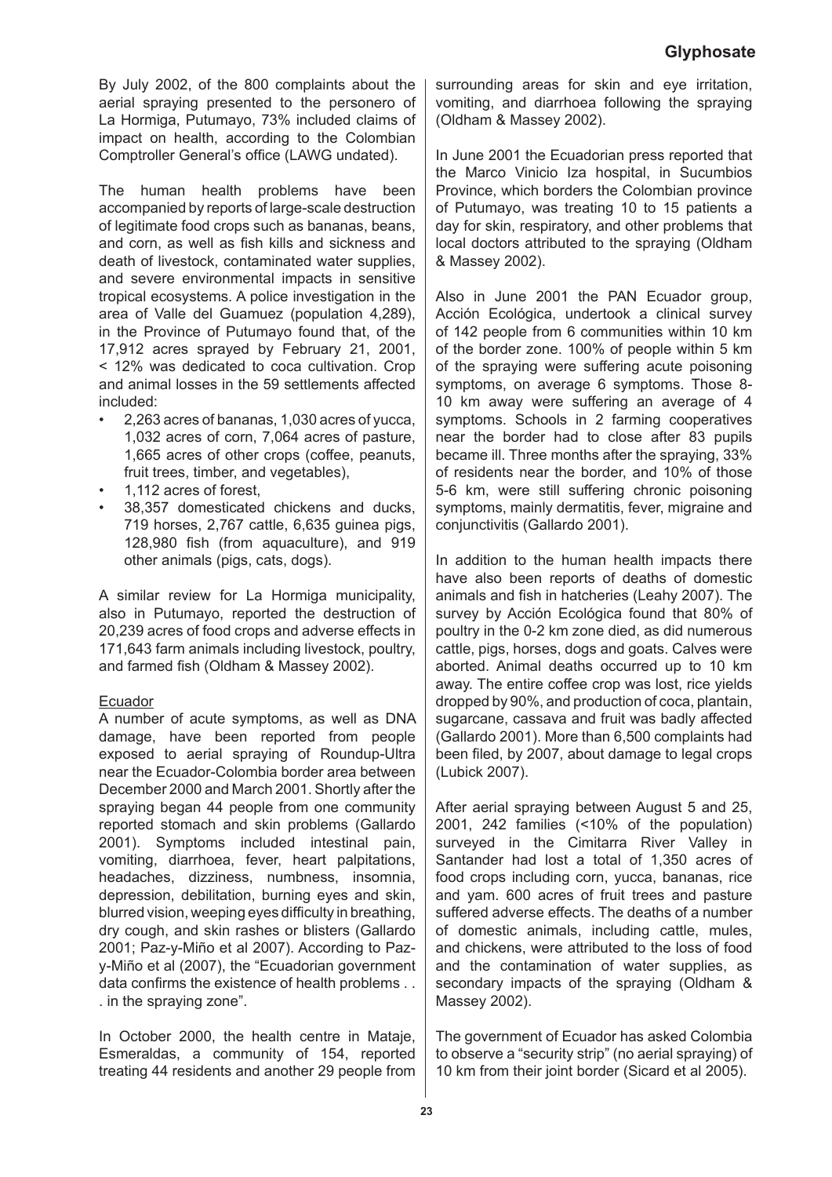By July 2002, of the 800 complaints about the aerial spraying presented to the personero of La Hormiga, Putumayo, 73% included claims of impact on health, according to the Colombian Comptroller General's office (LAWG undated).

The human health problems have been accompanied by reports of large-scale destruction of legitimate food crops such as bananas, beans, and corn, as well as fish kills and sickness and death of livestock, contaminated water supplies, and severe environmental impacts in sensitive tropical ecosystems. A police investigation in the area of Valle del Guamuez (population 4,289), in the Province of Putumayo found that, of the 17,912 acres sprayed by February 21, 2001, < 12% was dedicated to coca cultivation. Crop and animal losses in the 59 settlements affected included:

- 2,263 acres of bananas, 1,030 acres of yucca, 1,032 acres of corn, 7,064 acres of pasture, 1,665 acres of other crops (coffee, peanuts, fruit trees, timber, and vegetables),
- 1,112 acres of forest,
- 38,357 domesticated chickens and ducks, 719 horses, 2,767 cattle, 6,635 guinea pigs, 128,980 fish (from aquaculture), and 919 other animals (pigs, cats, dogs).

A similar review for La Hormiga municipality, also in Putumayo, reported the destruction of 20,239 acres of food crops and adverse effects in 171,643 farm animals including livestock, poultry, and farmed fish (Oldham & Massey 2002).

Ecuador

A number of acute symptoms, as well as DNA damage, have been reported from people exposed to aerial spraying of Roundup-Ultra near the Ecuador-Colombia border area between December 2000 and March 2001. Shortly after the spraying began 44 people from one community reported stomach and skin problems (Gallardo 2001). Symptoms included intestinal pain, vomiting, diarrhoea, fever, heart palpitations, headaches, dizziness, numbness, insomnia, depression, debilitation, burning eyes and skin, blurred vision, weeping eyes difficulty in breathing, dry cough, and skin rashes or blisters (Gallardo 2001; Paz-y-Miño et al 2007). According to Paz-y-Miño et al (2007), the "Ecuadorian government data confirms the existence of health problems . . . in the spraying zone".

In October 2000, the health centre in Mataje, Esmeraldas, a community of 154, reported treating 44 residents and another 29 people from surrounding areas for skin and eye irritation, vomiting, and diarrhoea following the spraying (Oldham & Massey 2002).

In June 2001 the Ecuadorian press reported that the Marco Vinicio Iza hospital, in Sucumbios Province, which borders the Colombian province of Putumayo, was treating 10 to 15 patients a day for skin, respiratory, and other problems that local doctors attributed to the spraying (Oldham & Massey 2002).

Also in June 2001 the PAN Ecuador group, Acción Ecológica, undertook a clinical survey of 142 people from 6 communities within 10 km of the border zone. 100% of people within 5 km of the spraying were suffering acute poisoning symptoms, on average 6 symptoms. Those 8-10 km away were suffering an average of 4 symptoms. Schools in 2 farming cooperatives near the border had to close after 83 pupils became ill. Three months after the spraying, 33% of residents near the border, and 10% of those 5-6 km, were still suffering chronic poisoning symptoms, mainly dermatitis, fever, migraine and conjunctivitis (Gallardo 2001).

In addition to the human health impacts there have also been reports of deaths of domestic animals and fish in hatcheries (Leahy 2007). The survey by Acción Ecológica found that 80% of poultry in the 0-2 km zone died, as did numerous cattle, pigs, horses, dogs and goats. Calves were aborted. Animal deaths occurred up to 10 km away. The entire coffee crop was lost, rice yields dropped by 90%, and production of coca, plantain, sugarcane, cassava and fruit was badly affected (Gallardo 2001). More than 6,500 complaints had been filed, by 2007, about damage to legal crops (Lubick 2007).

After aerial spraying between August 5 and 25, 2001, 242 families (<10% of the population) surveyed in the Cimitarra River Valley in Santander had lost a total of 1,350 acres of food crops including corn, yucca, bananas, rice and yam. 600 acres of fruit trees and pasture suffered adverse effects. The deaths of a number of domestic animals, including cattle, mules, and chickens, were attributed to the loss of food and the contamination of water supplies, as secondary impacts of the spraying (Oldham & Massey 2002).

The government of Ecuador has asked Colombia to observe a "security strip" (no aerial spraying) of 10 km from their joint border (Sicard et al 2005).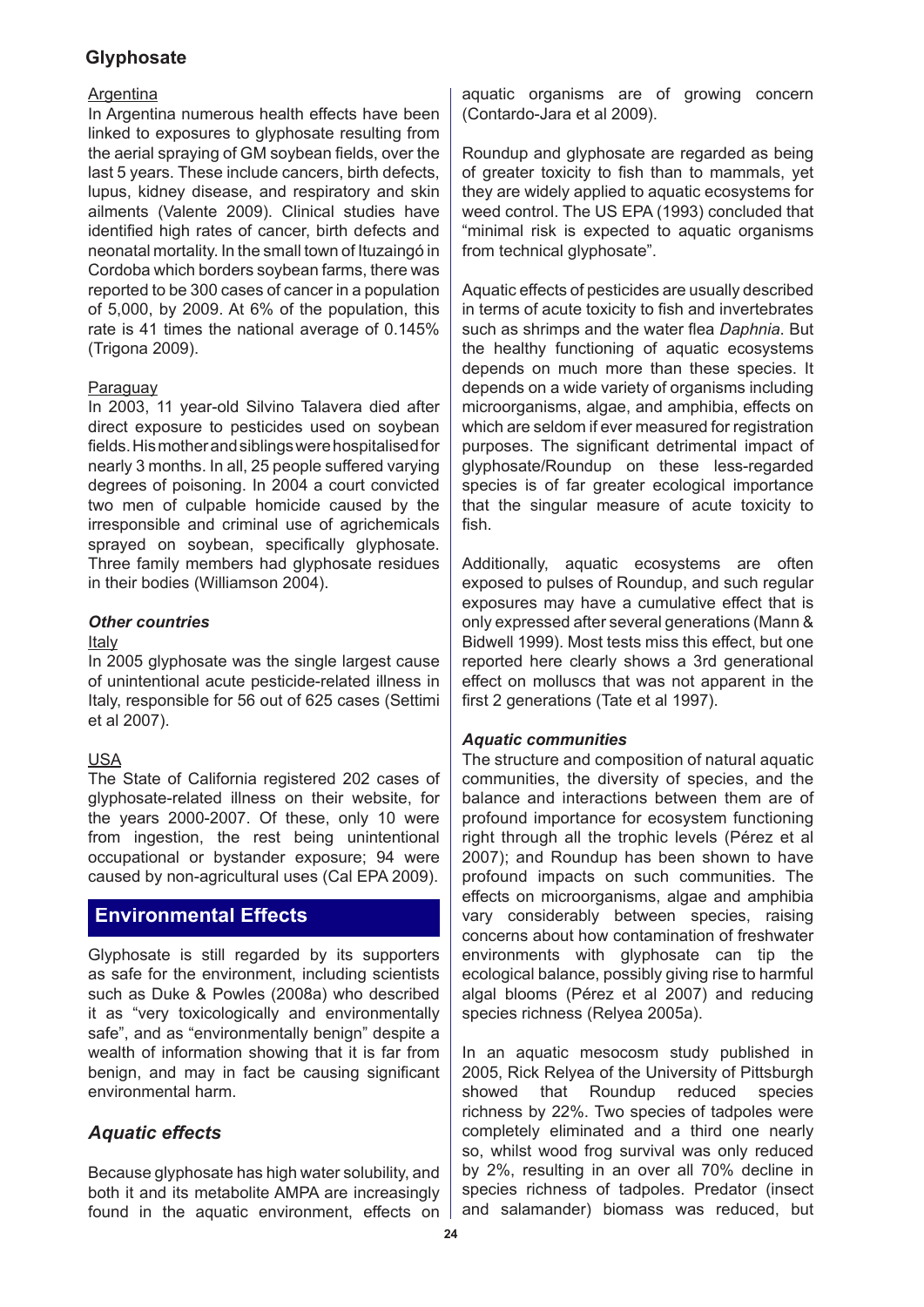## Glyphosate

Argentina

In Argentina numerous health effects have been linked to exposures to glyphosate resulting from the aerial spraying of GM soybean fields, over the last 5 years. These include cancers, birth defects, lupus, kidney disease, and respiratory and skin ailments (Valente 2009). Clinical studies have identified high rates of cancer, birth defects and neonatal mortality. In the small town of Ituzaingó in Cordoba which borders soybean farms, there was reported to be 300 cases of cancer in a population of 5,000, by 2009. At 6% of the population, this rate is 41 times the national average of 0.145% (Trigona 2009).

Paraguay

In 2003, 11 year-old Silvino Talavera died after direct exposure to pesticides used on soybean fields. His mother and siblings were hospitalised for nearly 3 months. In all, 25 people suffered varying degrees of poisoning. In 2004 a court convicted two men of culpable homicide caused by the irresponsible and criminal use of agrichemicals sprayed on soybean, specifically glyphosate. Three family members had glyphosate residues in their bodies (Williamson 2004).

### *Other countries*

Italy

In 2005 glyphosate was the single largest cause of unintentional acute pesticide-related illness in Italy, responsible for 56 out of 625 cases (Settimi et al 2007).

USA

The State of California registered 202 cases of glyphosate-related illness on their website, for the years 2000-2007. Of these, only 10 were from ingestion, the rest being unintentional occupational or bystander exposure; 94 were caused by non-agricultural uses (Cal EPA 2009).

## Environmental Effects

Glyphosate is still regarded by its supporters as safe for the environment, including scientists such as Duke & Powles (2008a) who described it as "very toxicologically and environmentally safe", and as "environmentally benign" despite a wealth of information showing that it is far from benign, and may in fact be causing significant environmental harm.

### *Aquatic effects*

Because glyphosate has high water solubility, and both it and its metabolite AMPA are increasingly found in the aquatic environment, effects on aquatic organisms are of growing concern (Contardo-Jara et al 2009).

Roundup and glyphosate are regarded as being of greater toxicity to fish than to mammals, yet they are widely applied to aquatic ecosystems for weed control. The US EPA (1993) concluded that "minimal risk is expected to aquatic organisms from technical glyphosate".

Aquatic effects of pesticides are usually described in terms of acute toxicity to fish and invertebrates such as shrimps and the water flea *Daphnia*. But the healthy functioning of aquatic ecosystems depends on much more than these species. It depends on a wide variety of organisms including microorganisms, algae, and amphibia, effects on which are seldom if ever measured for registration purposes. The significant detrimental impact of glyphosate/Roundup on these less-regarded species is of far greater ecological importance that the singular measure of acute toxicity to fish.

Additionally, aquatic ecosystems are often exposed to pulses of Roundup, and such regular exposures may have a cumulative effect that is only expressed after several generations (Mann & Bidwell 1999). Most tests miss this effect, but one reported here clearly shows a 3rd generational effect on molluscs that was not apparent in the first 2 generations (Tate et al 1997).

#### *Aquatic communities*

The structure and composition of natural aquatic communities, the diversity of species, and the balance and interactions between them are of profound importance for ecosystem functioning right through all the trophic levels (Pérez et al 2007); and Roundup has been shown to have profound impacts on such communities. The effects on microorganisms, algae and amphibia vary considerably between species, raising concerns about how contamination of freshwater environments with glyphosate can tip the ecological balance, possibly giving rise to harmful algal blooms (Pérez et al 2007) and reducing species richness (Relyea 2005a).

In an aquatic mesocosm study published in 2005, Rick Relyea of the University of Pittsburgh showed that Roundup reduced species richness by 22%. Two species of tadpoles were completely eliminated and a third one nearly so, whilst wood frog survival was only reduced by 2%, resulting in an over all 70% decline in species richness of tadpoles. Predator (insect and salamander) biomass was reduced, but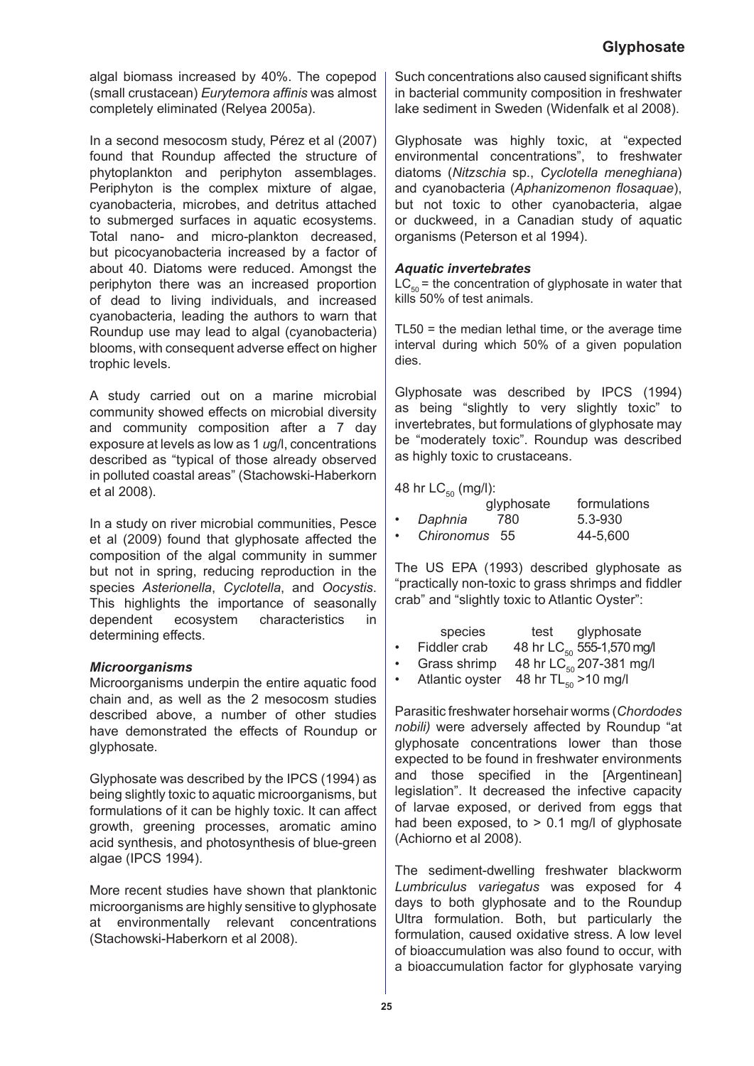algal biomass increased by 40%. The copepod (small crustacean) *Eurytemora affinis* was almost completely eliminated (Relyea 2005a).

In a second mesocosm study, Pérez et al (2007) found that Roundup affected the structure of phytoplankton and periphyton assemblages. Periphyton is the complex mixture of algae, cyanobacteria, microbes, and detritus attached to submerged surfaces in aquatic ecosystems. Total nano- and micro-plankton decreased, but picocyanobacteria increased by a factor of about 40. Diatoms were reduced. Amongst the periphyton there was an increased proportion of dead to living individuals, and increased cyanobacteria, leading the authors to warn that Roundup use may lead to algal (cyanobacteria) blooms, with consequent adverse effect on higher trophic levels.

A study carried out on a marine microbial community showed effects on microbial diversity and community composition after a 7 day exposure at levels as low as 1 *u*g/l, concentrations described as "typical of those already observed in polluted coastal areas" (Stachowski-Haberkorn et al 2008).

In a study on river microbial communities, Pesce et al (2009) found that glyphosate affected the composition of the algal community in summer but not in spring, reducing reproduction in the species *Asterionella*, *Cyclotella*, and *Oocystis*. This highlights the importance of seasonally dependent ecosystem characteristics in determining effects.

### *Microorganisms*

Microorganisms underpin the entire aquatic food chain and, as well as the 2 mesocosm studies described above, a number of other studies have demonstrated the effects of Roundup or glyphosate.

Glyphosate was described by the IPCS (1994) as being slightly toxic to aquatic microorganisms, but formulations of it can be highly toxic. It can affect growth, greening processes, aromatic amino acid synthesis, and photosynthesis of blue-green algae (IPCS 1994).

More recent studies have shown that planktonic microorganisms are highly sensitive to glyphosate at environmentally relevant concentrations (Stachowski-Haberkorn et al 2008).

Such concentrations also caused significant shifts in bacterial community composition in freshwater lake sediment in Sweden (Widenfalk et al 2008).

Glyphosate was highly toxic, at "expected environmental concentrations", to freshwater diatoms (*Nitzschia* sp., *Cyclotella meneghiana*) and cyanobacteria (*Aphanizomenon flosaquae*), but not toxic to other cyanobacteria, algae or duckweed, in a Canadian study of aquatic organisms (Peterson et al 1994).

### *Aquatic invertebrates*

$LC_{50}$ = the concentration of glyphosate in water that kills 50% of test animals.

TL50 = the median lethal time, or the average time interval during which 50% of a given population dies.

Glyphosate was described by IPCS (1994) as being "slightly to very slightly toxic" to invertebrates, but formulations of glyphosate may be "moderately toxic". Roundup was described as highly toxic to crustaceans.

48 hr $LC_{50}$ (mg/l):

| | glyphosate | formulations |
|---|---|---|
| • *Daphnia* | 780 | 5.3-930 |
| • *Chironomus* | 55 | 44-5,600 |

The US EPA (1993) described glyphosate as "practically non-toxic to grass shrimps and fiddler crab" and "slightly toxic to Atlantic Oyster":

| species | test | glyphosate |
|---|---|---|
| • Fiddler crab | 48 hr $LC_{50}$ | 555-1,570 mg/l |
| • Grass shrimp | 48 hr $LC_{50}$ | 207-381 mg/l |
| • Atlantic oyster | 48 hr $TL_{50}$ | >10 mg/l |

Parasitic freshwater horsehair worms (*Chordodes nobili)* were adversely affected by Roundup "at glyphosate concentrations lower than those expected to be found in freshwater environments and those specified in the [Argentinean] legislation". It decreased the infective capacity of larvae exposed, or derived from eggs that had been exposed, to > 0.1 mg/l of glyphosate (Achiorno et al 2008).

The sediment-dwelling freshwater blackworm *Lumbriculus variegatus* was exposed for 4 days to both glyphosate and to the Roundup Ultra formulation. Both, but particularly the formulation, caused oxidative stress. A low level of bioaccumulation was also found to occur, with a bioaccumulation factor for glyphosate varying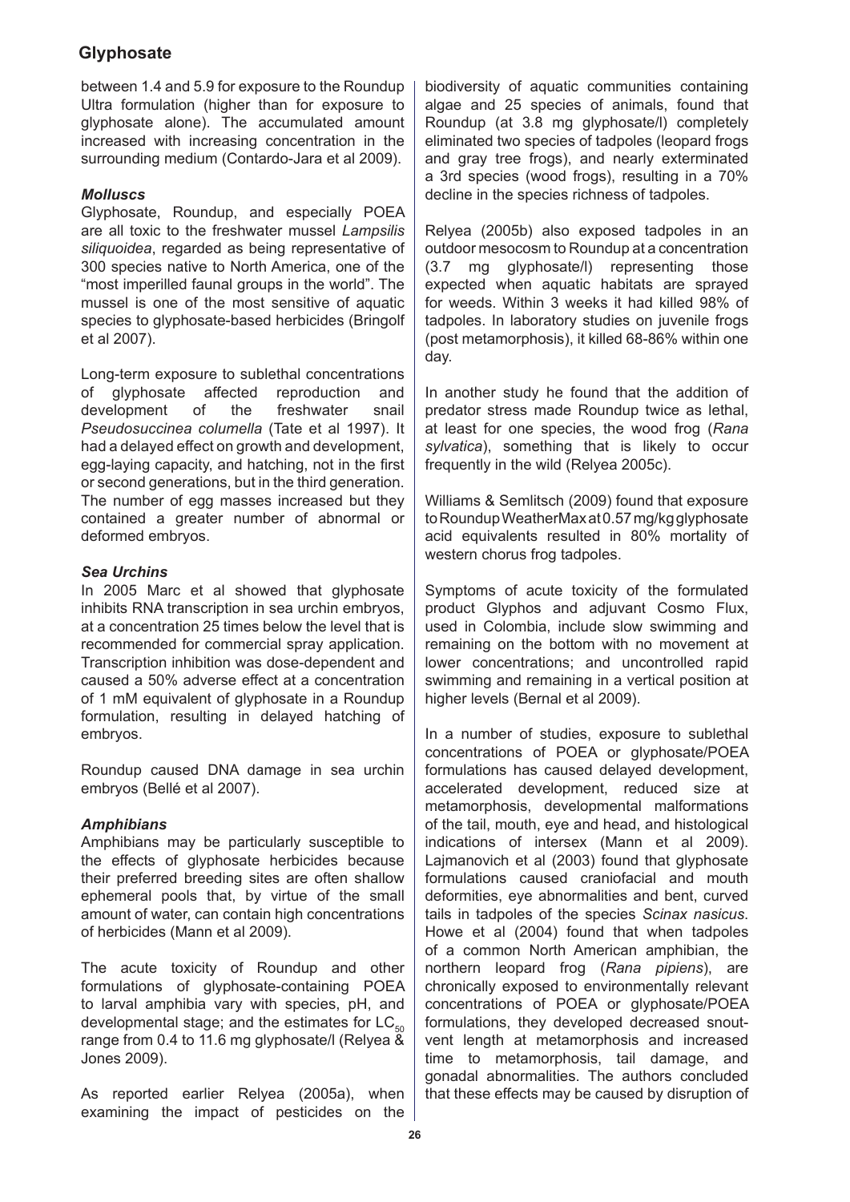between 1.4 and 5.9 for exposure to the Roundup Ultra formulation (higher than for exposure to glyphosate alone). The accumulated amount increased with increasing concentration in the surrounding medium (Contardo-Jara et al 2009).

### *Molluscs*

Glyphosate, Roundup, and especially POEA are all toxic to the freshwater mussel *Lampsilis siliquoidea*, regarded as being representative of 300 species native to North America, one of the "most imperilled faunal groups in the world". The mussel is one of the most sensitive of aquatic species to glyphosate-based herbicides (Bringolf et al 2007).

Long-term exposure to sublethal concentrations of glyphosate affected reproduction and development of the freshwater snail *Pseudosuccinea columella* (Tate et al 1997). It had a delayed effect on growth and development, egg-laying capacity, and hatching, not in the first or second generations, but in the third generation. The number of egg masses increased but they contained a greater number of abnormal or deformed embryos.

### *Sea Urchins*

In 2005 Marc et al showed that glyphosate inhibits RNA transcription in sea urchin embryos, at a concentration 25 times below the level that is recommended for commercial spray application. Transcription inhibition was dose-dependent and caused a 50% adverse effect at a concentration of 1 mM equivalent of glyphosate in a Roundup formulation, resulting in delayed hatching of embryos.

Roundup caused DNA damage in sea urchin embryos (Bellé et al 2007).

### *Amphibians*

Amphibians may be particularly susceptible to the effects of glyphosate herbicides because their preferred breeding sites are often shallow ephemeral pools that, by virtue of the small amount of water, can contain high concentrations of herbicides (Mann et al 2009).

The acute toxicity of Roundup and other formulations of glyphosate-containing POEA to larval amphibia vary with species, pH, and developmental stage; and the estimates for $LC_{50}$ range from 0.4 to 11.6 mg glyphosate/l (Relyea & Jones 2009).

As reported earlier Relyea (2005a), when examining the impact of pesticides on the biodiversity of aquatic communities containing algae and 25 species of animals, found that Roundup (at 3.8 mg glyphosate/l) completely eliminated two species of tadpoles (leopard frogs and gray tree frogs), and nearly exterminated a 3rd species (wood frogs), resulting in a 70% decline in the species richness of tadpoles.

Relyea (2005b) also exposed tadpoles in an outdoor mesocosm to Roundup at a concentration (3.7 mg glyphosate/l) representing those expected when aquatic habitats are sprayed for weeds. Within 3 weeks it had killed 98% of tadpoles. In laboratory studies on juvenile frogs (post metamorphosis), it killed 68-86% within one day.

In another study he found that the addition of predator stress made Roundup twice as lethal, at least for one species, the wood frog (*Rana sylvatica*), something that is likely to occur frequently in the wild (Relyea 2005c).

Williams & Semlitsch (2009) found that exposure to Roundup WeatherMax at 0.57 mg/kg glyphosate acid equivalents resulted in 80% mortality of western chorus frog tadpoles.

Symptoms of acute toxicity of the formulated product Glyphos and adjuvant Cosmo Flux, used in Colombia, include slow swimming and remaining on the bottom with no movement at lower concentrations; and uncontrolled rapid swimming and remaining in a vertical position at higher levels (Bernal et al 2009).

In a number of studies, exposure to sublethal concentrations of POEA or glyphosate/POEA formulations has caused delayed development, accelerated development, reduced size at metamorphosis, developmental malformations of the tail, mouth, eye and head, and histological indications of intersex (Mann et al 2009). Lajmanovich et al (2003) found that glyphosate formulations caused craniofacial and mouth deformities, eye abnormalities and bent, curved tails in tadpoles of the species *Scinax nasicus*. Howe et al (2004) found that when tadpoles of a common North American amphibian, the northern leopard frog (*Rana pipiens*), are chronically exposed to environmentally relevant concentrations of POEA or glyphosate/POEA formulations, they developed decreased snout-vent length at metamorphosis and increased time to metamorphosis, tail damage, and gonadal abnormalities. The authors concluded that these effects may be caused by disruption of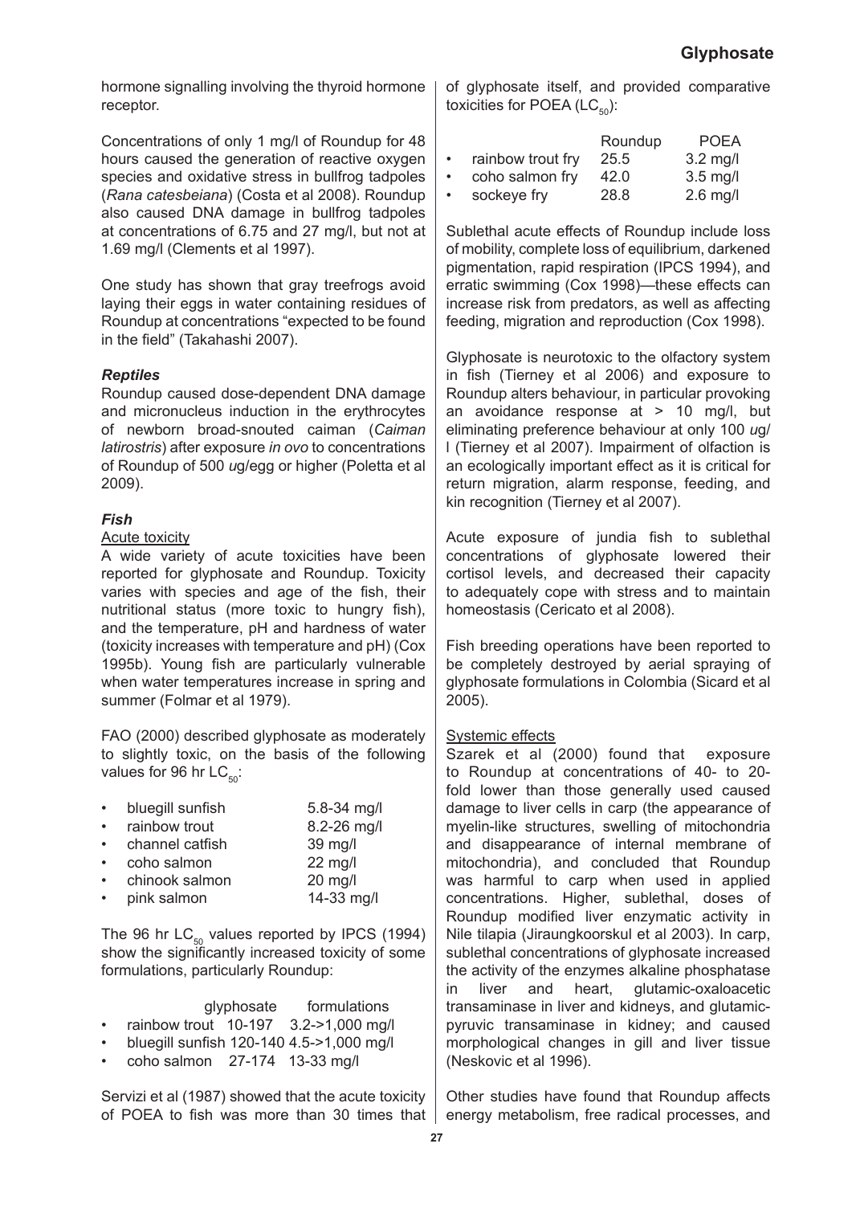hormone signalling involving the thyroid hormone receptor.

Concentrations of only 1 mg/l of Roundup for 48 hours caused the generation of reactive oxygen species and oxidative stress in bullfrog tadpoles (*Rana catesbeiana*) (Costa et al 2008). Roundup also caused DNA damage in bullfrog tadpoles at concentrations of 6.75 and 27 mg/l, but not at 1.69 mg/l (Clements et al 1997).

One study has shown that gray treefrogs avoid laying their eggs in water containing residues of Roundup at concentrations "expected to be found in the field" (Takahashi 2007).

### *Reptiles*

Roundup caused dose-dependent DNA damage and micronucleus induction in the erythrocytes of newborn broad-snouted caiman (*Caiman latirostris*) after exposure *in ovo* to concentrations of Roundup of 500 *u*g/egg or higher (Poletta et al 2009).

### *Fish*

Acute toxicity

A wide variety of acute toxicities have been reported for glyphosate and Roundup. Toxicity varies with species and age of the fish, their nutritional status (more toxic to hungry fish), and the temperature, pH and hardness of water (toxicity increases with temperature and pH) (Cox 1995b). Young fish are particularly vulnerable when water temperatures increase in spring and summer (Folmar et al 1979).

FAO (2000) described glyphosate as moderately to slightly toxic, on the basis of the following values for 96 hr $LC_{50}$:

| | |
|---|---|
| bluegill sunfish | 5.8-34 mg/l |
| rainbow trout | 8.2-26 mg/l |
| channel catfish | 39 mg/l |
| coho salmon | 22 mg/l |
| chinook salmon | 20 mg/l |
| pink salmon | 14-33 mg/l |

The 96 hr $LC_{50}$ values reported by IPCS (1994) show the significantly increased toxicity of some formulations, particularly Roundup:

| | glyphosate | formulations |
|---|---|---|
| rainbow trout | 10-197 | 3.2->1,000 mg/l |
| bluegill sunfish | 120-140 | 4.5->1,000 mg/l |
| coho salmon | 27-174 | 13-33 mg/l |

Servizi et al (1987) showed that the acute toxicity of POEA to fish was more than 30 times that of glyphosate itself, and provided comparative toxicities for POEA ($LC_{50}$):

| | Roundup | POEA |
|---|---|---|
| rainbow trout fry | 25.5 | 3.2 mg/l |
| coho salmon fry | 42.0 | 3.5 mg/l |
| sockeye fry | 28.8 | 2.6 mg/l |

Sublethal acute effects of Roundup include loss of mobility, complete loss of equilibrium, darkened pigmentation, rapid respiration (IPCS 1994), and erratic swimming (Cox 1998)—these effects can increase risk from predators, as well as affecting feeding, migration and reproduction (Cox 1998).

Glyphosate is neurotoxic to the olfactory system in fish (Tierney et al 2006) and exposure to Roundup alters behaviour, in particular provoking an avoidance response at > 10 mg/l, but eliminating preference behaviour at only 100 *u*g/l (Tierney et al 2007). Impairment of olfaction is an ecologically important effect as it is critical for return migration, alarm response, feeding, and kin recognition (Tierney et al 2007).

Acute exposure of jundia fish to sublethal concentrations of glyphosate lowered their cortisol levels, and decreased their capacity to adequately cope with stress and to maintain homeostasis (Cericato et al 2008).

Fish breeding operations have been reported to be completely destroyed by aerial spraying of glyphosate formulations in Colombia (Sicard et al 2005).

Systemic effects

Szarek et al (2000) found that exposure to Roundup at concentrations of 40- to 20-fold lower than those generally used caused damage to liver cells in carp (the appearance of myelin-like structures, swelling of mitochondria and disappearance of internal membrane of mitochondria), and concluded that Roundup was harmful to carp when used in applied concentrations. Higher, sublethal, doses of Roundup modified liver enzymatic activity in Nile tilapia (Jiraungkoorskul et al 2003). In carp, sublethal concentrations of glyphosate increased the activity of the enzymes alkaline phosphatase in liver and heart, glutamic-oxaloacetic transaminase in liver and kidneys, and glutamic-pyruvic transaminase in kidney; and caused morphological changes in gill and liver tissue (Neskovic et al 1996).

Other studies have found that Roundup affects energy metabolism, free radical processes, and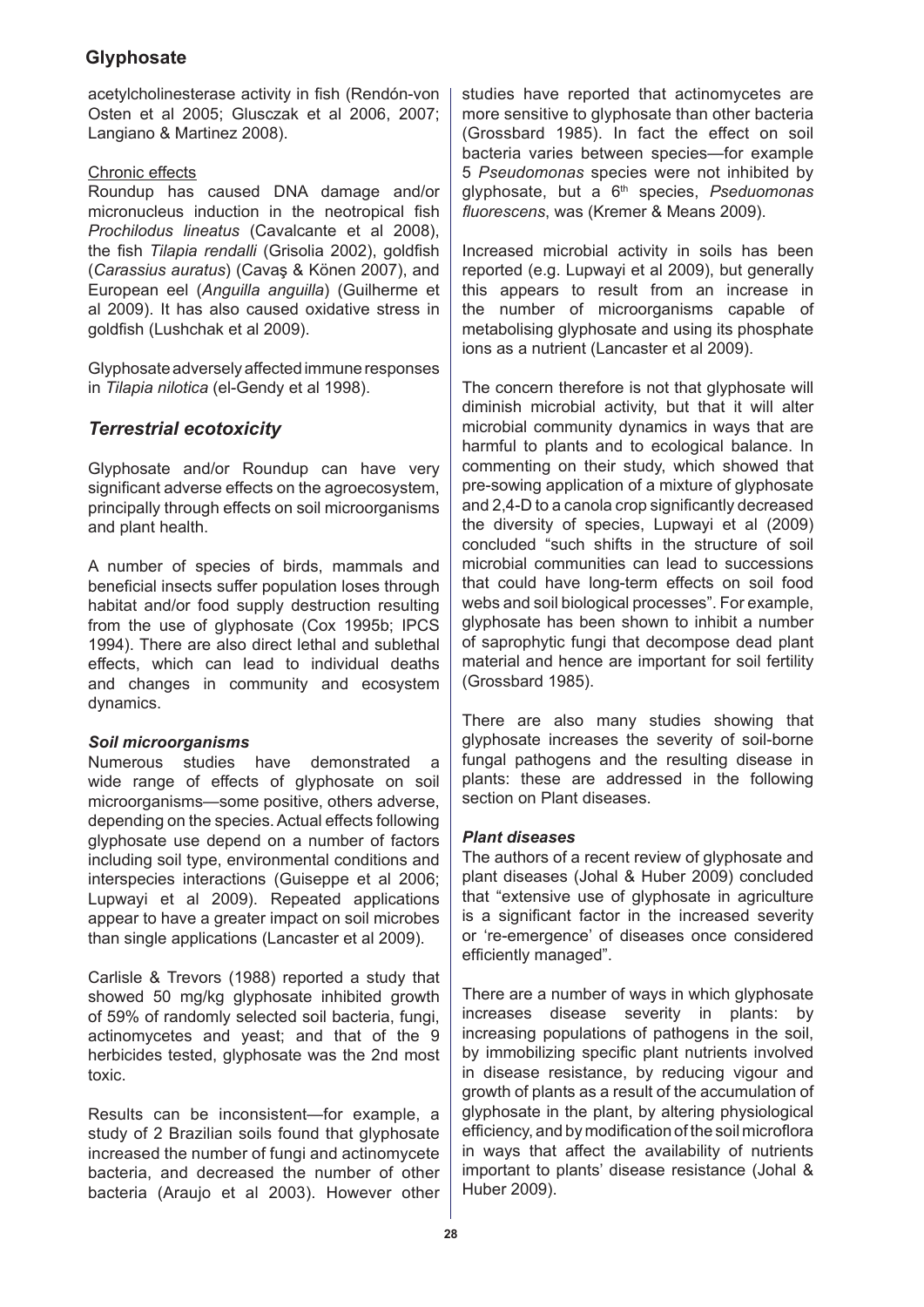acetylcholinesterase activity in fish (Rendón-von Osten et al 2005; Glusczak et al 2006, 2007; Langiano & Martinez 2008).

Chronic effects

Roundup has caused DNA damage and/or micronucleus induction in the neotropical fish *Prochilodus lineatus* (Cavalcante et al 2008), the fish *Tilapia rendalli* (Grisolia 2002), goldfish (*Carassius auratus*) (Cavaş & Könen 2007), and European eel (*Anguilla anguilla*) (Guilherme et al 2009). It has also caused oxidative stress in goldfish (Lushchak et al 2009).

Glyphosate adversely affected immune responses in *Tilapia nilotica* (el-Gendy et al 1998).

## *Terrestrial ecotoxicity*

Glyphosate and/or Roundup can have very significant adverse effects on the agroecosystem, principally through effects on soil microorganisms and plant health.

A number of species of birds, mammals and beneficial insects suffer population loses through habitat and/or food supply destruction resulting from the use of glyphosate (Cox 1995b; IPCS 1994). There are also direct lethal and sublethal effects, which can lead to individual deaths and changes in community and ecosystem dynamics.

### *Soil microorganisms*

Numerous studies have demonstrated a wide range of effects of glyphosate on soil microorganisms—some positive, others adverse, depending on the species. Actual effects following glyphosate use depend on a number of factors including soil type, environmental conditions and interspecies interactions (Guiseppe et al 2006; Lupwayi et al 2009). Repeated applications appear to have a greater impact on soil microbes than single applications (Lancaster et al 2009).

Carlisle & Trevors (1988) reported a study that showed 50 mg/kg glyphosate inhibited growth of 59% of randomly selected soil bacteria, fungi, actinomycetes and yeast; and that of the 9 herbicides tested, glyphosate was the 2nd most toxic.

Results can be inconsistent—for example, a study of 2 Brazilian soils found that glyphosate increased the number of fungi and actinomycete bacteria, and decreased the number of other bacteria (Araujo et al 2003). However other studies have reported that actinomycetes are more sensitive to glyphosate than other bacteria (Grossbard 1985). In fact the effect on soil bacteria varies between species—for example 5 *Pseudomonas* species were not inhibited by glyphosate, but a 6th species, *Pseduomonas fluorescens*, was (Kremer & Means 2009).

Increased microbial activity in soils has been reported (e.g. Lupwayi et al 2009), but generally this appears to result from an increase in the number of microorganisms capable of metabolising glyphosate and using its phosphate ions as a nutrient (Lancaster et al 2009).

The concern therefore is not that glyphosate will diminish microbial activity, but that it will alter microbial community dynamics in ways that are harmful to plants and to ecological balance. In commenting on their study, which showed that pre-sowing application of a mixture of glyphosate and 2,4-D to a canola crop significantly decreased the diversity of species, Lupwayi et al (2009) concluded "such shifts in the structure of soil microbial communities can lead to successions that could have long-term effects on soil food webs and soil biological processes". For example, glyphosate has been shown to inhibit a number of saprophytic fungi that decompose dead plant material and hence are important for soil fertility (Grossbard 1985).

There are also many studies showing that glyphosate increases the severity of soil-borne fungal pathogens and the resulting disease in plants: these are addressed in the following section on Plant diseases.

### *Plant diseases*

The authors of a recent review of glyphosate and plant diseases (Johal & Huber 2009) concluded that "extensive use of glyphosate in agriculture is a significant factor in the increased severity or 're-emergence' of diseases once considered efficiently managed".

There are a number of ways in which glyphosate increases disease severity in plants: by increasing populations of pathogens in the soil, by immobilizing specific plant nutrients involved in disease resistance, by reducing vigour and growth of plants as a result of the accumulation of glyphosate in the plant, by altering physiological efficiency, and by modification of the soil microflora in ways that affect the availability of nutrients important to plants' disease resistance (Johal & Huber 2009).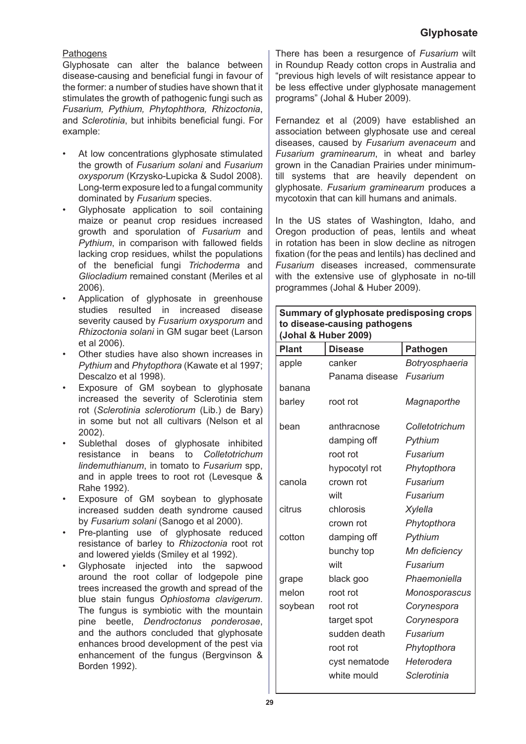Pathogens

Glyphosate can alter the balance between disease-causing and beneficial fungi in favour of the former: a number of studies have shown that it stimulates the growth of pathogenic fungi such as *Fusarium, Pythium, Phytophthora, Rhizoctonia*, and *Sclerotinia*, but inhibits beneficial fungi. For example:

- At low concentrations glyphosate stimulated the growth of *Fusarium solani* and *Fusarium oxysporum* (Krzysko-Lupicka & Sudol 2008). Long-term exposure led to a fungal community dominated by *Fusarium* species.
- Glyphosate application to soil containing maize or peanut crop residues increased growth and sporulation of *Fusarium* and *Pythium*, in comparison with fallowed fields lacking crop residues, whilst the populations of the beneficial fungi *Trichoderma* and *Gliocladium* remained constant (Meriles et al 2006).
- Application of glyphosate in greenhouse studies resulted in increased disease severity caused by *Fusarium oxysporum* and *Rhizoctonia solani* in GM sugar beet (Larson et al 2006).
- Other studies have also shown increases in *Pythium* and *Phytopthora* (Kawate et al 1997; Descalzo et al 1998).
- Exposure of GM soybean to glyphosate increased the severity of Sclerotinia stem rot (*Sclerotinia sclerotiorum* (Lib.) de Bary) in some but not all cultivars (Nelson et al 2002).
- Sublethal doses of glyphosate inhibited resistance in beans to *Colletotrichum lindemuthianum*, in tomato to *Fusarium* spp, and in apple trees to root rot (Levesque & Rahe 1992).
- Exposure of GM soybean to glyphosate increased sudden death syndrome caused by *Fusarium solani* (Sanogo et al 2000).
- Pre-planting use of glyphosate reduced resistance of barley to *Rhizoctonia* root rot and lowered yields (Smiley et al 1992).
- Glyphosate injected into the sapwood around the root collar of lodgepole pine trees increased the growth and spread of the blue stain fungus *Ophiostoma clavigerum*. The fungus is symbiotic with the mountain pine beetle, *Dendroctonus ponderosae*, and the authors concluded that glyphosate enhances brood development of the pest via enhancement of the fungus (Bergvinson & Borden 1992).

There has been a resurgence of *Fusarium* wilt in Roundup Ready cotton crops in Australia and "previous high levels of wilt resistance appear to be less effective under glyphosate management programs" (Johal & Huber 2009).

Fernandez et al (2009) have established an association between glyphosate use and cereal diseases, caused by *Fusarium avenaceum* and *Fusarium graminearum*, in wheat and barley grown in the Canadian Prairies under minimum-till systems that are heavily dependent on glyphosate. *Fusarium graminearum* produces a mycotoxin that can kill humans and animals.

In the US states of Washington, Idaho, and Oregon production of peas, lentils and wheat in rotation has been in slow decline as nitrogen fixation (for the peas and lentils) has declined and *Fusarium* diseases increased, commensurate with the extensive use of glyphosate in no-till programmes (Johal & Huber 2009).

**Summary of glyphosate predisposing crops to disease-causing pathogens (Johal & Huber 2009)**

| Plant | Disease | Pathogen |
|---|---|---|
| apple | canker | *Botryosphaeria* |
| | Panama disease | *Fusarium* |
| banana | | |
| barley | root rot | *Magnaporthe* |
| bean | anthracnose | *Colletotrichum* |
| | damping off | *Pythium* |
| | root rot | *Fusarium* |
| | hypocotyl rot | *Phytopthora* |
| canola | crown rot | *Fusarium* |
| | wilt | *Fusarium* |
| citrus | chlorosis | *Xylella* |
| | crown rot | *Phytopthora* |
| cotton | damping off | *Pythium* |
| | bunchy top | *Mn deficiency* |
| | wilt | *Fusarium* |
| grape | black goo | *Phaemoniella* |
| melon | root rot | *Monosporascus* |
| soybean | root rot | *Corynespora* |
| | target spot | *Corynespora* |
| | sudden death | *Fusarium* |
| | root rot | *Phytopthora* |
| | cyst nematode | *Heterodera* |
| | white mould | *Sclerotinia* |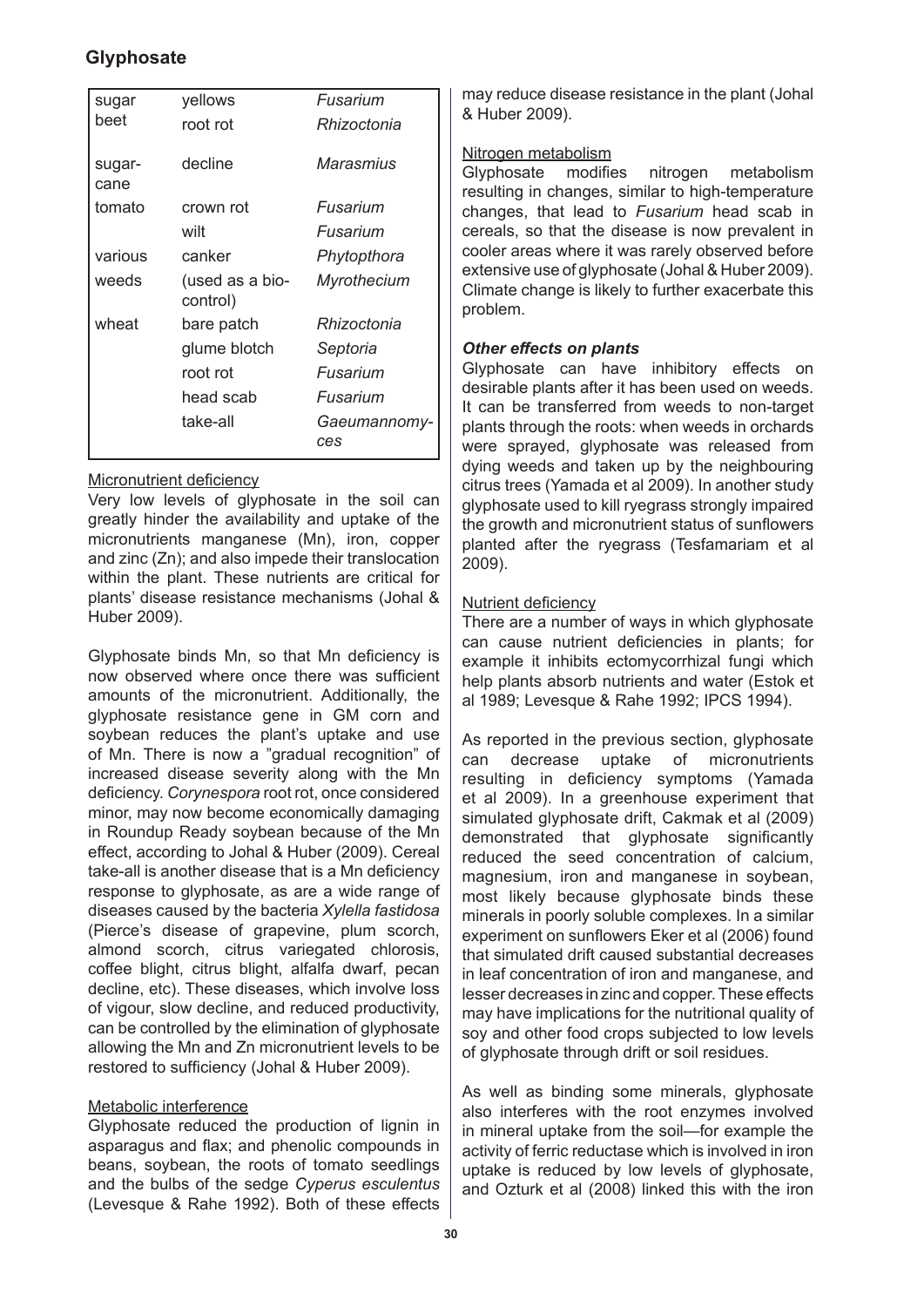| | | |
|---|---|---|
| sugar beet | yellows | *Fusarium* |
| | root rot | *Rhizoctonia* |
| sugar-cane | decline | *Marasmius* |
| tomato | crown rot | *Fusarium* |
| | wilt | *Fusarium* |
| various | canker | *Phytopthora* |
| weeds | (used as a bio-control) | *Myrothecium* |
| wheat | bare patch | *Rhizoctonia* |
| | glume blotch | *Septoria* |
| | root rot | *Fusarium* |
| | head scab | *Fusarium* |
| | take-all | *Gaeumannomyces* |

Micronutrient deficiency

Very low levels of glyphosate in the soil can greatly hinder the availability and uptake of the micronutrients manganese (Mn), iron, copper and zinc (Zn); and also impede their translocation within the plant. These nutrients are critical for plants' disease resistance mechanisms (Johal & Huber 2009).

Glyphosate binds Mn, so that Mn deficiency is now observed where once there was sufficient amounts of the micronutrient. Additionally, the glyphosate resistance gene in GM corn and soybean reduces the plant's uptake and use of Mn. There is now a "gradual recognition" of increased disease severity along with the Mn deficiency. *Corynespora* root rot, once considered minor, may now become economically damaging in Roundup Ready soybean because of the Mn effect, according to Johal & Huber (2009). Cereal take-all is another disease that is a Mn deficiency response to glyphosate, as are a wide range of diseases caused by the bacteria *Xylella fastidosa* (Pierce's disease of grapevine, plum scorch, almond scorch, citrus variegated chlorosis, coffee blight, citrus blight, alfalfa dwarf, pecan decline, etc). These diseases, which involve loss of vigour, slow decline, and reduced productivity, can be controlled by the elimination of glyphosate allowing the Mn and Zn micronutrient levels to be restored to sufficiency (Johal & Huber 2009).

Metabolic interference

Glyphosate reduced the production of lignin in asparagus and flax; and phenolic compounds in beans, soybean, the roots of tomato seedlings and the bulbs of the sedge *Cyperus esculentus* (Levesque & Rahe 1992). Both of these effects may reduce disease resistance in the plant (Johal & Huber 2009).

Nitrogen metabolism

Glyphosate modifies nitrogen metabolism resulting in changes, similar to high-temperature changes, that lead to *Fusarium* head scab in cereals, so that the disease is now prevalent in cooler areas where it was rarely observed before extensive use of glyphosate (Johal & Huber 2009). Climate change is likely to further exacerbate this problem.

### *Other effects on plants*

Glyphosate can have inhibitory effects on desirable plants after it has been used on weeds. It can be transferred from weeds to non-target plants through the roots: when weeds in orchards were sprayed, glyphosate was released from dying weeds and taken up by the neighbouring citrus trees (Yamada et al 2009). In another study glyphosate used to kill ryegrass strongly impaired the growth and micronutrient status of sunflowers planted after the ryegrass (Tesfamariam et al 2009).

Nutrient deficiency

There are a number of ways in which glyphosate can cause nutrient deficiencies in plants; for example it inhibits ectomycorrhizal fungi which help plants absorb nutrients and water (Estok et al 1989; Levesque & Rahe 1992; IPCS 1994).

As reported in the previous section, glyphosate can decrease uptake of micronutrients resulting in deficiency symptoms (Yamada et al 2009). In a greenhouse experiment that simulated glyphosate drift, Cakmak et al (2009) demonstrated that glyphosate significantly reduced the seed concentration of calcium, magnesium, iron and manganese in soybean, most likely because glyphosate binds these minerals in poorly soluble complexes. In a similar experiment on sunflowers Eker et al (2006) found that simulated drift caused substantial decreases in leaf concentration of iron and manganese, and lesser decreases in zinc and copper. These effects may have implications for the nutritional quality of soy and other food crops subjected to low levels of glyphosate through drift or soil residues.

As well as binding some minerals, glyphosate also interferes with the root enzymes involved in mineral uptake from the soil—for example the activity of ferric reductase which is involved in iron uptake is reduced by low levels of glyphosate, and Ozturk et al (2008) linked this with the iron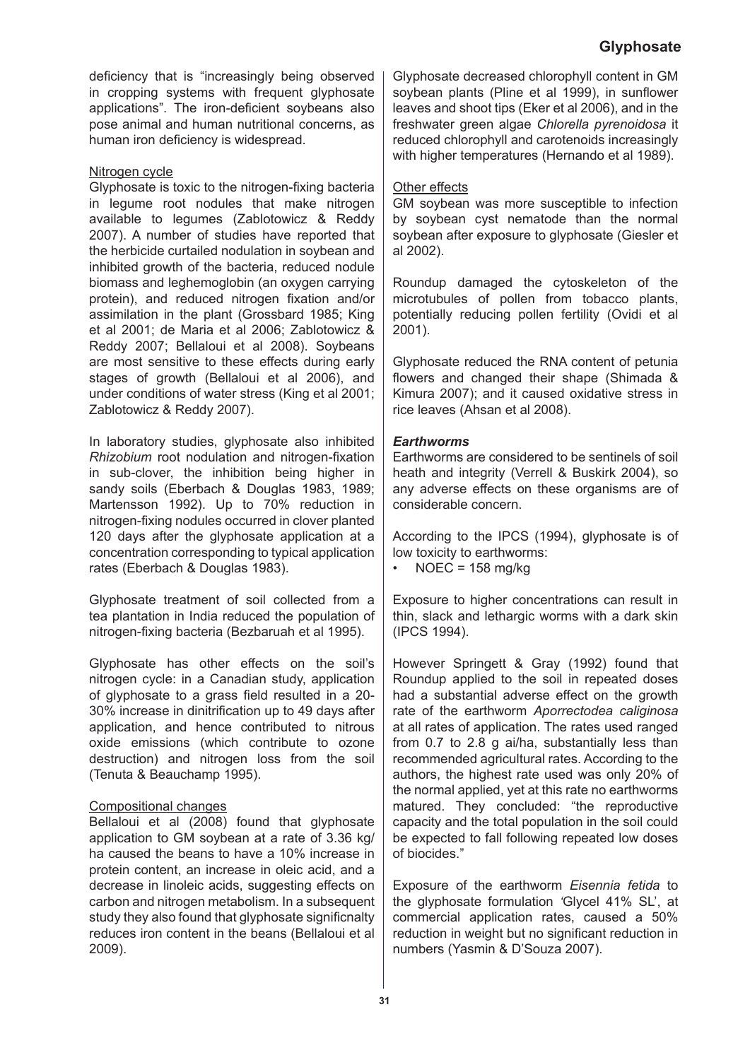deficiency that is "increasingly being observed in cropping systems with frequent glyphosate applications". The iron-deficient soybeans also pose animal and human nutritional concerns, as human iron deficiency is widespread.

Nitrogen cycle

Glyphosate is toxic to the nitrogen-fixing bacteria in legume root nodules that make nitrogen available to legumes (Zablotowicz & Reddy 2007). A number of studies have reported that the herbicide curtailed nodulation in soybean and inhibited growth of the bacteria, reduced nodule biomass and leghemoglobin (an oxygen carrying protein), and reduced nitrogen fixation and/or assimilation in the plant (Grossbard 1985; King et al 2001; de Maria et al 2006; Zablotowicz & Reddy 2007; Bellaloui et al 2008). Soybeans are most sensitive to these effects during early stages of growth (Bellaloui et al 2006), and under conditions of water stress (King et al 2001; Zablotowicz & Reddy 2007).

In laboratory studies, glyphosate also inhibited *Rhizobium* root nodulation and nitrogen-fixation in sub-clover, the inhibition being higher in sandy soils (Eberbach & Douglas 1983, 1989; Martensson 1992). Up to 70% reduction in nitrogen-fixing nodules occurred in clover planted 120 days after the glyphosate application at a concentration corresponding to typical application rates (Eberbach & Douglas 1983).

Glyphosate treatment of soil collected from a tea plantation in India reduced the population of nitrogen-fixing bacteria (Bezbaruah et al 1995).

Glyphosate has other effects on the soil's nitrogen cycle: in a Canadian study, application of glyphosate to a grass field resulted in a 20-30% increase in dinitrification up to 49 days after application, and hence contributed to nitrous oxide emissions (which contribute to ozone destruction) and nitrogen loss from the soil (Tenuta & Beauchamp 1995).

Compositional changes

Bellaloui et al (2008) found that glyphosate application to GM soybean at a rate of 3.36 kg/ha caused the beans to have a 10% increase in protein content, an increase in oleic acid, and a decrease in linoleic acids, suggesting effects on carbon and nitrogen metabolism. In a subsequent study they also found that glyphosate significnalty reduces iron content in the beans (Bellaloui et al 2009).

Glyphosate decreased chlorophyll content in GM soybean plants (Pline et al 1999), in sunflower leaves and shoot tips (Eker et al 2006), and in the freshwater green algae *Chlorella pyrenoidosa* it reduced chlorophyll and carotenoids increasingly with higher temperatures (Hernando et al 1989).

Other effects

GM soybean was more susceptible to infection by soybean cyst nematode than the normal soybean after exposure to glyphosate (Giesler et al 2002).

Roundup damaged the cytoskeleton of the microtubules of pollen from tobacco plants, potentially reducing pollen fertility (Ovidi et al 2001).

Glyphosate reduced the RNA content of petunia flowers and changed their shape (Shimada & Kimura 2007); and it caused oxidative stress in rice leaves (Ahsan et al 2008).

### *Earthworms*

Earthworms are considered to be sentinels of soil heath and integrity (Verrell & Buskirk 2004), so any adverse effects on these organisms are of considerable concern.

According to the IPCS (1994), glyphosate is of low toxicity to earthworms:

- NOEC = 158 mg/kg

Exposure to higher concentrations can result in thin, slack and lethargic worms with a dark skin (IPCS 1994).

However Springett & Gray (1992) found that Roundup applied to the soil in repeated doses had a substantial adverse effect on the growth rate of the earthworm *Aporrectodea caliginosa* at all rates of application. The rates used ranged from 0.7 to 2.8 g ai/ha, substantially less than recommended agricultural rates. According to the authors, the highest rate used was only 20% of the normal applied, yet at this rate no earthworms matured. They concluded: "the reproductive capacity and the total population in the soil could be expected to fall following repeated low doses of biocides."

Exposure of the earthworm *Eisennia fetida* to the glyphosate formulation 'Glycel 41% SL', at commercial application rates, caused a 50% reduction in weight but no significant reduction in numbers (Yasmin & D'Souza 2007).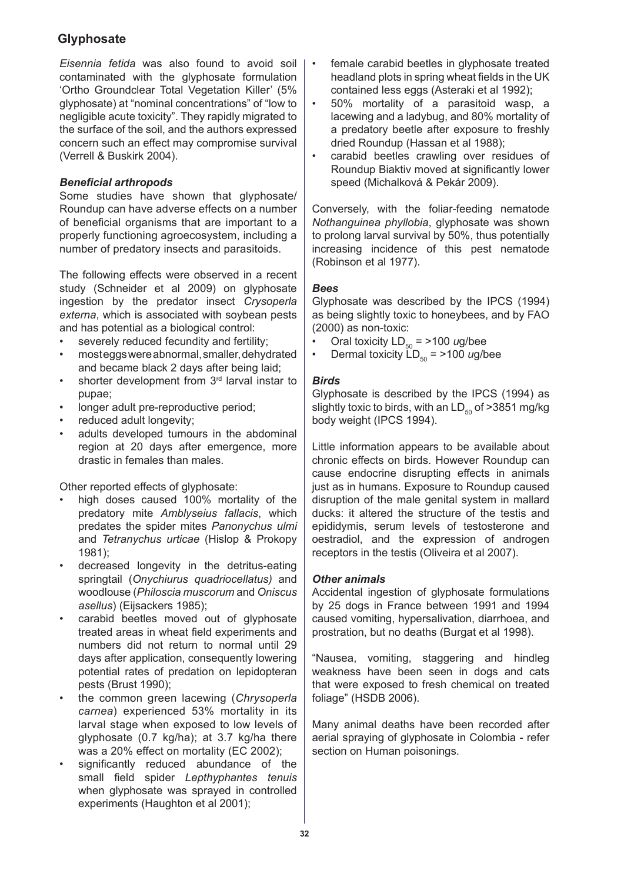## Glyphosate

*Eisennia fetida* was also found to avoid soil contaminated with the glyphosate formulation 'Ortho Groundclear Total Vegetation Killer' (5% glyphosate) at "nominal concentrations" of "low to negligible acute toxicity". They rapidly migrated to the surface of the soil, and the authors expressed concern such an effect may compromise survival (Verrell & Buskirk 2004).

### *Beneficial arthropods*

Some studies have shown that glyphosate/ Roundup can have adverse effects on a number of beneficial organisms that are important to a properly functioning agroecosystem, including a number of predatory insects and parasitoids.

The following effects were observed in a recent study (Schneider et al 2009) on glyphosate ingestion by the predator insect *Crysoperla externa*, which is associated with soybean pests and has potential as a biological control:

- severely reduced fecundity and fertility;
- most eggs were abnormal, smaller, dehydrated and became black 2 days after being laid;
- shorter development from 3rd larval instar to pupae;
- longer adult pre-reproductive period;
- reduced adult longevity;
- adults developed tumours in the abdominal region at 20 days after emergence, more drastic in females than males.

Other reported effects of glyphosate:

- high doses caused 100% mortality of the predatory mite *Amblyseius fallacis*, which predates the spider mites *Panonychus ulmi* and *Tetranychus urticae* (Hislop & Prokopy 1981);
- decreased longevity in the detritus-eating springtail (*Onychiurus quadriocellatus)* and woodlouse (*Philoscia muscorum* and *Oniscus asellus*) (Eijsackers 1985);
- carabid beetles moved out of glyphosate treated areas in wheat field experiments and numbers did not return to normal until 29 days after application, consequently lowering potential rates of predation on lepidopteran pests (Brust 1990);
- the common green lacewing (*Chrysoperla carnea*) experienced 53% mortality in its larval stage when exposed to low levels of glyphosate (0.7 kg/ha); at 3.7 kg/ha there was a 20% effect on mortality (EC 2002);
- significantly reduced abundance of the small field spider *Lepthyphantes tenuis* when glyphosate was sprayed in controlled experiments (Haughton et al 2001);
- female carabid beetles in glyphosate treated headland plots in spring wheat fields in the UK contained less eggs (Asteraki et al 1992);
- 50% mortality of a parasitoid wasp, a lacewing and a ladybug, and 80% mortality of a predatory beetle after exposure to freshly dried Roundup (Hassan et al 1988);
- carabid beetles crawling over residues of Roundup Biaktiv moved at significantly lower speed (Michalková & Pekár 2009).

Conversely, with the foliar-feeding nematode *Nothanguinea phyllobia*, glyphosate was shown to prolong larval survival by 50%, thus potentially increasing incidence of this pest nematode (Robinson et al 1977).

### *Bees*

Glyphosate was described by the IPCS (1994) as being slightly toxic to honeybees, and by FAO (2000) as non-toxic:

- Oral toxicity $LD_{50}$ = >100 *u*g/bee
- Dermal toxicity $LD_{50}$ = >100 *u*g/bee

### *Birds*

Glyphosate is described by the IPCS (1994) as slightly toxic to birds, with an $LD_{50}$ of >3851 mg/kg body weight (IPCS 1994).

Little information appears to be available about chronic effects on birds. However Roundup can cause endocrine disrupting effects in animals just as in humans. Exposure to Roundup caused disruption of the male genital system in mallard ducks: it altered the structure of the testis and epididymis, serum levels of testosterone and oestradiol, and the expression of androgen receptors in the testis (Oliveira et al 2007).

### *Other animals*

Accidental ingestion of glyphosate formulations by 25 dogs in France between 1991 and 1994 caused vomiting, hypersalivation, diarrhoea, and prostration, but no deaths (Burgat et al 1998).

"Nausea, vomiting, staggering and hindleg weakness have been seen in dogs and cats that were exposed to fresh chemical on treated foliage" (HSDB 2006).

Many animal deaths have been recorded after aerial spraying of glyphosate in Colombia - refer section on Human poisonings.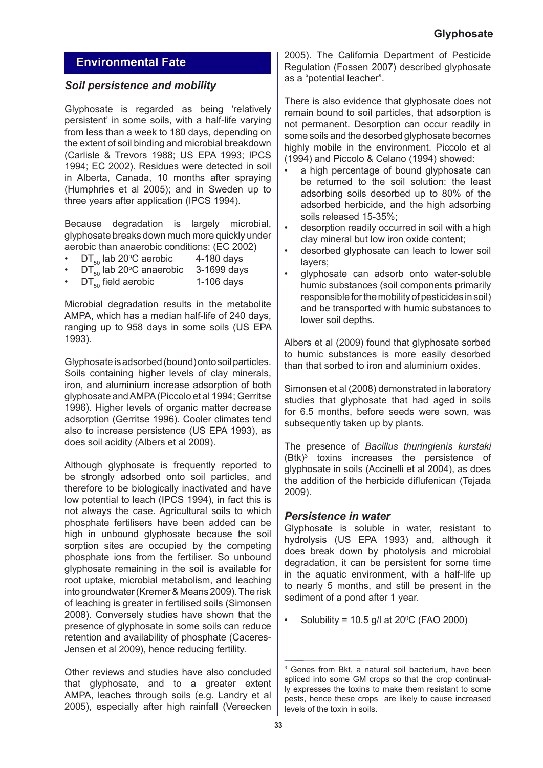## Environmental Fate

### *Soil persistence and mobility*

Glyphosate is regarded as being 'relatively persistent' in some soils, with a half-life varying from less than a week to 180 days, depending on the extent of soil binding and microbial breakdown (Carlisle & Trevors 1988; US EPA 1993; IPCS 1994; EC 2002). Residues were detected in soil in Alberta, Canada, 10 months after spraying (Humphries et al 2005); and in Sweden up to three years after application (IPCS 1994).

Because degradation is largely microbial, glyphosate breaks down much more quickly under aerobic than anaerobic conditions: (EC 2002)

- $DT_{50}$ lab 20°C aerobic 4-180 days
- $DT_{50}$ lab 20°C anaerobic 3-1699 days
- $DT_{50}$ field aerobic 1-106 days

Microbial degradation results in the metabolite AMPA, which has a median half-life of 240 days, ranging up to 958 days in some soils (US EPA 1993).

Glyphosate is adsorbed (bound) onto soil particles. Soils containing higher levels of clay minerals, iron, and aluminium increase adsorption of both glyphosate and AMPA (Piccolo et al 1994; Gerritse 1996). Higher levels of organic matter decrease adsorption (Gerritse 1996). Cooler climates tend also to increase persistence (US EPA 1993), as does soil acidity (Albers et al 2009).

Although glyphosate is frequently reported to be strongly adsorbed onto soil particles, and therefore to be biologically inactivated and have low potential to leach (IPCS 1994), in fact this is not always the case. Agricultural soils to which phosphate fertilisers have been added can be high in unbound glyphosate because the soil sorption sites are occupied by the competing phosphate ions from the fertiliser. So unbound glyphosate remaining in the soil is available for root uptake, microbial metabolism, and leaching into groundwater (Kremer & Means 2009). The risk of leaching is greater in fertilised soils (Simonsen 2008). Conversely studies have shown that the presence of glyphosate in some soils can reduce retention and availability of phosphate (Caceres-Jensen et al 2009), hence reducing fertility.

Other reviews and studies have also concluded that glyphosate, and to a greater extent AMPA, leaches through soils (e.g. Landry et al 2005), especially after high rainfall (Vereecken 2005). The California Department of Pesticide Regulation (Fossen 2007) described glyphosate as a "potential leacher".

There is also evidence that glyphosate does not remain bound to soil particles, that adsorption is not permanent. Desorption can occur readily in some soils and the desorbed glyphosate becomes highly mobile in the environment. Piccolo et al (1994) and Piccolo & Celano (1994) showed:

- a high percentage of bound glyphosate can be returned to the soil solution: the least adsorbing soils desorbed up to 80% of the adsorbed herbicide, and the high adsorbing soils released 15-35%;
- desorption readily occurred in soil with a high clay mineral but low iron oxide content;
- desorbed glyphosate can leach to lower soil layers;
- glyphosate can adsorb onto water-soluble humic substances (soil components primarily responsible for the mobility of pesticides in soil) and be transported with humic substances to lower soil depths.

Albers et al (2009) found that glyphosate sorbed to humic substances is more easily desorbed than that sorbed to iron and aluminium oxides.

Simonsen et al (2008) demonstrated in laboratory studies that glyphosate that had aged in soils for 6.5 months, before seeds were sown, was subsequently taken up by plants.

The presence of *Bacillus thuringienis kurstaki* (Btk)[3] toxins increases the persistence of glyphosate in soils (Accinelli et al 2004), as does the addition of the herbicide diflufenican (Tejada 2009).

### *Persistence in water*

Glyphosate is soluble in water, resistant to hydrolysis (US EPA 1993) and, although it does break down by photolysis and microbial degradation, it can be persistent for some time in the aquatic environment, with a half-life up to nearly 5 months, and still be present in the sediment of a pond after 1 year.

- Solubility = 10.5 g/l at 20°C (FAO 2000)

---

[3] Genes from Bkt, a natural soil bacterium, have been spliced into some GM crops so that the crop continually expresses the toxins to make them resistant to some pests, hence these crops are likely to cause increased levels of the toxin in soils.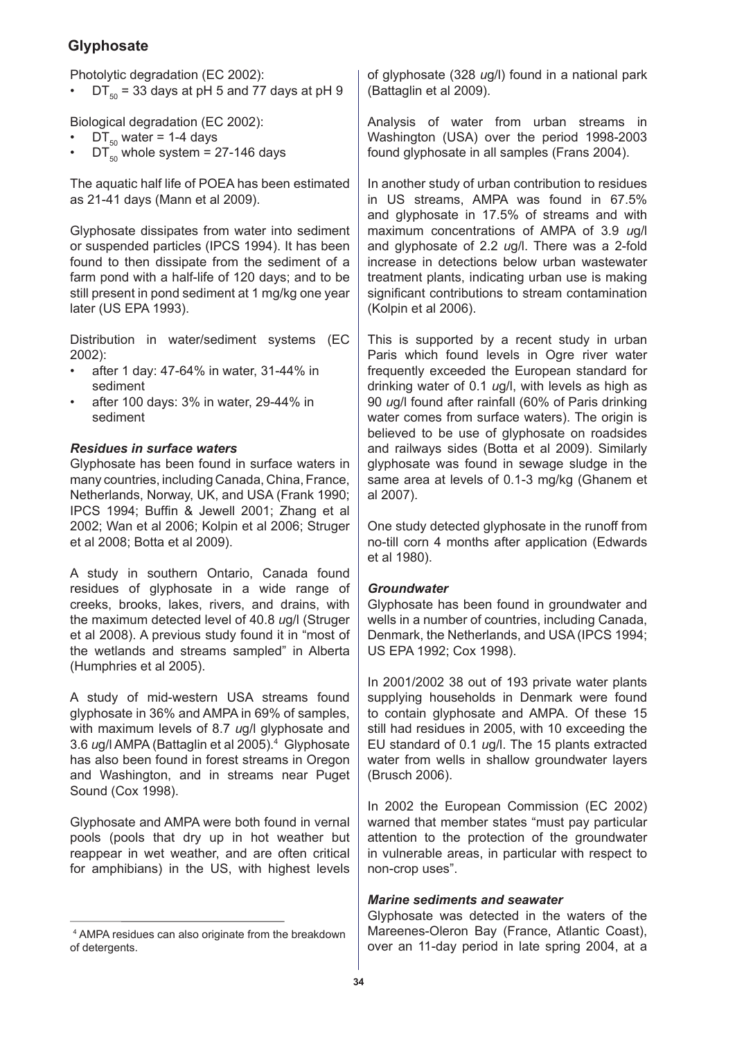## Glyphosate

Photolytic degradation (EC 2002):

- $DT_{50}$ = 33 days at pH 5 and 77 days at pH 9

Biological degradation (EC 2002):

- $DT_{50}$ water = 1-4 days
- $DT_{50}$ whole system = 27-146 days

The aquatic half life of POEA has been estimated as 21-41 days (Mann et al 2009).

Glyphosate dissipates from water into sediment or suspended particles (IPCS 1994). It has been found to then dissipate from the sediment of a farm pond with a half-life of 120 days; and to be still present in pond sediment at 1 mg/kg one year later (US EPA 1993).

Distribution in water/sediment systems (EC 2002):

- after 1 day: 47-64% in water, 31-44% in sediment
- after 100 days: 3% in water, 29-44% in sediment

### *Residues in surface waters*

Glyphosate has been found in surface waters in many countries, including Canada, China, France, Netherlands, Norway, UK, and USA (Frank 1990; IPCS 1994; Buffin & Jewell 2001; Zhang et al 2002; Wan et al 2006; Kolpin et al 2006; Struger et al 2008; Botta et al 2009).

A study in southern Ontario, Canada found residues of glyphosate in a wide range of creeks, brooks, lakes, rivers, and drains, with the maximum detected level of 40.8 *u*g/l (Struger et al 2008). A previous study found it in "most of the wetlands and streams sampled" in Alberta (Humphries et al 2005).

A study of mid-western USA streams found glyphosate in 36% and AMPA in 69% of samples, with maximum levels of 8.7 *u*g/l glyphosate and 3.6 *u*g/l AMPA (Battaglin et al 2005).[4] Glyphosate has also been found in forest streams in Oregon and Washington, and in streams near Puget Sound (Cox 1998).

Glyphosate and AMPA were both found in vernal pools (pools that dry up in hot weather but reappear in wet weather, and are often critical for amphibians) in the US, with highest levels of glyphosate (328 *u*g/l) found in a national park (Battaglin et al 2009).

Analysis of water from urban streams in Washington (USA) over the period 1998-2003 found glyphosate in all samples (Frans 2004).

In another study of urban contribution to residues in US streams, AMPA was found in 67.5% and glyphosate in 17.5% of streams and with maximum concentrations of AMPA of 3.9 *u*g/l and glyphosate of 2.2 *u*g/l. There was a 2-fold increase in detections below urban wastewater treatment plants, indicating urban use is making significant contributions to stream contamination (Kolpin et al 2006).

This is supported by a recent study in urban Paris which found levels in Ogre river water frequently exceeded the European standard for drinking water of 0.1 *u*g/l, with levels as high as 90 *u*g/l found after rainfall (60% of Paris drinking water comes from surface waters). The origin is believed to be use of glyphosate on roadsides and railways sides (Botta et al 2009). Similarly glyphosate was found in sewage sludge in the same area at levels of 0.1-3 mg/kg (Ghanem et al 2007).

One study detected glyphosate in the runoff from no-till corn 4 months after application (Edwards et al 1980).

### *Groundwater*

Glyphosate has been found in groundwater and wells in a number of countries, including Canada, Denmark, the Netherlands, and USA (IPCS 1994; US EPA 1992; Cox 1998).

In 2001/2002 38 out of 193 private water plants supplying households in Denmark were found to contain glyphosate and AMPA. Of these 15 still had residues in 2005, with 10 exceeding the EU standard of 0.1 *u*g/l. The 15 plants extracted water from wells in shallow groundwater layers (Brusch 2006).

In 2002 the European Commission (EC 2002) warned that member states "must pay particular attention to the protection of the groundwater in vulnerable areas, in particular with respect to non-crop uses".

### *Marine sediments and seawater*

Glyphosate was detected in the waters of the Mareenes-Oleron Bay (France, Atlantic Coast), over an 11-day period in late spring 2004, at a

---

[4] AMPA residues can also originate from the breakdown of detergents.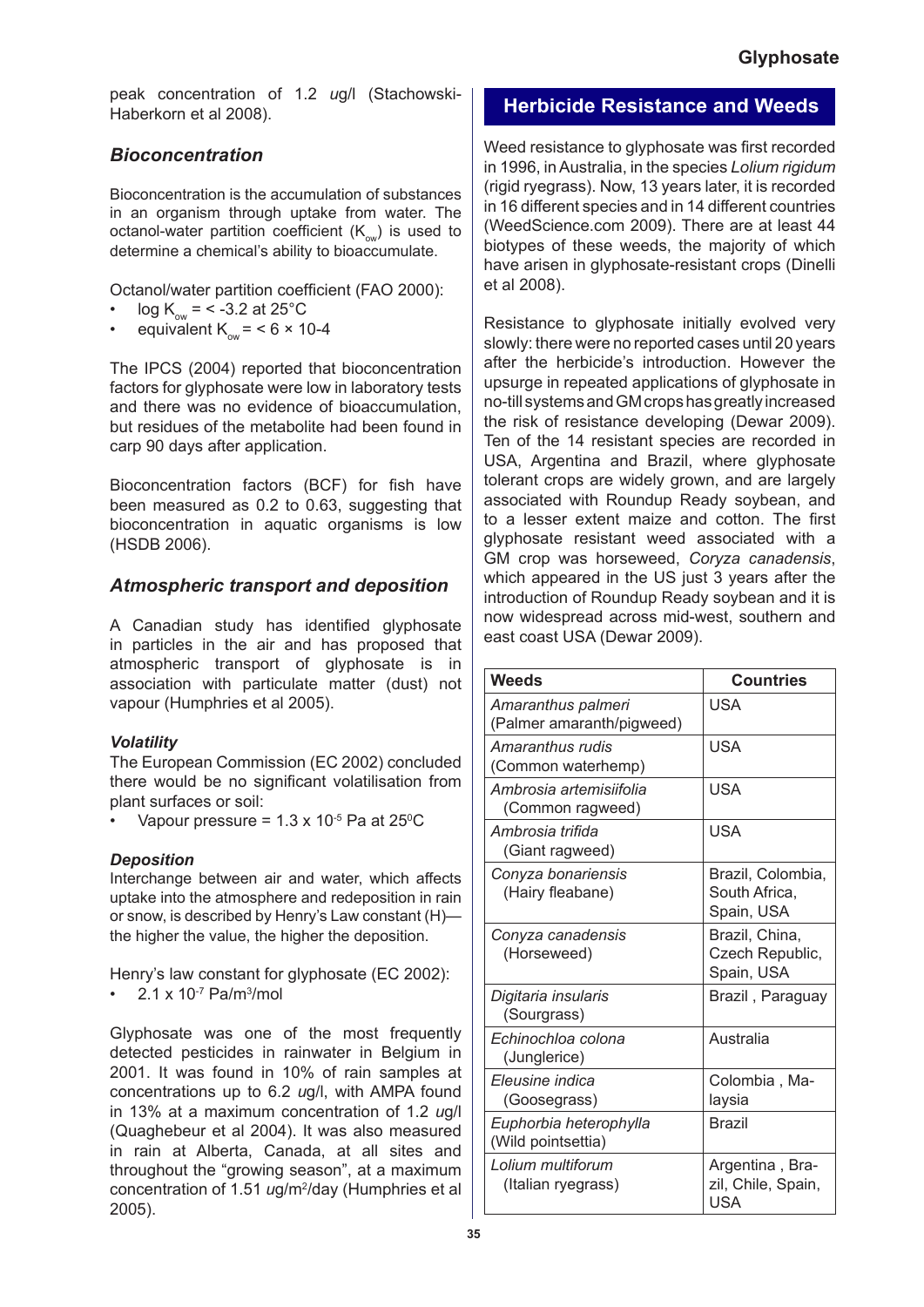peak concentration of 1.2 *ug*/l (Stachowski-Haberkorn et al 2008).

### Bioconcentration

Bioconcentration is the accumulation of substances in an organism through uptake from water. The octanol-water partition coefficient ($K_{ow}$) is used to determine a chemical's ability to bioaccumulate.

Octanol/water partition coefficient (FAO 2000):

- log $K_{ow}$ = < -3.2 at 25°C
- equivalent $K_{ow}$ = < 6 × 10-4

The IPCS (2004) reported that bioconcentration factors for glyphosate were low in laboratory tests and there was no evidence of bioaccumulation, but residues of the metabolite had been found in carp 90 days after application.

Bioconcentration factors (BCF) for fish have been measured as 0.2 to 0.63, suggesting that bioconcentration in aquatic organisms is low (HSDB 2006).

### Atmospheric transport and deposition

A Canadian study has identified glyphosate in particles in the air and has proposed that atmospheric transport of glyphosate is in association with particulate matter (dust) not vapour (Humphries et al 2005).

#### Volatility

The European Commission (EC 2002) concluded there would be no significant volatilisation from plant surfaces or soil:

- Vapour pressure = 1.3 x $10^{-5}$ Pa at 25$^{0}$C

#### Deposition

Interchange between air and water, which affects uptake into the atmosphere and redeposition in rain or snow, is described by Henry's Law constant (H)—the higher the value, the higher the deposition.

Henry's law constant for glyphosate (EC 2002):

- 2.1 x $10^{-7}$ Pa/m$^{3}$/mol

Glyphosate was one of the most frequently detected pesticides in rainwater in Belgium in 2001. It was found in 10% of rain samples at concentrations up to 6.2 *ug*/l, with AMPA found in 13% at a maximum concentration of 1.2 *ug*/l (Quaghebeur et al 2004). It was also measured in rain at Alberta, Canada, at all sites and throughout the "growing season", at a maximum concentration of 1.51 *ug*/m$^{2}$/day (Humphries et al 2005).

## Herbicide Resistance and Weeds

Weed resistance to glyphosate was first recorded in 1996, in Australia, in the species *Lolium rigidum* (rigid ryegrass). Now, 13 years later, it is recorded in 16 different species and in 14 different countries (WeedScience.com 2009). There are at least 44 biotypes of these weeds, the majority of which have arisen in glyphosate-resistant crops (Dinelli et al 2008).

Resistance to glyphosate initially evolved very slowly: there were no reported cases until 20 years after the herbicide's introduction. However the upsurge in repeated applications of glyphosate in no-till systems and GM crops has greatly increased the risk of resistance developing (Dewar 2009). Ten of the 14 resistant species are recorded in USA, Argentina and Brazil, where glyphosate tolerant crops are widely grown, and are largely associated with Roundup Ready soybean, and to a lesser extent maize and cotton. The first glyphosate resistant weed associated with a GM crop was horseweed, *Coryza canadensis*, which appeared in the US just 3 years after the introduction of Roundup Ready soybean and it is now widespread across mid-west, southern and east coast USA (Dewar 2009).

| Weeds | Countries |
|---|---|
| *Amaranthus palmeri* (Palmer amaranth/pigweed) | USA |
| *Amaranthus rudis* (Common waterhemp) | USA |
| *Ambrosia artemisiifolia* (Common ragweed) | USA |
| *Ambrosia trifida* (Giant ragweed) | USA |
| *Conyza bonariensis* (Hairy fleabane) | Brazil, Colombia, South Africa, Spain, USA |
| *Conyza canadensis* (Horseweed) | Brazil, China, Czech Republic, Spain, USA |
| *Digitaria insularis* (Sourgrass) | Brazil , Paraguay |
| *Echinochloa colona* (Junglerice) | Australia |
| *Eleusine indica* (Goosegrass) | Colombia , Malaysia |
| *Euphorbia heterophylla* (Wild pointsettia) | Brazil |
| *Lolium multiforum* (Italian ryegrass) | Argentina , Brazil, Chile, Spain, USA |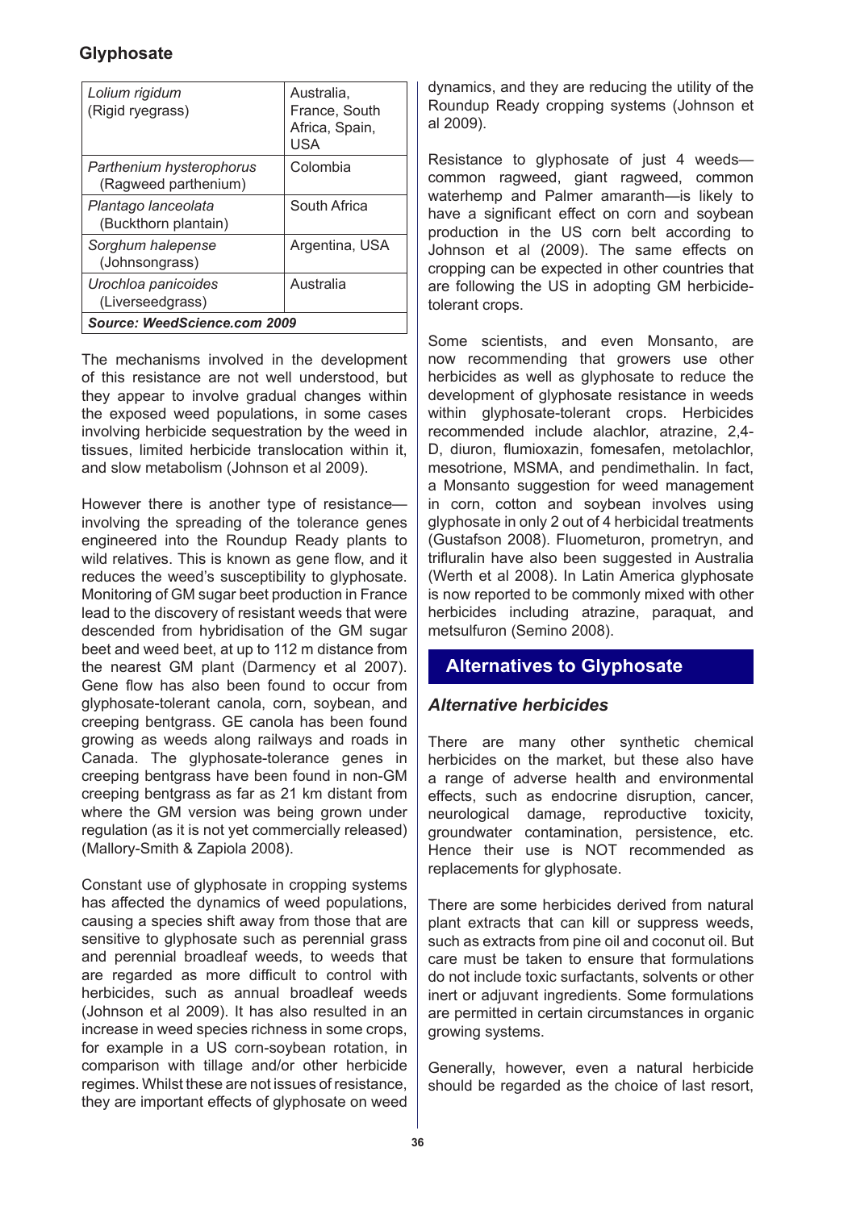| | |
|---|---|
| *Lolium rigidum* (Rigid ryegrass) | Australia, France, South Africa, Spain, USA |
| *Parthenium hysterophorus* (Ragweed parthenium) | Colombia |
| *Plantago lanceolata* (Buckthorn plantain) | South Africa |
| *Sorghum halepense* (Johnsongrass) | Argentina, USA |
| *Urochloa panicoides* (Liverseedgrass) | Australia |
| ***Source: WeedScience.com 2009*** | |

The mechanisms involved in the development of this resistance are not well understood, but they appear to involve gradual changes within the exposed weed populations, in some cases involving herbicide sequestration by the weed in tissues, limited herbicide translocation within it, and slow metabolism (Johnson et al 2009).

However there is another type of resistance—involving the spreading of the tolerance genes engineered into the Roundup Ready plants to wild relatives. This is known as gene flow, and it reduces the weed's susceptibility to glyphosate. Monitoring of GM sugar beet production in France lead to the discovery of resistant weeds that were descended from hybridisation of the GM sugar beet and weed beet, at up to 112 m distance from the nearest GM plant (Darmency et al 2007). Gene flow has also been found to occur from glyphosate-tolerant canola, corn, soybean, and creeping bentgrass. GE canola has been found growing as weeds along railways and roads in Canada. The glyphosate-tolerance genes in creeping bentgrass have been found in non-GM creeping bentgrass as far as 21 km distant from where the GM version was being grown under regulation (as it is not yet commercially released) (Mallory-Smith & Zapiola 2008).

Constant use of glyphosate in cropping systems has affected the dynamics of weed populations, causing a species shift away from those that are sensitive to glyphosate such as perennial grass and perennial broadleaf weeds, to weeds that are regarded as more difficult to control with herbicides, such as annual broadleaf weeds (Johnson et al 2009). It has also resulted in an increase in weed species richness in some crops, for example in a US corn-soybean rotation, in comparison with tillage and/or other herbicide regimes. Whilst these are not issues of resistance, they are important effects of glyphosate on weed dynamics, and they are reducing the utility of the Roundup Ready cropping systems (Johnson et al 2009).

Resistance to glyphosate of just 4 weeds—common ragweed, giant ragweed, common waterhemp and Palmer amaranth—is likely to have a significant effect on corn and soybean production in the US corn belt according to Johnson et al (2009). The same effects on cropping can be expected in other countries that are following the US in adopting GM herbicide-tolerant crops.

Some scientists, and even Monsanto, are now recommending that growers use other herbicides as well as glyphosate to reduce the development of glyphosate resistance in weeds within glyphosate-tolerant crops. Herbicides recommended include alachlor, atrazine, 2,4-D, diuron, flumioxazin, fomesafen, metolachlor, mesotrione, MSMA, and pendimethalin. In fact, a Monsanto suggestion for weed management in corn, cotton and soybean involves using glyphosate in only 2 out of 4 herbicidal treatments (Gustafson 2008). Fluometuron, prometryn, and trifluralin have also been suggested in Australia (Werth et al 2008). In Latin America glyphosate is now reported to be commonly mixed with other herbicides including atrazine, paraquat, and metsulfuron (Semino 2008).

## Alternatives to Glyphosate

### *Alternative herbicides*

There are many other synthetic chemical herbicides on the market, but these also have a range of adverse health and environmental effects, such as endocrine disruption, cancer, neurological damage, reproductive toxicity, groundwater contamination, persistence, etc. Hence their use is NOT recommended as replacements for glyphosate.

There are some herbicides derived from natural plant extracts that can kill or suppress weeds, such as extracts from pine oil and coconut oil. But care must be taken to ensure that formulations do not include toxic surfactants, solvents or other inert or adjuvant ingredients. Some formulations are permitted in certain circumstances in organic growing systems.

Generally, however, even a natural herbicide should be regarded as the choice of last resort,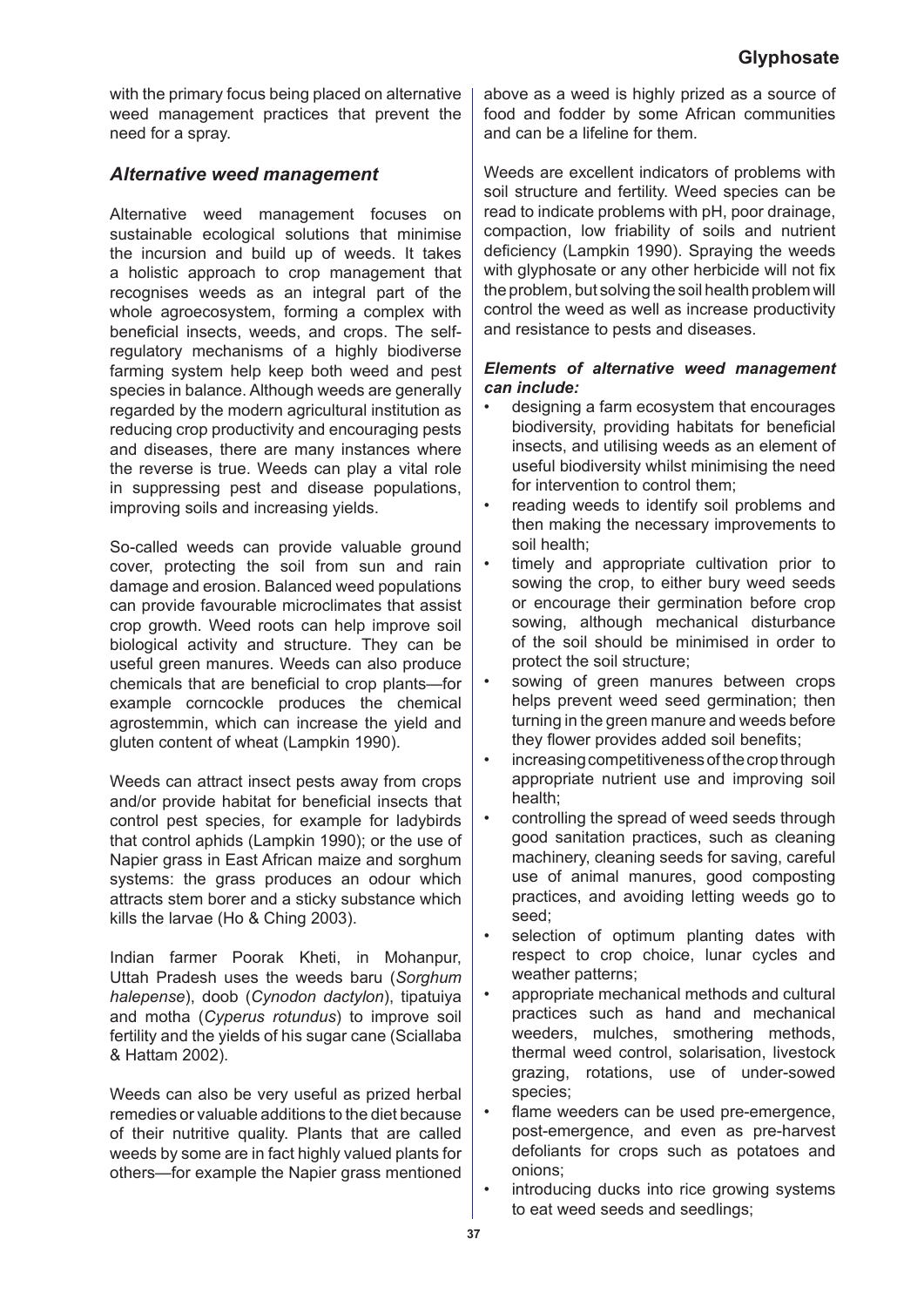with the primary focus being placed on alternative weed management practices that prevent the need for a spray.

## *Alternative weed management*

Alternative weed management focuses on sustainable ecological solutions that minimise the incursion and build up of weeds. It takes a holistic approach to crop management that recognises weeds as an integral part of the whole agroecosystem, forming a complex with beneficial insects, weeds, and crops. The self-regulatory mechanisms of a highly biodiverse farming system help keep both weed and pest species in balance. Although weeds are generally regarded by the modern agricultural institution as reducing crop productivity and encouraging pests and diseases, there are many instances where the reverse is true. Weeds can play a vital role in suppressing pest and disease populations, improving soils and increasing yields.

So-called weeds can provide valuable ground cover, protecting the soil from sun and rain damage and erosion. Balanced weed populations can provide favourable microclimates that assist crop growth. Weed roots can help improve soil biological activity and structure. They can be useful green manures. Weeds can also produce chemicals that are beneficial to crop plants—for example corncockle produces the chemical agrostemmin, which can increase the yield and gluten content of wheat (Lampkin 1990).

Weeds can attract insect pests away from crops and/or provide habitat for beneficial insects that control pest species, for example for ladybirds that control aphids (Lampkin 1990); or the use of Napier grass in East African maize and sorghum systems: the grass produces an odour which attracts stem borer and a sticky substance which kills the larvae (Ho & Ching 2003).

Indian farmer Poorak Kheti, in Mohanpur, Uttah Pradesh uses the weeds baru (*Sorghum halepense*), doob (*Cynodon dactylon*), tipatuiya and motha (*Cyperus rotundus*) to improve soil fertility and the yields of his sugar cane (Sciallaba & Hattam 2002).

Weeds can also be very useful as prized herbal remedies or valuable additions to the diet because of their nutritive quality. Plants that are called weeds by some are in fact highly valued plants for others—for example the Napier grass mentioned above as a weed is highly prized as a source of food and fodder by some African communities and can be a lifeline for them.

Weeds are excellent indicators of problems with soil structure and fertility. Weed species can be read to indicate problems with pH, poor drainage, compaction, low friability of soils and nutrient deficiency (Lampkin 1990). Spraying the weeds with glyphosate or any other herbicide will not fix the problem, but solving the soil health problem will control the weed as well as increase productivity and resistance to pests and diseases.

***Elements of alternative weed management can include:***

- designing a farm ecosystem that encourages biodiversity, providing habitats for beneficial insects, and utilising weeds as an element of useful biodiversity whilst minimising the need for intervention to control them;
- reading weeds to identify soil problems and then making the necessary improvements to soil health;
- timely and appropriate cultivation prior to sowing the crop, to either bury weed seeds or encourage their germination before crop sowing, although mechanical disturbance of the soil should be minimised in order to protect the soil structure;
- sowing of green manures between crops helps prevent weed seed germination; then turning in the green manure and weeds before they flower provides added soil benefits;
- increasing competitiveness of the crop through appropriate nutrient use and improving soil health;
- controlling the spread of weed seeds through good sanitation practices, such as cleaning machinery, cleaning seeds for saving, careful use of animal manures, good composting practices, and avoiding letting weeds go to seed;
- selection of optimum planting dates with respect to crop choice, lunar cycles and weather patterns;
- appropriate mechanical methods and cultural practices such as hand and mechanical weeders, mulches, smothering methods, thermal weed control, solarisation, livestock grazing, rotations, use of under-sowed species;
- flame weeders can be used pre-emergence, post-emergence, and even as pre-harvest defoliants for crops such as potatoes and onions;
- introducing ducks into rice growing systems to eat weed seeds and seedlings;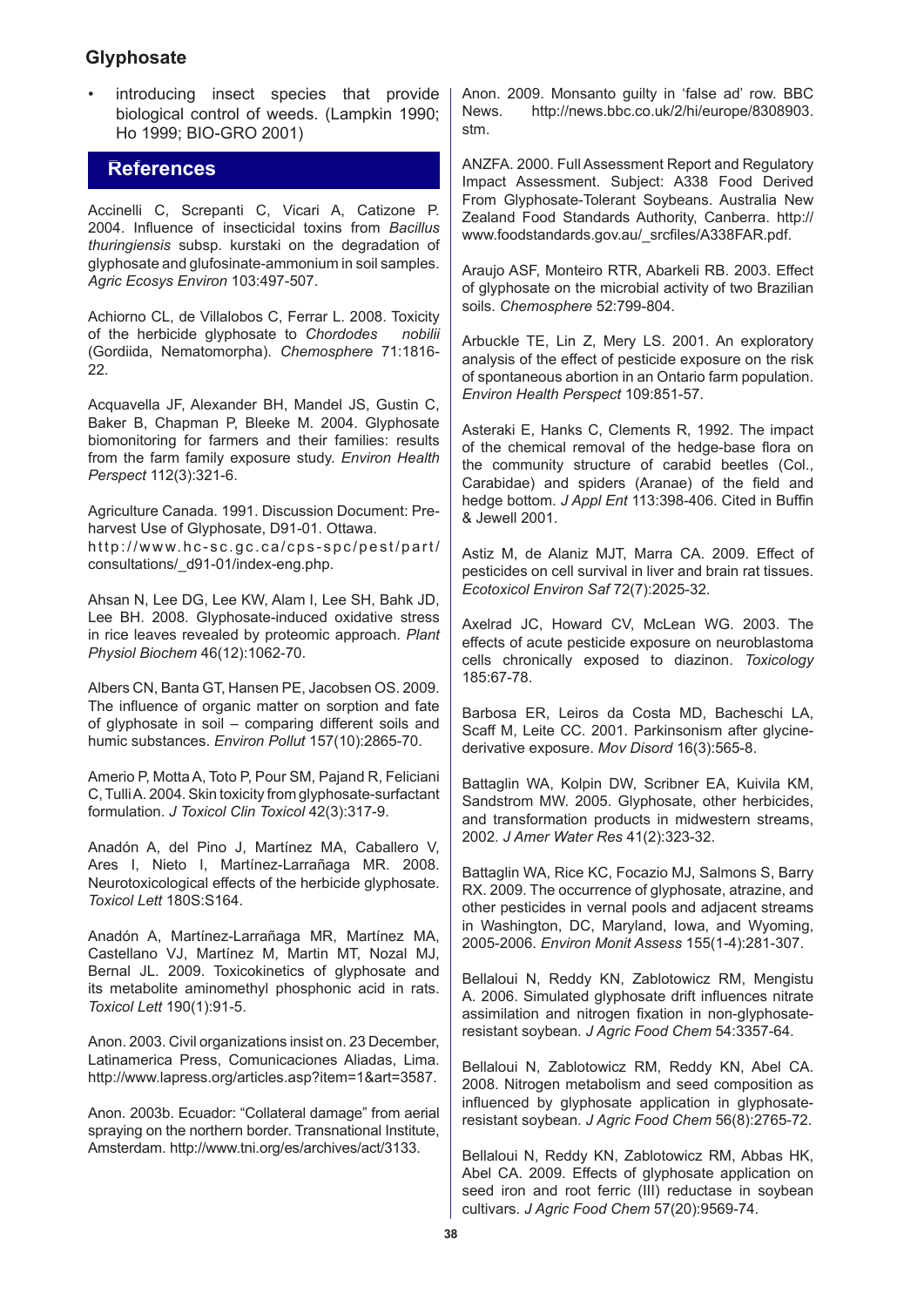- introducing insect species that provide biological control of weeds. (Lampkin 1990; Ho 1999; BIO-GRO 2001)

## References

Accinelli C, Screpanti C, Vicari A, Catizone P. 2004. Influence of insecticidal toxins from *Bacillus thuringiensis* subsp. kurstaki on the degradation of glyphosate and glufosinate-ammonium in soil samples. *Agric Ecosys Environ* 103:497-507.

Achiorno CL, de Villalobos C, Ferrar L. 2008. Toxicity of the herbicide glyphosate to *Chordodes nobilii* (Gordiida, Nematomorpha). *Chemosphere* 71:1816-22.

Acquavella JF, Alexander BH, Mandel JS, Gustin C, Baker B, Chapman P, Bleeke M. 2004. Glyphosate biomonitoring for farmers and their families: results from the farm family exposure study. *Environ Health Perspect* 112(3):321-6.

Agriculture Canada. 1991. Discussion Document: Pre-harvest Use of Glyphosate, D91-01. Ottawa. http://www.hc-sc.gc.ca/cps-spc/pest/part/consultations/_d91-01/index-eng.php.

Ahsan N, Lee DG, Lee KW, Alam I, Lee SH, Bahk JD, Lee BH. 2008. Glyphosate-induced oxidative stress in rice leaves revealed by proteomic approach. *Plant Physiol Biochem* 46(12):1062-70.

Albers CN, Banta GT, Hansen PE, Jacobsen OS. 2009. The influence of organic matter on sorption and fate of glyphosate in soil – comparing different soils and humic substances. *Environ Pollut* 157(10):2865-70.

Amerio P, Motta A, Toto P, Pour SM, Pajand R, Feliciani C, Tulli A. 2004. Skin toxicity from glyphosate-surfactant formulation. *J Toxicol Clin Toxicol* 42(3):317-9.

Anadón A, del Pino J, Martínez MA, Caballero V, Ares I, Nieto I, Martínez-Larrañaga MR. 2008. Neurotoxicological effects of the herbicide glyphosate. *Toxicol Lett* 180S:S164.

Anadón A, Martínez-Larrañaga MR, Martínez MA, Castellano VJ, Martínez M, Martin MT, Nozal MJ, Bernal JL. 2009. Toxicokinetics of glyphosate and its metabolite aminomethyl phosphonic acid in rats. *Toxicol Lett* 190(1):91-5.

Anon. 2003. Civil organizations insist on. 23 December, Latinamerica Press, Comunicaciones Aliadas, Lima. http://www.lapress.org/articles.asp?item=1&art=3587.

Anon. 2003b. Ecuador: "Collateral damage" from aerial spraying on the northern border. Transnational Institute, Amsterdam. http://www.tni.org/es/archives/act/3133.

Anon. 2009. Monsanto guilty in 'false ad' row. BBC News. http://news.bbc.co.uk/2/hi/europe/8308903.stm.

ANZFA. 2000. Full Assessment Report and Regulatory Impact Assessment. Subject: A338 Food Derived From Glyphosate-Tolerant Soybeans. Australia New Zealand Food Standards Authority, Canberra. http://www.foodstandards.gov.au/_srcfiles/A338FAR.pdf.

Araujo ASF, Monteiro RTR, Abarkeli RB. 2003. Effect of glyphosate on the microbial activity of two Brazilian soils. *Chemosphere* 52:799-804.

Arbuckle TE, Lin Z, Mery LS. 2001. An exploratory analysis of the effect of pesticide exposure on the risk of spontaneous abortion in an Ontario farm population. *Environ Health Perspect* 109:851-57.

Asteraki E, Hanks C, Clements R, 1992. The impact of the chemical removal of the hedge-base flora on the community structure of carabid beetles (Col., Carabidae) and spiders (Aranae) of the field and hedge bottom. *J Appl Ent* 113:398-406. Cited in Buffin & Jewell 2001.

Astiz M, de Alaniz MJT, Marra CA. 2009. Effect of pesticides on cell survival in liver and brain rat tissues. *Ecotoxicol Environ Saf* 72(7):2025-32.

Axelrad JC, Howard CV, McLean WG. 2003. The effects of acute pesticide exposure on neuroblastoma cells chronically exposed to diazinon. *Toxicology* 185:67-78.

Barbosa ER, Leiros da Costa MD, Bacheschi LA, Scaff M, Leite CC. 2001. Parkinsonism after glycine-derivative exposure. *Mov Disord* 16(3):565-8.

Battaglin WA, Kolpin DW, Scribner EA, Kuivila KM, Sandstrom MW. 2005. Glyphosate, other herbicides, and transformation products in midwestern streams, 2002. *J Amer Water Res* 41(2):323-32.

Battaglin WA, Rice KC, Focazio MJ, Salmons S, Barry RX. 2009. The occurrence of glyphosate, atrazine, and other pesticides in vernal pools and adjacent streams in Washington, DC, Maryland, Iowa, and Wyoming, 2005-2006. *Environ Monit Assess* 155(1-4):281-307.

Bellaloui N, Reddy KN, Zablotowicz RM, Mengistu A. 2006. Simulated glyphosate drift influences nitrate assimilation and nitrogen fixation in non-glyphosate-resistant soybean. *J Agric Food Chem* 54:3357-64.

Bellaloui N, Zablotowicz RM, Reddy KN, Abel CA. 2008. Nitrogen metabolism and seed composition as influenced by glyphosate application in glyphosate-resistant soybean. *J Agric Food Chem* 56(8):2765-72.

Bellaloui N, Reddy KN, Zablotowicz RM, Abbas HK, Abel CA. 2009. Effects of glyphosate application on seed iron and root ferric (III) reductase in soybean cultivars. *J Agric Food Chem* 57(20):9569-74.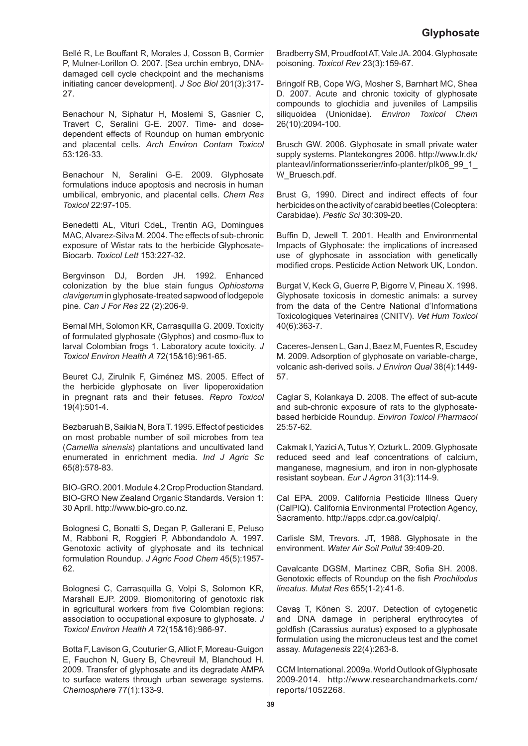Bellé R, Le Bouffant R, Morales J, Cosson B, Cormier P, Mulner-Lorillon O. 2007. [Sea urchin embryo, DNA-damaged cell cycle checkpoint and the mechanisms initiating cancer development]. *J Soc Biol* 201(3):317-27.

Benachour N, Siphatur H, Moslemi S, Gasnier C, Travert C, Seralini G-E. 2007. Time- and dose-dependent effects of Roundup on human embryonic and placental cells. *Arch Environ Contam Toxicol* 53:126-33.

Benachour N, Seralini G-E. 2009. Glyphosate formulations induce apoptosis and necrosis in human umbilical, embryonic, and placental cells. *Chem Res Toxicol* 22:97-105.

Benedetti AL, Vituri CdeL, Trentin AG, Domingues MAC, Alvarez-Silva M. 2004. The effects of sub-chronic exposure of Wistar rats to the herbicide Glyphosate-Biocarb. *Toxicol Lett* 153:227-32.

Bergvinson DJ, Borden JH. 1992. Enhanced colonization by the blue stain fungus *Ophiostoma clavigerum* in glyphosate-treated sapwood of lodgepole pine. *Can J For Res* 22 (2):206-9.

Bernal MH, Solomon KR, Carrasquilla G. 2009. Toxicity of formulated glyphosate (Glyphos) and cosmo-flux to larval Colombian frogs 1. Laboratory acute toxicity. *J Toxicol Environ Health A* 72(15&16):961-65.

Beuret CJ, Zirulnik F, Giménez MS. 2005. Effect of the herbicide glyphosate on liver lipoperoxidation in pregnant rats and their fetuses. *Repro Toxicol* 19(4):501-4.

Bezbaruah B, Saikia N, Bora T. 1995. Effect of pesticides on most probable number of soil microbes from tea (*Camellia sinensis*) plantations and uncultivated land enumerated in enrichment media. *Ind J Agric Sc* 65(8):578-83.

BIO-GRO. 2001. Module 4.2 Crop Production Standard. BIO-GRO New Zealand Organic Standards. Version 1: 30 April. http://www.bio-gro.co.nz.

Bolognesi C, Bonatti S, Degan P, Gallerani E, Peluso M, Rabboni R, Roggieri P, Abbondandolo A. 1997. Genotoxic activity of glyphosate and its technical formulation Roundup. *J Agric Food Chem* 45(5):1957-62.

Bolognesi C, Carrasquilla G, Volpi S, Solomon KR, Marshall EJP. 2009. Biomonitoring of genotoxic risk in agricultural workers from five Colombian regions: association to occupational exposure to glyphosate. *J Toxicol Environ Health A* 72(15&16):986-97.

Botta F, Lavison G, Couturier G, Alliot F, Moreau-Guigon E, Fauchon N, Guery B, Chevreuil M, Blanchoud H. 2009. Transfer of glyphosate and its degradate AMPA to surface waters through urban sewerage systems. *Chemosphere* 77(1):133-9.

Bradberry SM, Proudfoot AT, Vale JA. 2004. Glyphosate poisoning. *Toxicol Rev* 23(3):159-67.

Bringolf RB, Cope WG, Mosher S, Barnhart MC, Shea D. 2007. Acute and chronic toxicity of glyphosate compounds to glochidia and juveniles of Lampsilis siliquoidea (Unionidae). *Environ Toxicol Chem* 26(10):2094-100.

Brusch GW. 2006. Glyphosate in small private water supply systems. Plantekongres 2006. http://www.lr.dk/planteavl/informationsserier/info-planter/plk06_99_1_W_Bruesch.pdf.

Brust G, 1990. Direct and indirect effects of four herbicides on the activity of carabid beetles (Coleoptera: Carabidae). *Pestic Sci* 30:309-20.

Buffin D, Jewell T. 2001. Health and Environmental Impacts of Glyphosate: the implications of increased use of glyphosate in association with genetically modified crops. Pesticide Action Network UK, London.

Burgat V, Keck G, Guerre P, Bigorre V, Pineau X. 1998. Glyphosate toxicosis in domestic animals: a survey from the data of the Centre National d'Informations Toxicologiques Veterinaires (CNITV). *Vet Hum Toxicol* 40(6):363-7.

Caceres-Jensen L, Gan J, Baez M, Fuentes R, Escudey M. 2009. Adsorption of glyphosate on variable-charge, volcanic ash-derived soils. *J Environ Qual* 38(4):1449-57.

Caglar S, Kolankaya D. 2008. The effect of sub-acute and sub-chronic exposure of rats to the glyphosate-based herbicide Roundup. *Environ Toxicol Pharmacol* 25:57-62.

Cakmak I, Yazici A, Tutus Y, Ozturk L. 2009. Glyphosate reduced seed and leaf concentrations of calcium, manganese, magnesium, and iron in non-glyphosate resistant soybean. *Eur J Agron* 31(3):114-9.

Cal EPA. 2009. California Pesticide Illness Query (CalPIQ). California Environmental Protection Agency, Sacramento. http://apps.cdpr.ca.gov/calpiq/.

Carlisle SM, Trevors. JT, 1988. Glyphosate in the environment. *Water Air Soil Pollut* 39:409-20.

Cavalcante DGSM, Martinez CBR, Sofia SH. 2008. Genotoxic effects of Roundup on the fish *Prochilodus lineatus*. *Mutat Res* 655(1-2):41-6.

Cavaş T, Könen S. 2007. Detection of cytogenetic and DNA damage in peripheral erythrocytes of goldfish (Carassius auratus) exposed to a glyphosate formulation using the micronucleus test and the comet assay. *Mutagenesis* 22(4):263-8.

CCM International. 2009a. World Outlook of Glyphosate 2009-2014. http://www.researchandmarkets.com/reports/1052268.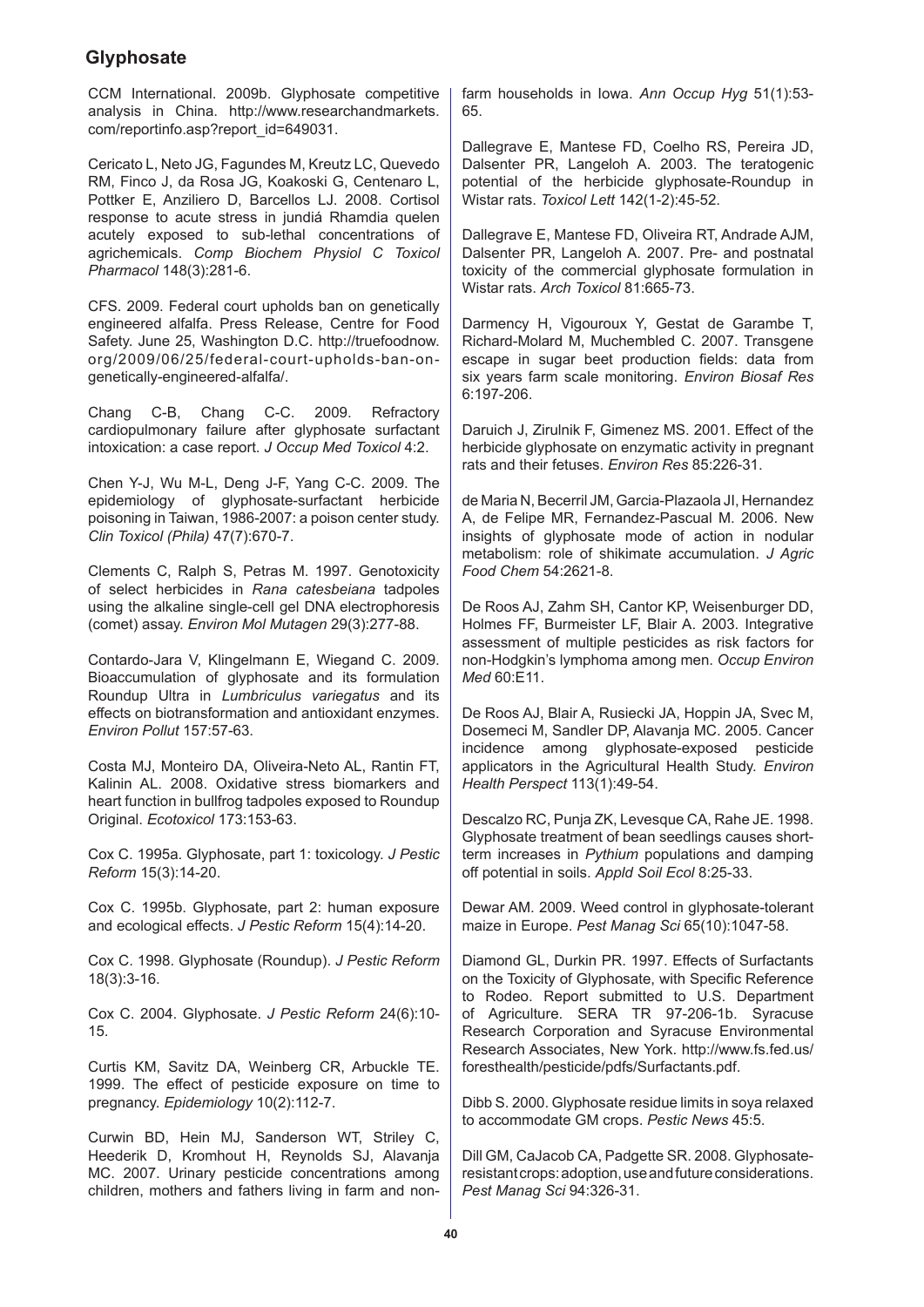CCM International. 2009b. Glyphosate competitive analysis in China. http://www.researchandmarkets.com/reportinfo.asp?report_id=649031.

Cericato L, Neto JG, Fagundes M, Kreutz LC, Quevedo RM, Finco J, da Rosa JG, Koakoski G, Centenaro L, Pottker E, Anziliero D, Barcellos LJ. 2008. Cortisol response to acute stress in jundiá Rhamdia quelen acutely exposed to sub-lethal concentrations of agrichemicals. *Comp Biochem Physiol C Toxicol Pharmacol* 148(3):281-6.

CFS. 2009. Federal court upholds ban on genetically engineered alfalfa. Press Release, Centre for Food Safety. June 25, Washington D.C. http://truefoodnow.org/2009/06/25/federal-court-upholds-ban-on-genetically-engineered-alfalfa/.

Chang C-B, Chang C-C. 2009. Refractory cardiopulmonary failure after glyphosate surfactant intoxication: a case report. *J Occup Med Toxicol* 4:2.

Chen Y-J, Wu M-L, Deng J-F, Yang C-C. 2009. The epidemiology of glyphosate-surfactant herbicide poisoning in Taiwan, 1986-2007: a poison center study. *Clin Toxicol (Phila)* 47(7):670-7.

Clements C, Ralph S, Petras M. 1997. Genotoxicity of select herbicides in *Rana catesbeiana* tadpoles using the alkaline single-cell gel DNA electrophoresis (comet) assay. *Environ Mol Mutagen* 29(3):277-88.

Contardo-Jara V, Klingelmann E, Wiegand C. 2009. Bioaccumulation of glyphosate and its formulation Roundup Ultra in *Lumbriculus variegatus* and its effects on biotransformation and antioxidant enzymes. *Environ Pollut* 157:57-63.

Costa MJ, Monteiro DA, Oliveira-Neto AL, Rantin FT, Kalinin AL. 2008. Oxidative stress biomarkers and heart function in bullfrog tadpoles exposed to Roundup Original. *Ecotoxicol* 173:153-63.

Cox C. 1995a. Glyphosate, part 1: toxicology. *J Pestic Reform* 15(3):14-20.

Cox C. 1995b. Glyphosate, part 2: human exposure and ecological effects. *J Pestic Reform* 15(4):14-20.

Cox C. 1998. Glyphosate (Roundup). *J Pestic Reform* 18(3):3-16.

Cox C. 2004. Glyphosate. *J Pestic Reform* 24(6):10-15.

Curtis KM, Savitz DA, Weinberg CR, Arbuckle TE. 1999. The effect of pesticide exposure on time to pregnancy. *Epidemiology* 10(2):112-7.

Curwin BD, Hein MJ, Sanderson WT, Striley C, Heederik D, Kromhout H, Reynolds SJ, Alavanja MC. 2007. Urinary pesticide concentrations among children, mothers and fathers living in farm and non-farm households in Iowa. *Ann Occup Hyg* 51(1):53-65.

Dallegrave E, Mantese FD, Coelho RS, Pereira JD, Dalsenter PR, Langeloh A. 2003. The teratogenic potential of the herbicide glyphosate-Roundup in Wistar rats. *Toxicol Lett* 142(1-2):45-52.

Dallegrave E, Mantese FD, Oliveira RT, Andrade AJM, Dalsenter PR, Langeloh A. 2007. Pre- and postnatal toxicity of the commercial glyphosate formulation in Wistar rats. *Arch Toxicol* 81:665-73.

Darmency H, Vigouroux Y, Gestat de Garambe T, Richard-Molard M, Muchembled C. 2007. Transgene escape in sugar beet production fields: data from six years farm scale monitoring. *Environ Biosaf Res* 6:197-206.

Daruich J, Zirulnik F, Gimenez MS. 2001. Effect of the herbicide glyphosate on enzymatic activity in pregnant rats and their fetuses. *Environ Res* 85:226-31.

de Maria N, Becerril JM, Garcia-Plazaola JI, Hernandez A, de Felipe MR, Fernandez-Pascual M. 2006. New insights of glyphosate mode of action in nodular metabolism: role of shikimate accumulation. *J Agric Food Chem* 54:2621-8.

De Roos AJ, Zahm SH, Cantor KP, Weisenburger DD, Holmes FF, Burmeister LF, Blair A. 2003. Integrative assessment of multiple pesticides as risk factors for non-Hodgkin's lymphoma among men. *Occup Environ Med* 60:E11.

De Roos AJ, Blair A, Rusiecki JA, Hoppin JA, Svec M, Dosemeci M, Sandler DP, Alavanja MC. 2005. Cancer incidence among glyphosate-exposed pesticide applicators in the Agricultural Health Study. *Environ Health Perspect* 113(1):49-54.

Descalzo RC, Punja ZK, Levesque CA, Rahe JE. 1998. Glyphosate treatment of bean seedlings causes short-term increases in *Pythium* populations and damping off potential in soils. *Appld Soil Ecol* 8:25-33.

Dewar AM. 2009. Weed control in glyphosate-tolerant maize in Europe. *Pest Manag Sci* 65(10):1047-58.

Diamond GL, Durkin PR. 1997. Effects of Surfactants on the Toxicity of Glyphosate, with Specific Reference to Rodeo. Report submitted to U.S. Department of Agriculture. SERA TR 97-206-1b. Syracuse Research Corporation and Syracuse Environmental Research Associates, New York. http://www.fs.fed.us/foresthealth/pesticide/pdfs/Surfactants.pdf.

Dibb S. 2000. Glyphosate residue limits in soya relaxed to accommodate GM crops. *Pestic News* 45:5.

Dill GM, CaJacob CA, Padgette SR. 2008. Glyphosate-resistant crops: adoption, use and future considerations. *Pest Manag Sci* 94:326-31.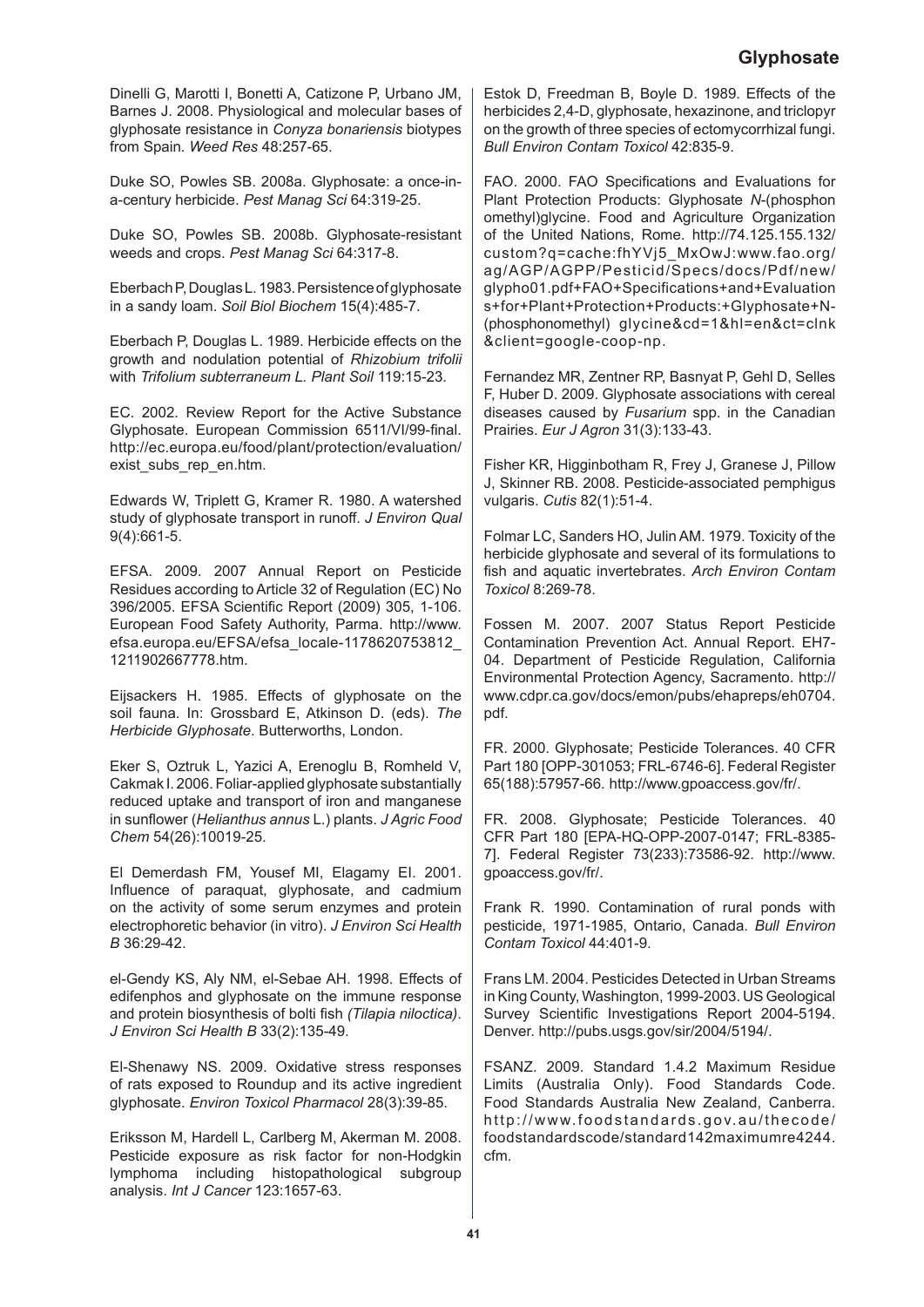Dinelli G, Marotti I, Bonetti A, Catizone P, Urbano JM, Barnes J. 2008. Physiological and molecular bases of glyphosate resistance in *Conyza bonariensis* biotypes from Spain. *Weed Res* 48:257-65.

Duke SO, Powles SB. 2008a. Glyphosate: a once-in-a-century herbicide. *Pest Manag Sci* 64:319-25.

Duke SO, Powles SB. 2008b. Glyphosate-resistant weeds and crops. *Pest Manag Sci* 64:317-8.

Eberbach P, Douglas L. 1983. Persistence of glyphosate in a sandy loam. *Soil Biol Biochem* 15(4):485-7.

Eberbach P, Douglas L. 1989. Herbicide effects on the growth and nodulation potential of *Rhizobium trifolii* with *Trifolium subterraneum L. Plant Soil* 119:15-23.

EC. 2002. Review Report for the Active Substance Glyphosate. European Commission 6511/VI/99-final. http://ec.europa.eu/food/plant/protection/evaluation/exist_subs_rep_en.htm.

Edwards W, Triplett G, Kramer R. 1980. A watershed study of glyphosate transport in runoff. *J Environ Qual* 9(4):661-5.

EFSA. 2009. 2007 Annual Report on Pesticide Residues according to Article 32 of Regulation (EC) No 396/2005. EFSA Scientific Report (2009) 305, 1-106. European Food Safety Authority, Parma. http://www.efsa.europa.eu/EFSA/efsa_locale-1178620753812_1211902667778.htm.

Eijsackers H. 1985. Effects of glyphosate on the soil fauna. In: Grossbard E, Atkinson D. (eds). *The Herbicide Glyphosate*. Butterworths, London.

Eker S, Oztruk L, Yazici A, Erenoglu B, Romheld V, Cakmak I. 2006. Foliar-applied glyphosate substantially reduced uptake and transport of iron and manganese in sunflower (*Helianthus annus* L.) plants. *J Agric Food Chem* 54(26):10019-25.

El Demerdash FM, Yousef MI, Elagamy EI. 2001. Influence of paraquat, glyphosate, and cadmium on the activity of some serum enzymes and protein electrophoretic behavior (in vitro). *J Environ Sci Health B* 36:29-42.

el-Gendy KS, Aly NM, el-Sebae AH. 1998. Effects of edifenphos and glyphosate on the immune response and protein biosynthesis of bolti fish *(Tilapia niloctica)*. *J Environ Sci Health B* 33(2):135-49.

El-Shenawy NS. 2009. Oxidative stress responses of rats exposed to Roundup and its active ingredient glyphosate. *Environ Toxicol Pharmacol* 28(3):39-85.

Eriksson M, Hardell L, Carlberg M, Akerman M. 2008. Pesticide exposure as risk factor for non-Hodgkin lymphoma including histopathological subgroup analysis. *Int J Cancer* 123:1657-63.

Estok D, Freedman B, Boyle D. 1989. Effects of the herbicides 2,4-D, glyphosate, hexazinone, and triclopyr on the growth of three species of ectomycorrhizal fungi. *Bull Environ Contam Toxicol* 42:835-9.

FAO. 2000. FAO Specifications and Evaluations for Plant Protection Products: Glyphosate *N*-(phosphonomethyl)glycine. Food and Agriculture Organization of the United Nations, Rome. http://74.125.155.132/custom?q=cache:fhYVj5_MxOwJ:www.fao.org/ag/AGP/AGPP/Pesticid/Specs/docs/Pdf/new/glypho01.pdf+FAO+Specifications+and+Evaluations+for+Plant+Protection+Products:+Glyphosate+N-(phosphonomethyl) glycine&cd=1&hl=en&ct=clnk&client=google-coop-np.

Fernandez MR, Zentner RP, Basnyat P, Gehl D, Selles F, Huber D. 2009. Glyphosate associations with cereal diseases caused by *Fusarium* spp. in the Canadian Prairies. *Eur J Agron* 31(3):133-43.

Fisher KR, Higginbotham R, Frey J, Granese J, Pillow J, Skinner RB. 2008. Pesticide-associated pemphigus vulgaris. *Cutis* 82(1):51-4.

Folmar LC, Sanders HO, Julin AM. 1979. Toxicity of the herbicide glyphosate and several of its formulations to fish and aquatic invertebrates. *Arch Environ Contam Toxicol* 8:269-78.

Fossen M. 2007. 2007 Status Report Pesticide Contamination Prevention Act. Annual Report. EH7-04. Department of Pesticide Regulation, California Environmental Protection Agency, Sacramento. http://www.cdpr.ca.gov/docs/emon/pubs/ehapreps/eh0704.pdf.

FR. 2000. Glyphosate; Pesticide Tolerances. 40 CFR Part 180 [OPP-301053; FRL-6746-6]. Federal Register 65(188):57957-66. http://www.gpoaccess.gov/fr/.

FR. 2008. Glyphosate; Pesticide Tolerances. 40 CFR Part 180 [EPA-HQ-OPP-2007-0147; FRL-8385-7]. Federal Register 73(233):73586-92. http://www.gpoaccess.gov/fr/.

Frank R. 1990. Contamination of rural ponds with pesticide, 1971-1985, Ontario, Canada. *Bull Environ Contam Toxicol* 44:401-9.

Frans LM. 2004. Pesticides Detected in Urban Streams in King County, Washington, 1999-2003. US Geological Survey Scientific Investigations Report 2004-5194. Denver. http://pubs.usgs.gov/sir/2004/5194/.

FSANZ. 2009. Standard 1.4.2 Maximum Residue Limits (Australia Only). Food Standards Code. Food Standards Australia New Zealand, Canberra. http://www.foodstandards.gov.au/thecode/foodstandardscode/standard142maximumre4244.cfm.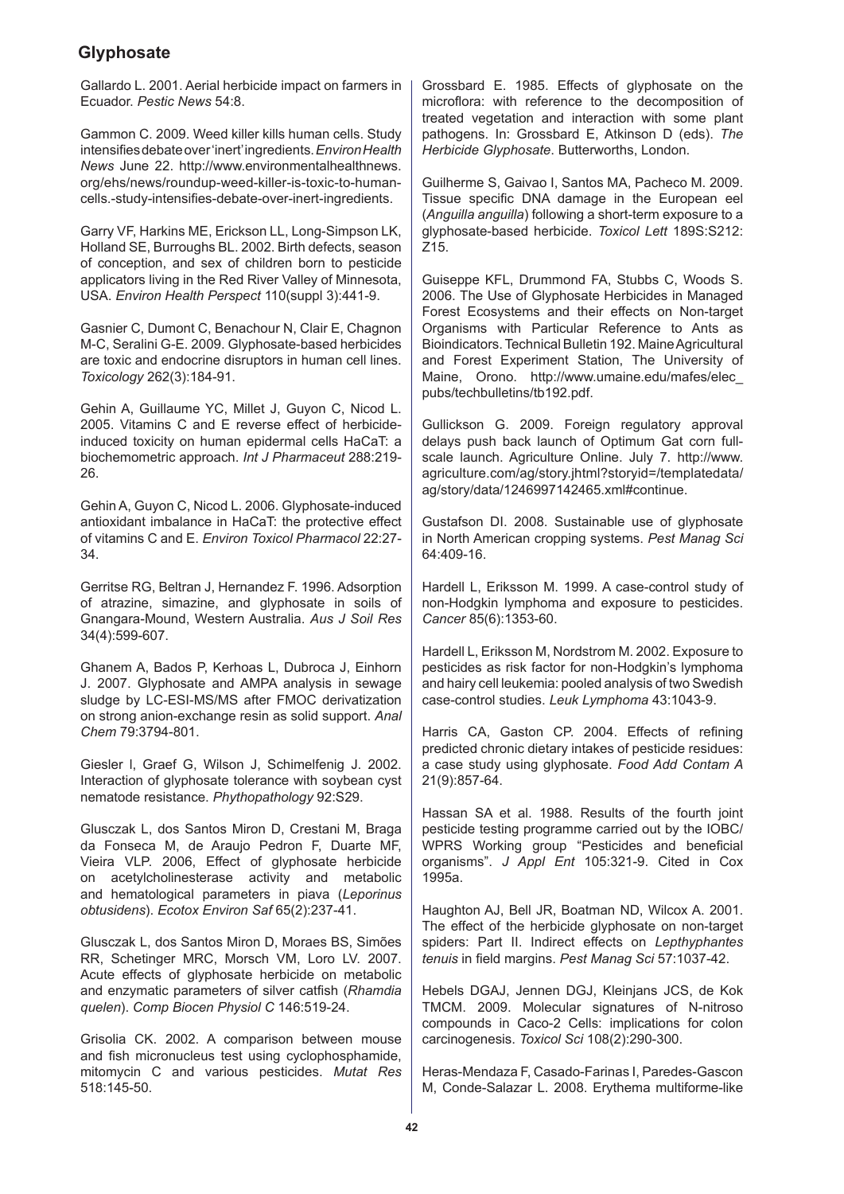Gallardo L. 2001. Aerial herbicide impact on farmers in Ecuador. *Pestic News* 54:8.

Gammon C. 2009. Weed killer kills human cells. Study intensifies debate over 'inert' ingredients. *Environ Health News* June 22. http://www.environmentalhealthnews.org/ehs/news/roundup-weed-killer-is-toxic-to-human-cells.-study-intensifies-debate-over-inert-ingredients.

Garry VF, Harkins ME, Erickson LL, Long-Simpson LK, Holland SE, Burroughs BL. 2002. Birth defects, season of conception, and sex of children born to pesticide applicators living in the Red River Valley of Minnesota, USA. *Environ Health Perspect* 110(suppl 3):441-9.

Gasnier C, Dumont C, Benachour N, Clair E, Chagnon M-C, Seralini G-E. 2009. Glyphosate-based herbicides are toxic and endocrine disruptors in human cell lines. *Toxicology* 262(3):184-91.

Gehin A, Guillaume YC, Millet J, Guyon C, Nicod L. 2005. Vitamins C and E reverse effect of herbicide-induced toxicity on human epidermal cells HaCaT: a biochemometric approach. *Int J Pharmaceut* 288:219-26.

Gehin A, Guyon C, Nicod L. 2006. Glyphosate-induced antioxidant imbalance in HaCaT: the protective effect of vitamins C and E. *Environ Toxicol Pharmacol* 22:27-34.

Gerritse RG, Beltran J, Hernandez F. 1996. Adsorption of atrazine, simazine, and glyphosate in soils of Gnangara-Mound, Western Australia. *Aus J Soil Res* 34(4):599-607.

Ghanem A, Bados P, Kerhoas L, Dubroca J, Einhorn J. 2007. Glyphosate and AMPA analysis in sewage sludge by LC-ESI-MS/MS after FMOC derivatization on strong anion-exchange resin as solid support. *Anal Chem* 79:3794-801.

Giesler l, Graef G, Wilson J, Schimelfenig J. 2002. Interaction of glyphosate tolerance with soybean cyst nematode resistance. *Phythopathology* 92:S29.

Glusczak L, dos Santos Miron D, Crestani M, Braga da Fonseca M, de Araujo Pedron F, Duarte MF, Vieira VLP. 2006, Effect of glyphosate herbicide on acetylcholinesterase activity and metabolic and hematological parameters in piava (*Leporinus obtusidens*). *Ecotox Environ Saf* 65(2):237-41.

Glusczak L, dos Santos Miron D, Moraes BS, Simões RR, Schetinger MRC, Morsch VM, Loro LV. 2007. Acute effects of glyphosate herbicide on metabolic and enzymatic parameters of silver catfish (*Rhamdia quelen*). *Comp Biocen Physiol C* 146:519-24.

Grisolia CK. 2002. A comparison between mouse and fish micronucleus test using cyclophosphamide, mitomycin C and various pesticides. *Mutat Res* 518:145-50.

Grossbard E. 1985. Effects of glyphosate on the microflora: with reference to the decomposition of treated vegetation and interaction with some plant pathogens. In: Grossbard E, Atkinson D (eds). *The Herbicide Glyphosate*. Butterworths, London.

Guilherme S, Gaivao I, Santos MA, Pacheco M. 2009. Tissue specific DNA damage in the European eel (*Anguilla anguilla*) following a short-term exposure to a glyphosate-based herbicide. *Toxicol Lett* 189S:S212: Z15.

Guiseppe KFL, Drummond FA, Stubbs C, Woods S. 2006. The Use of Glyphosate Herbicides in Managed Forest Ecosystems and their effects on Non-target Organisms with Particular Reference to Ants as Bioindicators. Technical Bulletin 192. Maine Agricultural and Forest Experiment Station, The University of Maine, Orono. http://www.umaine.edu/mafes/elec_pubs/techbulletins/tb192.pdf.

Gullickson G. 2009. Foreign regulatory approval delays push back launch of Optimum Gat corn full-scale launch. Agriculture Online. July 7. http://www.agriculture.com/ag/story.jhtml?storyid=/templatedata/ag/story/data/1246997142465.xml#continue.

Gustafson DI. 2008. Sustainable use of glyphosate in North American cropping systems. *Pest Manag Sci* 64:409-16.

Hardell L, Eriksson M. 1999. A case-control study of non-Hodgkin lymphoma and exposure to pesticides. *Cancer* 85(6):1353-60.

Hardell L, Eriksson M, Nordstrom M. 2002. Exposure to pesticides as risk factor for non-Hodgkin's lymphoma and hairy cell leukemia: pooled analysis of two Swedish case-control studies. *Leuk Lymphoma* 43:1043-9.

Harris CA, Gaston CP. 2004. Effects of refining predicted chronic dietary intakes of pesticide residues: a case study using glyphosate. *Food Add Contam A* 21(9):857-64.

Hassan SA et al. 1988. Results of the fourth joint pesticide testing programme carried out by the IOBC/WPRS Working group "Pesticides and beneficial organisms". *J Appl Ent* 105:321-9. Cited in Cox 1995a.

Haughton AJ, Bell JR, Boatman ND, Wilcox A. 2001. The effect of the herbicide glyphosate on non-target spiders: Part II. Indirect effects on *Lepthyphantes tenuis* in field margins. *Pest Manag Sci* 57:1037-42.

Hebels DGAJ, Jennen DGJ, Kleinjans JCS, de Kok TMCM. 2009. Molecular signatures of N-nitroso compounds in Caco-2 Cells: implications for colon carcinogenesis. *Toxicol Sci* 108(2):290-300.

Heras-Mendaza F, Casado-Farinas I, Paredes-Gascon M, Conde-Salazar L. 2008. Erythema multiforme-like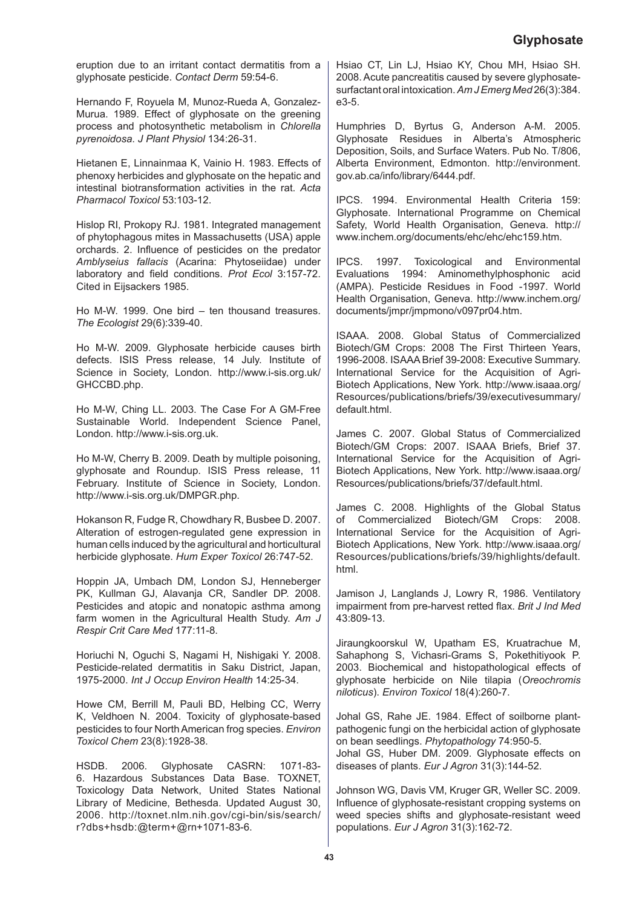eruption due to an irritant contact dermatitis from a glyphosate pesticide. *Contact Derm* 59:54-6.

Hernando F, Royuela M, Munoz-Rueda A, Gonzalez-Murua. 1989. Effect of glyphosate on the greening process and photosynthetic metabolism in *Chlorella pyrenoidosa*. *J Plant Physiol* 134:26-31.

Hietanen E, Linnainmaa K, Vainio H. 1983. Effects of phenoxy herbicides and glyphosate on the hepatic and intestinal biotransformation activities in the rat. *Acta Pharmacol Toxicol* 53:103-12.

Hislop RI, Prokopy RJ. 1981. Integrated management of phytophagous mites in Massachusetts (USA) apple orchards. 2. Influence of pesticides on the predator *Amblyseius fallacis* (Acarina: Phytoseiidae) under laboratory and field conditions. *Prot Ecol* 3:157-72. Cited in Eijsackers 1985.

Ho M-W. 1999. One bird – ten thousand treasures. *The Ecologist* 29(6):339-40.

Ho M-W. 2009. Glyphosate herbicide causes birth defects. ISIS Press release, 14 July. Institute of Science in Society, London. http://www.i-sis.org.uk/GHCCBD.php.

Ho M-W, Ching LL. 2003. The Case For A GM-Free Sustainable World. Independent Science Panel, London. http://www.i-sis.org.uk.

Ho M-W, Cherry B. 2009. Death by multiple poisoning, glyphosate and Roundup. ISIS Press release, 11 February. Institute of Science in Society, London. http://www.i-sis.org.uk/DMPGR.php.

Hokanson R, Fudge R, Chowdhary R, Busbee D. 2007. Alteration of estrogen-regulated gene expression in human cells induced by the agricultural and horticultural herbicide glyphosate. *Hum Exper Toxicol* 26:747-52.

Hoppin JA, Umbach DM, London SJ, Henneberger PK, Kullman GJ, Alavanja CR, Sandler DP. 2008. Pesticides and atopic and nonatopic asthma among farm women in the Agricultural Health Study. *Am J Respir Crit Care Med* 177:11-8.

Horiuchi N, Oguchi S, Nagami H, Nishigaki Y. 2008. Pesticide-related dermatitis in Saku District, Japan, 1975-2000. *Int J Occup Environ Health* 14:25-34.

Howe CM, Berrill M, Pauli BD, Helbing CC, Werry K, Veldhoen N. 2004. Toxicity of glyphosate-based pesticides to four North American frog species. *Environ Toxicol Chem* 23(8):1928-38.

HSDB. 2006. Glyphosate CASRN: 1071-83-6. Hazardous Substances Data Base. TOXNET, Toxicology Data Network, United States National Library of Medicine, Bethesda. Updated August 30, 2006. http://toxnet.nlm.nih.gov/cgi-bin/sis/search/r?dbs+hsdb:@term+@rn+1071-83-6.

Hsiao CT, Lin LJ, Hsiao KY, Chou MH, Hsiao SH. 2008. Acute pancreatitis caused by severe glyphosate-surfactant oral intoxication. *Am J Emerg Med* 26(3):384.e3-5.

Humphries D, Byrtus G, Anderson A-M. 2005. Glyphosate Residues in Alberta's Atmospheric Deposition, Soils, and Surface Waters. Pub No. T/806, Alberta Environment, Edmonton. http://environment.gov.ab.ca/info/library/6444.pdf.

IPCS. 1994. Environmental Health Criteria 159: Glyphosate. International Programme on Chemical Safety, World Health Organisation, Geneva. http://www.inchem.org/documents/ehc/ehc/ehc159.htm.

IPCS. 1997. Toxicological and Environmental Evaluations 1994: Aminomethylphosphonic acid (AMPA). Pesticide Residues in Food -1997. World Health Organisation, Geneva. http://www.inchem.org/documents/jmpr/jmpmono/v097pr04.htm.

ISAAA. 2008. Global Status of Commercialized Biotech/GM Crops: 2008 The First Thirteen Years, 1996-2008. ISAAA Brief 39-2008: Executive Summary. International Service for the Acquisition of Agri-Biotech Applications, New York. http://www.isaaa.org/Resources/publications/briefs/39/executivesummary/default.html.

James C. 2007. Global Status of Commercialized Biotech/GM Crops: 2007. ISAAA Briefs, Brief 37. International Service for the Acquisition of Agri-Biotech Applications, New York. http://www.isaaa.org/Resources/publications/briefs/37/default.html.

James C. 2008. Highlights of the Global Status of Commercialized Biotech/GM Crops: 2008. International Service for the Acquisition of Agri-Biotech Applications, New York. http://www.isaaa.org/Resources/publications/briefs/39/highlights/default.html.

Jamison J, Langlands J, Lowry R, 1986. Ventilatory impairment from pre-harvest retted flax. *Brit J Ind Med* 43:809-13.

Jiraungkoorskul W, Upatham ES, Kruatrachue M, Sahaphong S, Vichasri-Grams S, Pokethitiyook P. 2003. Biochemical and histopathological effects of glyphosate herbicide on Nile tilapia (*Oreochromis niloticus*). *Environ Toxicol* 18(4):260-7.

Johal GS, Rahe JE. 1984. Effect of soilborne plant-pathogenic fungi on the herbicidal action of glyphosate on bean seedlings. *Phytopathology* 74:950-5.

Johal GS, Huber DM. 2009. Glyphosate effects on diseases of plants. *Eur J Agron* 31(3):144-52.

Johnson WG, Davis VM, Kruger GR, Weller SC. 2009. Influence of glyphosate-resistant cropping systems on weed species shifts and glyphosate-resistant weed populations. *Eur J Agron* 31(3):162-72.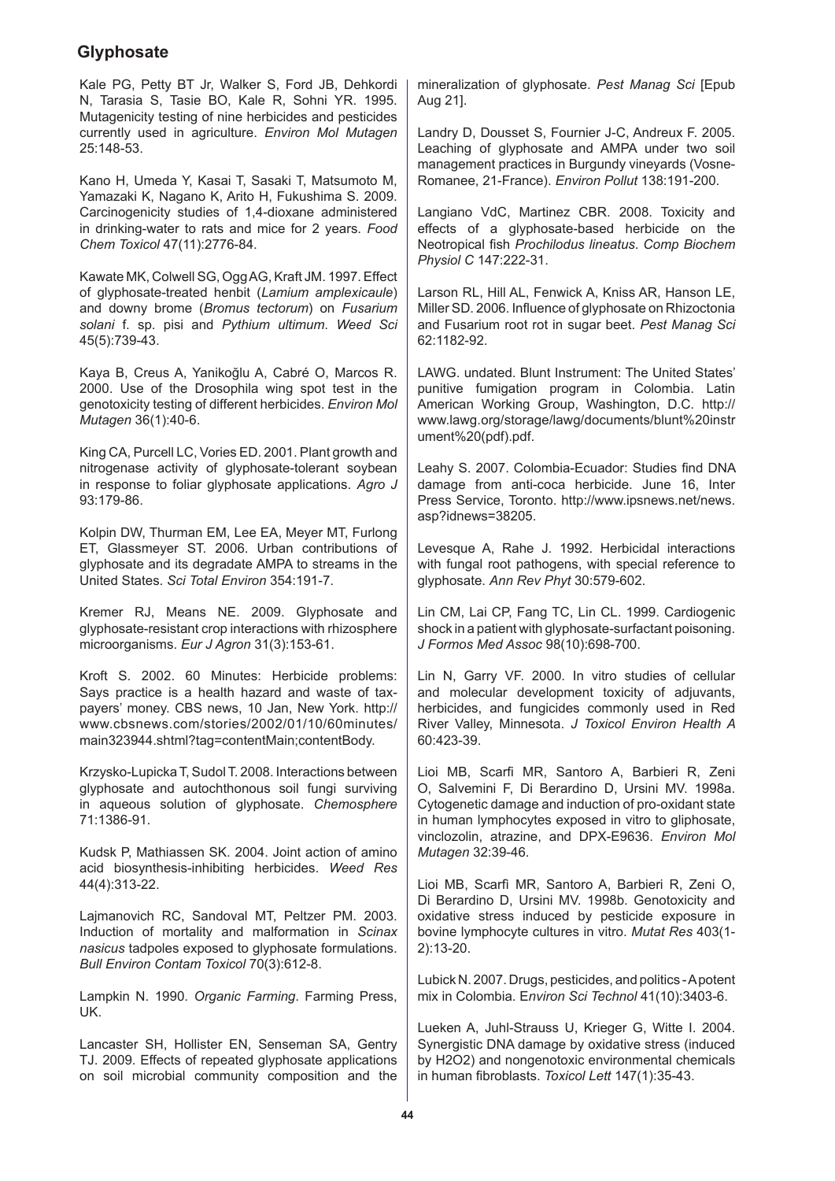Kale PG, Petty BT Jr, Walker S, Ford JB, Dehkordi N, Tarasia S, Tasie BO, Kale R, Sohni YR. 1995. Mutagenicity testing of nine herbicides and pesticides currently used in agriculture. *Environ Mol Mutagen* 25:148-53.

Kano H, Umeda Y, Kasai T, Sasaki T, Matsumoto M, Yamazaki K, Nagano K, Arito H, Fukushima S. 2009. Carcinogenicity studies of 1,4-dioxane administered in drinking-water to rats and mice for 2 years. *Food Chem Toxicol* 47(11):2776-84.

Kawate MK, Colwell SG, Ogg AG, Kraft JM. 1997. Effect of glyphosate-treated henbit (*Lamium amplexicaule*) and downy brome (*Bromus tectorum*) on *Fusarium solani* f. sp. pisi and *Pythium ultimum*. *Weed Sci* 45(5):739-43.

Kaya B, Creus A, Yanikoğlu A, Cabré O, Marcos R. 2000. Use of the Drosophila wing spot test in the genotoxicity testing of different herbicides. *Environ Mol Mutagen* 36(1):40-6.

King CA, Purcell LC, Vories ED. 2001. Plant growth and nitrogenase activity of glyphosate-tolerant soybean in response to foliar glyphosate applications. *Agro J* 93:179-86.

Kolpin DW, Thurman EM, Lee EA, Meyer MT, Furlong ET, Glassmeyer ST. 2006. Urban contributions of glyphosate and its degradate AMPA to streams in the United States. *Sci Total Environ* 354:191-7.

Kremer RJ, Means NE. 2009. Glyphosate and glyphosate-resistant crop interactions with rhizosphere microorganisms. *Eur J Agron* 31(3):153-61.

Kroft S. 2002. 60 Minutes: Herbicide problems: Says practice is a health hazard and waste of tax-payers' money. CBS news, 10 Jan, New York. http://www.cbsnews.com/stories/2002/01/10/60minutes/main323944.shtml?tag=contentMain;contentBody.

Krzysko-Lupicka T, Sudol T. 2008. Interactions between glyphosate and autochthonous soil fungi surviving in aqueous solution of glyphosate. *Chemosphere* 71:1386-91.

Kudsk P, Mathiassen SK. 2004. Joint action of amino acid biosynthesis-inhibiting herbicides. *Weed Res* 44(4):313-22.

Lajmanovich RC, Sandoval MT, Peltzer PM. 2003. Induction of mortality and malformation in *Scinax nasicus* tadpoles exposed to glyphosate formulations. *Bull Environ Contam Toxicol* 70(3):612-8.

Lampkin N. 1990. *Organic Farming*. Farming Press, UK.

Lancaster SH, Hollister EN, Senseman SA, Gentry TJ. 2009. Effects of repeated glyphosate applications on soil microbial community composition and the mineralization of glyphosate. *Pest Manag Sci* [Epub Aug 21].

Landry D, Dousset S, Fournier J-C, Andreux F. 2005. Leaching of glyphosate and AMPA under two soil management practices in Burgundy vineyards (Vosne-Romanee, 21-France). *Environ Pollut* 138:191-200.

Langiano VdC, Martinez CBR. 2008. Toxicity and effects of a glyphosate-based herbicide on the Neotropical fish *Prochilodus lineatus*. *Comp Biochem Physiol C* 147:222-31.

Larson RL, Hill AL, Fenwick A, Kniss AR, Hanson LE, Miller SD. 2006. Influence of glyphosate on Rhizoctonia and Fusarium root rot in sugar beet. *Pest Manag Sci* 62:1182-92.

LAWG. undated. Blunt Instrument: The United States' punitive fumigation program in Colombia. Latin American Working Group, Washington, D.C. http://www.lawg.org/storage/lawg/documents/blunt%20instrument%20(pdf).pdf.

Leahy S. 2007. Colombia-Ecuador: Studies find DNA damage from anti-coca herbicide. June 16, Inter Press Service, Toronto. http://www.ipsnews.net/news.asp?idnews=38205.

Levesque A, Rahe J. 1992. Herbicidal interactions with fungal root pathogens, with special reference to glyphosate. *Ann Rev Phyt* 30:579-602.

Lin CM, Lai CP, Fang TC, Lin CL. 1999. Cardiogenic shock in a patient with glyphosate-surfactant poisoning. *J Formos Med Assoc* 98(10):698-700.

Lin N, Garry VF. 2000. In vitro studies of cellular and molecular development toxicity of adjuvants, herbicides, and fungicides commonly used in Red River Valley, Minnesota. *J Toxicol Environ Health A* 60:423-39.

Lioi MB, Scarfi MR, Santoro A, Barbieri R, Zeni O, Salvemini F, Di Berardino D, Ursini MV. 1998a. Cytogenetic damage and induction of pro-oxidant state in human lymphocytes exposed in vitro to gliphosate, vinclozolin, atrazine, and DPX-E9636. *Environ Mol Mutagen* 32:39-46.

Lioi MB, Scarfi MR, Santoro A, Barbieri R, Zeni O, Di Berardino D, Ursini MV. 1998b. Genotoxicity and oxidative stress induced by pesticide exposure in bovine lymphocyte cultures in vitro. *Mutat Res* 403(1-2):13-20.

Lubick N. 2007. Drugs, pesticides, and politics - A potent mix in Colombia. *Environ Sci Technol* 41(10):3403-6.

Lueken A, Juhl-Strauss U, Krieger G, Witte I. 2004. Synergistic DNA damage by oxidative stress (induced by $H_2O_2$) and nongenotoxic environmental chemicals in human fibroblasts. *Toxicol Lett* 147(1):35-43.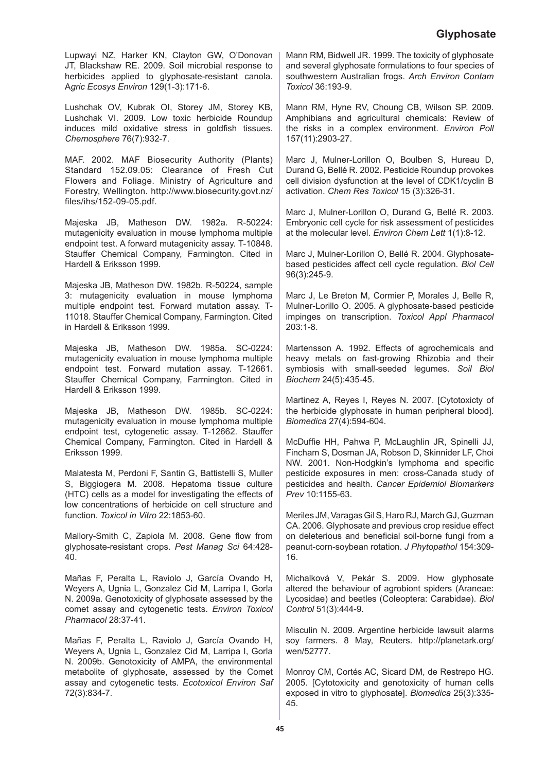Lupwayi NZ, Harker KN, Clayton GW, O'Donovan JT, Blackshaw RE. 2009. Soil microbial response to herbicides applied to glyphosate-resistant canola. *Agric Ecosys Environ* 129(1-3):171-6.

Lushchak OV, Kubrak OI, Storey JM, Storey KB, Lushchak VI. 2009. Low toxic herbicide Roundup induces mild oxidative stress in goldfish tissues. *Chemosphere* 76(7):932-7.

MAF. 2002. MAF Biosecurity Authority (Plants) Standard 152.09.05: Clearance of Fresh Cut Flowers and Foliage. Ministry of Agriculture and Forestry, Wellington. http://www.biosecurity.govt.nz/files/ihs/152-09-05.pdf.

Majeska JB, Matheson DW. 1982a. R-50224: mutagenicity evaluation in mouse lymphoma multiple endpoint test. A forward mutagenicity assay. T-10848. Stauffer Chemical Company, Farmington. Cited in Hardell & Eriksson 1999.

Majeska JB, Matheson DW. 1982b. R-50224, sample 3: mutagenicity evaluation in mouse lymphoma multiple endpoint test. Forward mutation assay. T-11018. Stauffer Chemical Company, Farmington. Cited in Hardell & Eriksson 1999.

Majeska JB, Matheson DW. 1985a. SC-0224: mutagenicity evaluation in mouse lymphoma multiple endpoint test. Forward mutation assay. T-12661. Stauffer Chemical Company, Farmington. Cited in Hardell & Eriksson 1999.

Majeska JB, Matheson DW. 1985b. SC-0224: mutagenicity evaluation in mouse lymphoma multiple endpoint test, cytogenetic assay. T-12662. Stauffer Chemical Company, Farmington. Cited in Hardell & Eriksson 1999.

Malatesta M, Perdoni F, Santin G, Battistelli S, Muller S, Biggiogera M. 2008. Hepatoma tissue culture (HTC) cells as a model for investigating the effects of low concentrations of herbicide on cell structure and function. *Toxicol in Vitro* 22:1853-60.

Mallory-Smith C, Zapiola M. 2008. Gene flow from glyphosate-resistant crops. *Pest Manag Sci* 64:428-40.

Mañas F, Peralta L, Raviolo J, García Ovando H, Weyers A, Ugnia L, Gonzalez Cid M, Larripa I, Gorla N. 2009a. Genotoxicity of glyphosate assessed by the comet assay and cytogenetic tests. *Environ Toxicol Pharmacol* 28:37-41.

Mañas F, Peralta L, Raviolo J, García Ovando H, Weyers A, Ugnia L, Gonzalez Cid M, Larripa I, Gorla N. 2009b. Genotoxicity of AMPA, the environmental metabolite of glyphosate, assessed by the Comet assay and cytogenetic tests. *Ecotoxicol Environ Saf* 72(3):834-7.

Mann RM, Bidwell JR. 1999. The toxicity of glyphosate and several glyphosate formulations to four species of southwestern Australian frogs. *Arch Environ Contam Toxicol* 36:193-9.

Mann RM, Hyne RV, Choung CB, Wilson SP. 2009. Amphibians and agricultural chemicals: Review of the risks in a complex environment. *Environ Poll* 157(11):2903-27.

Marc J, Mulner-Lorillon O, Boulben S, Hureau D, Durand G, Bellé R. 2002. Pesticide Roundup provokes cell division dysfunction at the level of CDK1/cyclin B activation. *Chem Res Toxicol* 15 (3):326-31.

Marc J, Mulner-Lorillon O, Durand G, Bellé R. 2003. Embryonic cell cycle for risk assessment of pesticides at the molecular level. *Environ Chem Lett* 1(1):8-12.

Marc J, Mulner-Lorillon O, Bellé R. 2004. Glyphosate-based pesticides affect cell cycle regulation. *Biol Cell* 96(3):245-9.

Marc J, Le Breton M, Cormier P, Morales J, Belle R, Mulner-Lorillo O. 2005. A glyphosate-based pesticide impinges on transcription. *Toxicol Appl Pharmacol* 203:1-8.

Martensson A. 1992. Effects of agrochemicals and heavy metals on fast-growing Rhizobia and their symbiosis with small-seeded legumes. *Soil Biol Biochem* 24(5):435-45.

Martinez A, Reyes I, Reyes N. 2007. [Cytotoxicty of the herbicide glyphosate in human peripheral blood]. *Biomedica* 27(4):594-604.

McDuffie HH, Pahwa P, McLaughlin JR, Spinelli JJ, Fincham S, Dosman JA, Robson D, Skinnider LF, Choi NW. 2001. Non-Hodgkin's lymphoma and specific pesticide exposures in men: cross-Canada study of pesticides and health. *Cancer Epidemiol Biomarkers Prev* 10:1155-63.

Meriles JM, Varagas Gil S, Haro RJ, March GJ, Guzman CA. 2006. Glyphosate and previous crop residue effect on deleterious and beneficial soil-borne fungi from a peanut-corn-soybean rotation. *J Phytopathol* 154:309-16.

Michalková V, Pekár S. 2009. How glyphosate altered the behaviour of agrobiont spiders (Araneae: Lycosidae) and beetles (Coleoptera: Carabidae). *Biol Control* 51(3):444-9.

Misculin N. 2009. Argentine herbicide lawsuit alarms soy farmers. 8 May, Reuters. http://planetark.org/wen/52777.

Monroy CM, Cortés AC, Sicard DM, de Restrepo HG. 2005. [Cytotoxicity and genotoxicity of human cells exposed in vitro to glyphosate]. *Biomedica* 25(3):335-45.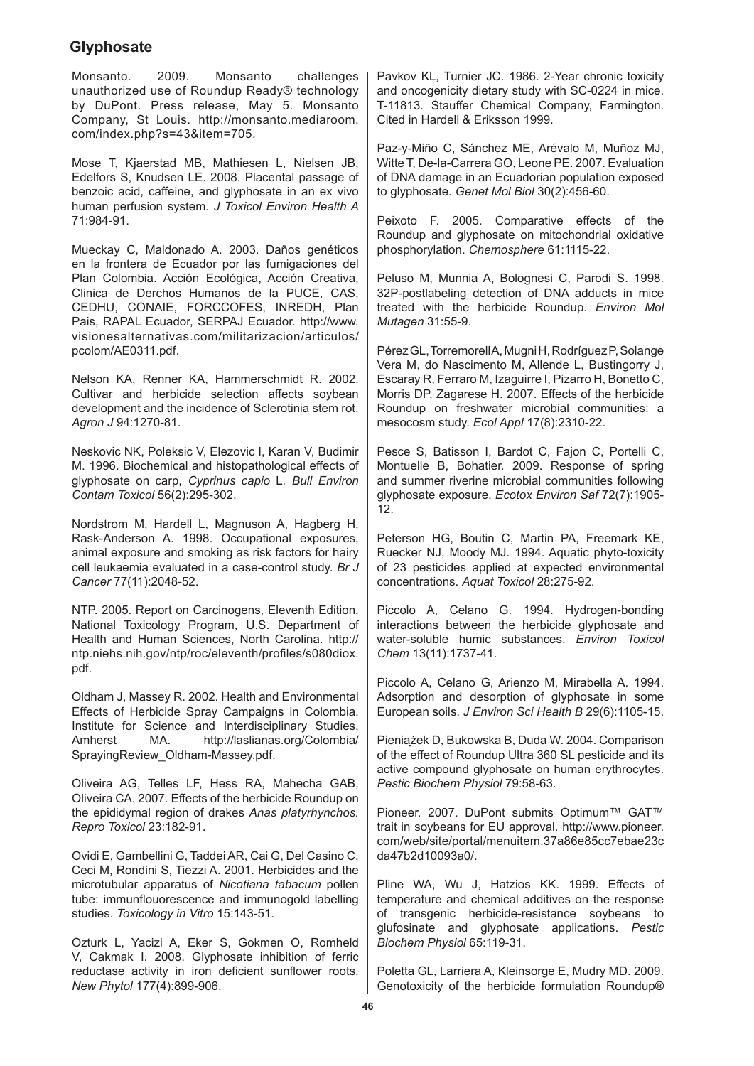Monsanto. 2009. Monsanto challenges unauthorized use of Roundup Ready® technology by DuPont. Press release, May 5. Monsanto Company, St Louis. http://monsanto.mediaroom.com/index.php?s=43&item=705.

Mose T, Kjaerstad MB, Mathiesen L, Nielsen JB, Edelfors S, Knudsen LE. 2008. Placental passage of benzoic acid, caffeine, and glyphosate in an ex vivo human perfusion system. *J Toxicol Environ Health A* 71:984-91.

Mueckay C, Maldonado A. 2003. Daños genéticos en la frontera de Ecuador por las fumigaciones del Plan Colombia. Acción Ecológica, Acción Creativa, Clinica de Derchos Humanos de la PUCE, CAS, CEDHU, CONAIE, FORCCOFES, INREDH, Plan Pais, RAPAL Ecuador, SERPAJ Ecuador. http://www.visionesalternativas.com/militarizacion/articulos/pcolom/AE0311.pdf.

Nelson KA, Renner KA, Hammerschmidt R. 2002. Cultivar and herbicide selection affects soybean development and the incidence of Sclerotinia stem rot. *Agron J* 94:1270-81.

Neskovic NK, Poleksic V, Elezovic I, Karan V, Budimir M. 1996. Biochemical and histopathological effects of glyphosate on carp, *Cyprinus capio* L. *Bull Environ Contam Toxicol* 56(2):295-302.

Nordstrom M, Hardell L, Magnuson A, Hagberg H, Rask-Anderson A. 1998. Occupational exposures, animal exposure and smoking as risk factors for hairy cell leukaemia evaluated in a case-control study. *Br J Cancer* 77(11):2048-52.

NTP. 2005. Report on Carcinogens, Eleventh Edition. National Toxicology Program, U.S. Department of Health and Human Sciences, North Carolina. http://ntp.niehs.nih.gov/ntp/roc/eleventh/profiles/s080diox.pdf.

Oldham J, Massey R. 2002. Health and Environmental Effects of Herbicide Spray Campaigns in Colombia. Institute for Science and Interdisciplinary Studies, Amherst MA. http://laslianas.org/Colombia/SprayingReview_Oldham-Massey.pdf.

Oliveira AG, Telles LF, Hess RA, Mahecha GAB, Oliveira CA. 2007. Effects of the herbicide Roundup on the epididymal region of drakes *Anas platyrhynchos*. *Repro Toxicol* 23:182-91.

Ovidi E, Gambellini G, Taddei AR, Cai G, Del Casino C, Ceci M, Rondini S, Tiezzi A. 2001. Herbicides and the microtubular apparatus of *Nicotiana tabacum* pollen tube: immunflouorescence and immunogold labelling studies. *Toxicology in Vitro* 15:143-51.

Ozturk L, Yacizi A, Eker S, Gokmen O, Romheld V, Cakmak I. 2008. Glyphosate inhibition of ferric reductase activity in iron deficient sunflower roots. *New Phytol* 177(4):899-906.

Pavkov KL, Turnier JC. 1986. 2-Year chronic toxicity and oncogenicity dietary study with SC-0224 in mice. T-11813. Stauffer Chemical Company, Farmington. Cited in Hardell & Eriksson 1999.

Paz-y-Miño C, Sánchez ME, Arévalo M, Muñoz MJ, Witte T, De-la-Carrera GO, Leone PE. 2007. Evaluation of DNA damage in an Ecuadorian population exposed to glyphosate. *Genet Mol Biol* 30(2):456-60.

Peixoto F. 2005. Comparative effects of the Roundup and glyphosate on mitochondrial oxidative phosphorylation. *Chemosphere* 61:1115-22.

Peluso M, Munnia A, Bolognesi C, Parodi S. 1998. 32P-postlabeling detection of DNA adducts in mice treated with the herbicide Roundup. *Environ Mol Mutagen* 31:55-9.

Pérez GL, Torremorell A, Mugni H, Rodríguez P, Solange Vera M, do Nascimento M, Allende L, Bustingorry J, Escaray R, Ferraro M, Izaguirre I, Pizarro H, Bonetto C, Morris DP, Zagarese H. 2007. Effects of the herbicide Roundup on freshwater microbial communities: a mesocosm study. *Ecol Appl* 17(8):2310-22.

Pesce S, Batisson I, Bardot C, Fajon C, Portelli C, Montuelle B, Bohatier. 2009. Response of spring and summer riverine microbial communities following glyphosate exposure. *Ecotox Environ Saf* 72(7):1905-12.

Peterson HG, Boutin C, Martin PA, Freemark KE, Ruecker NJ, Moody MJ. 1994. Aquatic phyto-toxicity of 23 pesticides applied at expected environmental concentrations. *Aquat Toxicol* 28:275-92.

Piccolo A, Celano G. 1994. Hydrogen-bonding interactions between the herbicide glyphosate and water-soluble humic substances. *Environ Toxicol Chem* 13(11):1737-41.

Piccolo A, Celano G, Arienzo M, Mirabella A. 1994. Adsorption and desorption of glyphosate in some European soils. *J Environ Sci Health B* 29(6):1105-15.

Pieniążek D, Bukowska B, Duda W. 2004. Comparison of the effect of Roundup Ultra 360 SL pesticide and its active compound glyphosate on human erythrocytes. *Pestic Biochem Physiol* 79:58-63.

Pioneer. 2007. DuPont submits Optimum™ GAT™ trait in soybeans for EU approval. http://www.pioneer.com/web/site/portal/menuitem.37a86e85cc7ebae23cda47b2d10093a0/.

Pline WA, Wu J, Hatzios KK. 1999. Effects of temperature and chemical additives on the response of transgenic herbicide-resistance soybeans to glufosinate and glyphosate applications. *Pestic Biochem Physiol* 65:119-31.

Poletta GL, Larriera A, Kleinsorge E, Mudry MD. 2009. Genotoxicity of the herbicide formulation Roundup®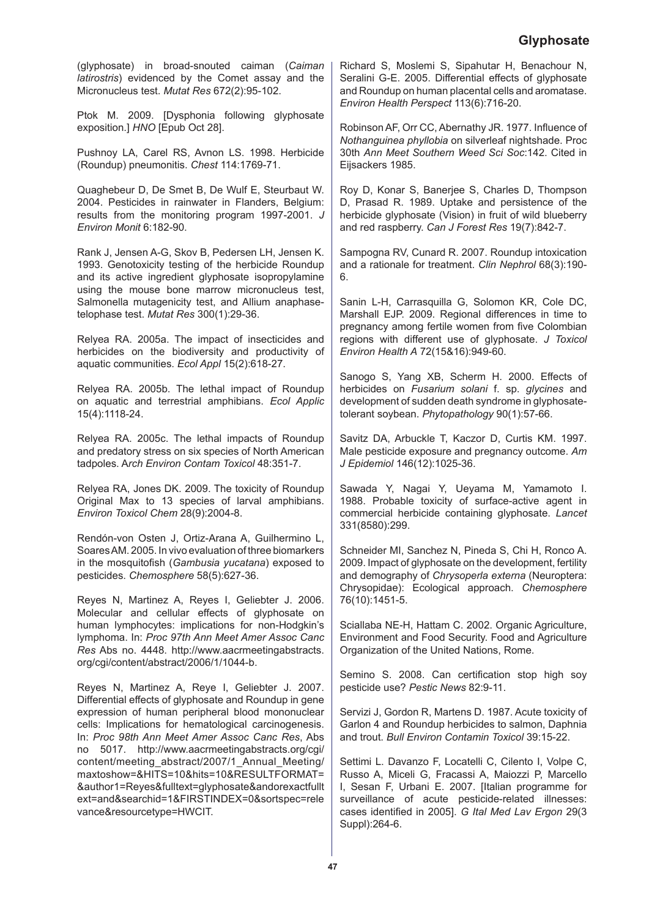(glyphosate) in broad-snouted caiman (*Caiman latirostris*) evidenced by the Comet assay and the Micronucleus test. *Mutat Res* 672(2):95-102.

Ptok M. 2009. [Dysphonia following glyphosate exposition.] *HNO* [Epub Oct 28].

Pushnoy LA, Carel RS, Avnon LS. 1998. Herbicide (Roundup) pneumonitis. *Chest* 114:1769-71.

Quaghebeur D, De Smet B, De Wulf E, Steurbaut W. 2004. Pesticides in rainwater in Flanders, Belgium: results from the monitoring program 1997-2001. *J Environ Monit* 6:182-90.

Rank J, Jensen A-G, Skov B, Pedersen LH, Jensen K. 1993. Genotoxicity testing of the herbicide Roundup and its active ingredient glyphosate isopropylamine using the mouse bone marrow micronucleus test, Salmonella mutagenicity test, and Allium anaphase-telophase test. *Mutat Res* 300(1):29-36.

Relyea RA. 2005a. The impact of insecticides and herbicides on the biodiversity and productivity of aquatic communities. *Ecol Appl* 15(2):618-27.

Relyea RA. 2005b. The lethal impact of Roundup on aquatic and terrestrial amphibians. *Ecol Applic* 15(4):1118-24.

Relyea RA. 2005c. The lethal impacts of Roundup and predatory stress on six species of North American tadpoles. A*rch Environ Contam Toxicol* 48:351-7.

Relyea RA, Jones DK. 2009. The toxicity of Roundup Original Max to 13 species of larval amphibians. *Environ Toxicol Chem* 28(9):2004-8.

Rendón-von Osten J, Ortiz-Arana A, Guilhermino L, Soares AM. 2005. In vivo evaluation of three biomarkers in the mosquitofish (*Gambusia yucatana*) exposed to pesticides. *Chemosphere* 58(5):627-36.

Reyes N, Martinez A, Reyes I, Geliebter J. 2006. Molecular and cellular effects of glyphosate on human lymphocytes: implications for non-Hodgkin's lymphoma. In: *Proc 97th Ann Meet Amer Assoc Canc Res* Abs no. 4448. http://www.aacrmeetingabstracts.org/cgi/content/abstract/2006/1/1044-b.

Reyes N, Martinez A, Reye I, Geliebter J. 2007. Differential effects of glyphosate and Roundup in gene expression of human peripheral blood mononuclear cells: Implications for hematological carcinogenesis. In: *Proc 98th Ann Meet Amer Assoc Canc Res*, Abs no 5017. http://www.aacrmeetingabstracts.org/cgi/content/meeting_abstract/2007/1_Annual_Meeting/maxtoshow=&HITS=10&hits=10&RESULTFORMAT=&author1=Reyes&fulltext=glyphosate&andorexactfulltext=and&searchid=1&FIRSTINDEX=0&sortspec=relevance&resourcetype=HWCIT.

Richard S, Moslemi S, Sipahutar H, Benachour N, Seralini G-E. 2005. Differential effects of glyphosate and Roundup on human placental cells and aromatase. *Environ Health Perspect* 113(6):716-20.

Robinson AF, Orr CC, Abernathy JR. 1977. Influence of *Nothanguinea phyllobia* on silverleaf nightshade. Proc 30th *Ann Meet Southern Weed Sci Soc*:142. Cited in Eijsackers 1985.

Roy D, Konar S, Banerjee S, Charles D, Thompson D, Prasad R. 1989. Uptake and persistence of the herbicide glyphosate (Vision) in fruit of wild blueberry and red raspberry. *Can J Forest Res* 19(7):842-7.

Sampogna RV, Cunard R. 2007. Roundup intoxication and a rationale for treatment. *Clin Nephrol* 68(3):190-6.

Sanin L-H, Carrasquilla G, Solomon KR, Cole DC, Marshall EJP. 2009. Regional differences in time to pregnancy among fertile women from five Colombian regions with different use of glyphosate. *J Toxicol Environ Health A* 72(15&16):949-60.

Sanogo S, Yang XB, Scherm H. 2000. Effects of herbicides on *Fusarium solani* f. sp. *glycines* and development of sudden death syndrome in glyphosate-tolerant soybean. *Phytopathology* 90(1):57-66.

Savitz DA, Arbuckle T, Kaczor D, Curtis KM. 1997. Male pesticide exposure and pregnancy outcome. *Am J Epidemiol* 146(12):1025-36.

Sawada Y, Nagai Y, Ueyama M, Yamamoto I. 1988. Probable toxicity of surface-active agent in commercial herbicide containing glyphosate. *Lancet* 331(8580):299.

Schneider MI, Sanchez N, Pineda S, Chi H, Ronco A. 2009. Impact of glyphosate on the development, fertility and demography of *Chrysoperla externa* (Neuroptera: Chrysopidae): Ecological approach. *Chemosphere* 76(10):1451-5.

Sciallaba NE-H, Hattam C. 2002. Organic Agriculture, Environment and Food Security. Food and Agriculture Organization of the United Nations, Rome.

Semino S. 2008. Can certification stop high soy pesticide use? *Pestic News* 82:9-11.

Servizi J, Gordon R, Martens D. 1987. Acute toxicity of Garlon 4 and Roundup herbicides to salmon, Daphnia and trout. *Bull Environ Contamin Toxicol* 39:15-22.

Settimi L. Davanzo F, Locatelli C, Cilento I, Volpe C, Russo A, Miceli G, Fracassi A, Maiozzi P, Marcello I, Sesan F, Urbani E. 2007. [Italian programme for surveillance of acute pesticide-related illnesses: cases identified in 2005]. *G Ital Med Lav Ergon* 29(3 Suppl):264-6.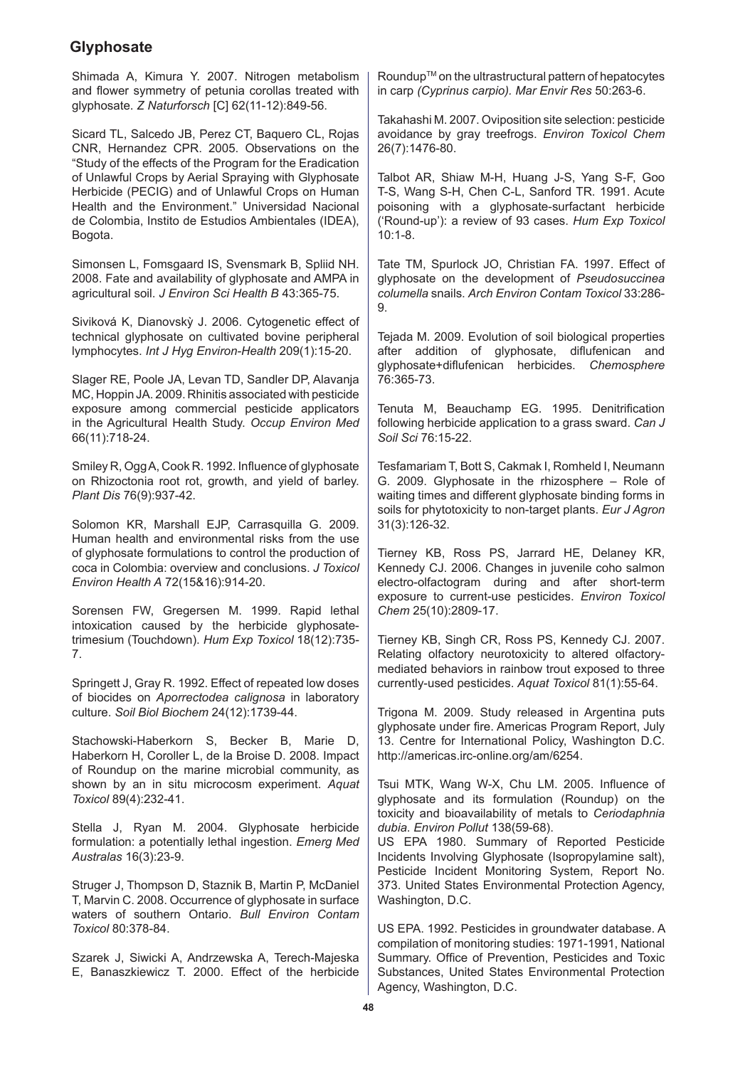Shimada A, Kimura Y. 2007. Nitrogen metabolism and flower symmetry of petunia corollas treated with glyphosate. *Z Naturforsch* [C] 62(11-12):849-56.

Sicard TL, Salcedo JB, Perez CT, Baquero CL, Rojas CNR, Hernandez CPR. 2005. Observations on the "Study of the effects of the Program for the Eradication of Unlawful Crops by Aerial Spraying with Glyphosate Herbicide (PECIG) and of Unlawful Crops on Human Health and the Environment." Universidad Nacional de Colombia, Instito de Estudios Ambientales (IDEA), Bogota.

Simonsen L, Fomsgaard IS, Svensmark B, Spliid NH. 2008. Fate and availability of glyphosate and AMPA in agricultural soil. *J Environ Sci Health B* 43:365-75.

Siviková K, Dianovskỳ J. 2006. Cytogenetic effect of technical glyphosate on cultivated bovine peripheral lymphocytes. *Int J Hyg Environ-Health* 209(1):15-20.

Slager RE, Poole JA, Levan TD, Sandler DP, Alavanja MC, Hoppin JA. 2009. Rhinitis associated with pesticide exposure among commercial pesticide applicators in the Agricultural Health Study. *Occup Environ Med* 66(11):718-24.

Smiley R, Ogg A, Cook R. 1992. Influence of glyphosate on Rhizoctonia root rot, growth, and yield of barley. *Plant Dis* 76(9):937-42.

Solomon KR, Marshall EJP, Carrasquilla G. 2009. Human health and environmental risks from the use of glyphosate formulations to control the production of coca in Colombia: overview and conclusions. *J Toxicol Environ Health A* 72(15&16):914-20.

Sorensen FW, Gregersen M. 1999. Rapid lethal intoxication caused by the herbicide glyphosate-trimesium (Touchdown). *Hum Exp Toxicol* 18(12):735-7.

Springett J, Gray R. 1992. Effect of repeated low doses of biocides on *Aporrectodea calignosa* in laboratory culture. *Soil Biol Biochem* 24(12):1739-44.

Stachowski-Haberkorn S, Becker B, Marie D, Haberkorn H, Coroller L, de la Broise D. 2008. Impact of Roundup on the marine microbial community, as shown by an in situ microcosm experiment. *Aquat Toxicol* 89(4):232-41.

Stella J, Ryan M. 2004. Glyphosate herbicide formulation: a potentially lethal ingestion. *Emerg Med Australas* 16(3):23-9.

Struger J, Thompson D, Staznik B, Martin P, McDaniel T, Marvin C. 2008. Occurrence of glyphosate in surface waters of southern Ontario. *Bull Environ Contam Toxicol* 80:378-84.

Szarek J, Siwicki A, Andrzewska A, Terech-Majeska E, Banaszkiewicz T. 2000. Effect of the herbicide Roundup™ on the ultrastructural pattern of hepatocytes in carp *(Cyprinus carpio). Mar Envir Res* 50:263-6.

Takahashi M. 2007. Oviposition site selection: pesticide avoidance by gray treefrogs. *Environ Toxicol Chem* 26(7):1476-80.

Talbot AR, Shiaw M-H, Huang J-S, Yang S-F, Goo T-S, Wang S-H, Chen C-L, Sanford TR. 1991. Acute poisoning with a glyphosate-surfactant herbicide ('Round-up'): a review of 93 cases. *Hum Exp Toxicol* 10:1-8.

Tate TM, Spurlock JO, Christian FA. 1997. Effect of glyphosate on the development of *Pseudosuccinea columella* snails. *Arch Environ Contam Toxicol* 33:286-9.

Tejada M. 2009. Evolution of soil biological properties after addition of glyphosate, diflufenican and glyphosate+diflufenican herbicides. *Chemosphere* 76:365-73.

Tenuta M, Beauchamp EG. 1995. Denitrification following herbicide application to a grass sward. *Can J Soil Sci* 76:15-22.

Tesfamariam T, Bott S, Cakmak I, Romheld I, Neumann G. 2009. Glyphosate in the rhizosphere – Role of waiting times and different glyphosate binding forms in soils for phytotoxicity to non-target plants. *Eur J Agron* 31(3):126-32.

Tierney KB, Ross PS, Jarrard HE, Delaney KR, Kennedy CJ. 2006. Changes in juvenile coho salmon electro-olfactogram during and after short-term exposure to current-use pesticides. *Environ Toxicol Chem* 25(10):2809-17.

Tierney KB, Singh CR, Ross PS, Kennedy CJ. 2007. Relating olfactory neurotoxicity to altered olfactory-mediated behaviors in rainbow trout exposed to three currently-used pesticides. *Aquat Toxicol* 81(1):55-64.

Trigona M. 2009. Study released in Argentina puts glyphosate under fire. Americas Program Report, July 13. Centre for International Policy, Washington D.C. http://americas.irc-online.org/am/6254.

Tsui MTK, Wang W-X, Chu LM. 2005. Influence of glyphosate and its formulation (Roundup) on the toxicity and bioavailability of metals to *Ceriodaphnia dubia*. *Environ Pollut* 138(59-68).

US EPA 1980. Summary of Reported Pesticide Incidents Involving Glyphosate (Isopropylamine salt), Pesticide Incident Monitoring System, Report No. 373. United States Environmental Protection Agency, Washington, D.C.

US EPA. 1992. Pesticides in groundwater database. A compilation of monitoring studies: 1971-1991, National Summary. Office of Prevention, Pesticides and Toxic Substances, United States Environmental Protection Agency, Washington, D.C.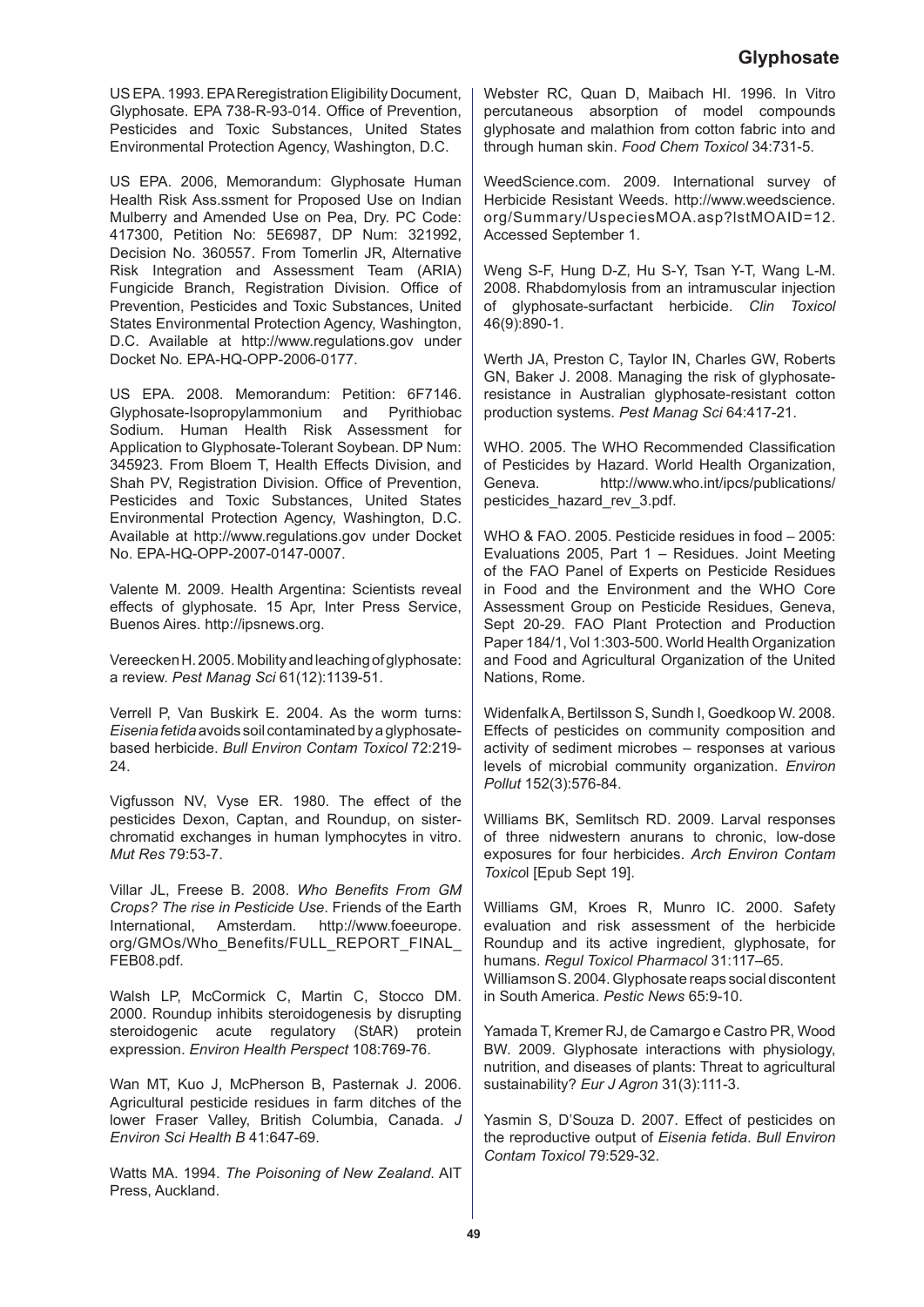US EPA. 1993. EPA Reregistration Eligibility Document, Glyphosate. EPA 738-R-93-014. Office of Prevention, Pesticides and Toxic Substances, United States Environmental Protection Agency, Washington, D.C.

US EPA. 2006, Memorandum: Glyphosate Human Health Risk Ass.ssment for Proposed Use on Indian Mulberry and Amended Use on Pea, Dry. PC Code: 417300, Petition No: 5E6987, DP Num: 321992, Decision No. 360557. From Tomerlin JR, Alternative Risk Integration and Assessment Team (ARIA) Fungicide Branch, Registration Division. Office of Prevention, Pesticides and Toxic Substances, United States Environmental Protection Agency, Washington, D.C. Available at http://www.regulations.gov under Docket No. EPA-HQ-OPP-2006-0177.

US EPA. 2008. Memorandum: Petition: 6F7146. Glyphosate-Isopropylammonium and Pyrithiobac Sodium. Human Health Risk Assessment for Application to Glyphosate-Tolerant Soybean. DP Num: 345923. From Bloem T, Health Effects Division, and Shah PV, Registration Division. Office of Prevention, Pesticides and Toxic Substances, United States Environmental Protection Agency, Washington, D.C. Available at http://www.regulations.gov under Docket No. EPA-HQ-OPP-2007-0147-0007.

Valente M. 2009. Health Argentina: Scientists reveal effects of glyphosate. 15 Apr, Inter Press Service, Buenos Aires. http://ipsnews.org.

Vereecken H. 2005. Mobility and leaching of glyphosate: a review. *Pest Manag Sci* 61(12):1139-51.

Verrell P, Van Buskirk E. 2004. As the worm turns: *Eisenia fetida* avoids soil contaminated by a glyphosate-based herbicide. *Bull Environ Contam Toxicol* 72:219-24.

Vigfusson NV, Vyse ER. 1980. The effect of the pesticides Dexon, Captan, and Roundup, on sister-chromatid exchanges in human lymphocytes in vitro. *Mut Res* 79:53-7.

Villar JL, Freese B. 2008. *Who Benefits From GM Crops? The rise in Pesticide Use*. Friends of the Earth International, Amsterdam. http://www.foeeurope.org/GMOs/Who_Benefits/FULL_REPORT_FINAL_FEB08.pdf.

Walsh LP, McCormick C, Martin C, Stocco DM. 2000. Roundup inhibits steroidogenesis by disrupting steroidogenic acute regulatory (StAR) protein expression. *Environ Health Perspect* 108:769-76.

Wan MT, Kuo J, McPherson B, Pasternak J. 2006. Agricultural pesticide residues in farm ditches of the lower Fraser Valley, British Columbia, Canada. *J Environ Sci Health B* 41:647-69.

Watts MA. 1994. *The Poisoning of New Zealand*. AIT Press, Auckland.

Webster RC, Quan D, Maibach HI. 1996. In Vitro percutaneous absorption of model compounds glyphosate and malathion from cotton fabric into and through human skin. *Food Chem Toxicol* 34:731-5.

WeedScience.com. 2009. International survey of Herbicide Resistant Weeds. http://www.weedscience.org/Summary/UspeciesMOA.asp?lstMOAID=12. Accessed September 1.

Weng S-F, Hung D-Z, Hu S-Y, Tsan Y-T, Wang L-M. 2008. Rhabdomylosis from an intramuscular injection of glyphosate-surfactant herbicide. *Clin Toxicol* 46(9):890-1.

Werth JA, Preston C, Taylor IN, Charles GW, Roberts GN, Baker J. 2008. Managing the risk of glyphosate-resistance in Australian glyphosate-resistant cotton production systems. *Pest Manag Sci* 64:417-21.

WHO. 2005. The WHO Recommended Classification of Pesticides by Hazard. World Health Organization, Geneva. http://www.who.int/ipcs/publications/pesticides_hazard_rev_3.pdf.

WHO & FAO. 2005. Pesticide residues in food – 2005: Evaluations 2005, Part 1 – Residues. Joint Meeting of the FAO Panel of Experts on Pesticide Residues in Food and the Environment and the WHO Core Assessment Group on Pesticide Residues, Geneva, Sept 20-29. FAO Plant Protection and Production Paper 184/1, Vol 1:303-500. World Health Organization and Food and Agricultural Organization of the United Nations, Rome.

Widenfalk A, Bertilsson S, Sundh I, Goedkoop W. 2008. Effects of pesticides on community composition and activity of sediment microbes – responses at various levels of microbial community organization. *Environ Pollut* 152(3):576-84.

Williams BK, Semlitsch RD. 2009. Larval responses of three nidwestern anurans to chronic, low-dose exposures for four herbicides. *Arch Environ Contam Toxicol* [Epub Sept 19].

Williams GM, Kroes R, Munro IC. 2000. Safety evaluation and risk assessment of the herbicide Roundup and its active ingredient, glyphosate, for humans. *Regul Toxicol Pharmacol* 31:117–65.

Williamson S. 2004. Glyphosate reaps social discontent in South America. *Pestic News* 65:9-10.

Yamada T, Kremer RJ, de Camargo e Castro PR, Wood BW. 2009. Glyphosate interactions with physiology, nutrition, and diseases of plants: Threat to agricultural sustainability? *Eur J Agron* 31(3):111-3.

Yasmin S, D'Souza D. 2007. Effect of pesticides on the reproductive output of *Eisenia fetida*. *Bull Environ Contam Toxicol* 79:529-32.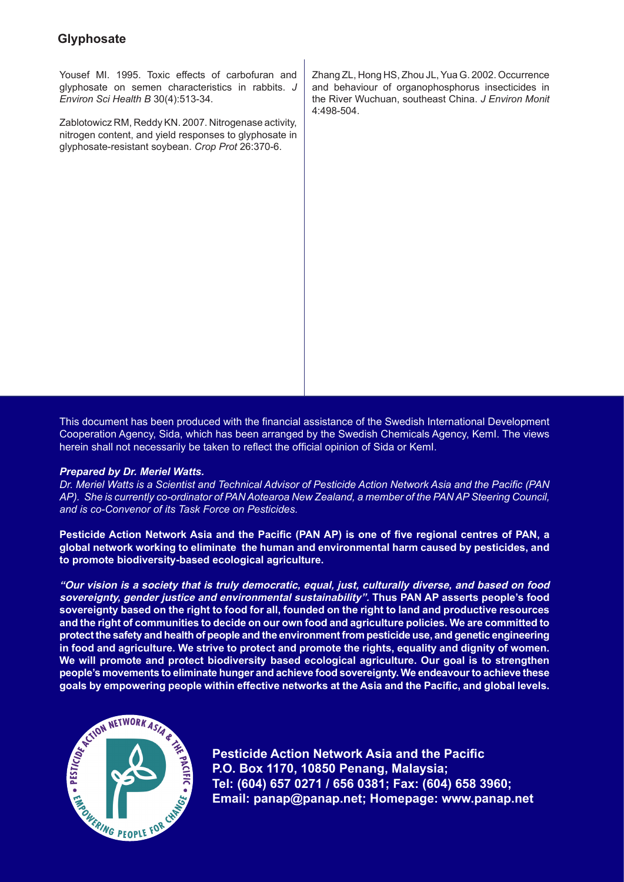Yousef MI. 1995. Toxic effects of carbofuran and glyphosate on semen characteristics in rabbits. *J Environ Sci Health B* 30(4):513-34.

Zablotowicz RM, Reddy KN. 2007. Nitrogenase activity, nitrogen content, and yield responses to glyphosate in glyphosate-resistant soybean. *Crop Prot* 26:370-6.

Zhang ZL, Hong HS, Zhou JL, Yua G. 2002. Occurrence and behaviour of organophosphorus insecticides in the River Wuchuan, southeast China. *J Environ Monit* 4:498-504.

This document has been produced with the financial assistance of the Swedish International Development Cooperation Agency, Sida, which has been arranged by the Swedish Chemicals Agency, KemI. The views herein shall not necessarily be taken to reflect the official opinion of Sida or KemI.

***Prepared by Dr. Meriel Watts.***

*Dr. Meriel Watts is a Scientist and Technical Advisor of Pesticide Action Network Asia and the Pacific (PAN AP). She is currently co-ordinator of PAN Aotearoa New Zealand, a member of the PAN AP Steering Council, and is co-Convenor of its Task Force on Pesticides.*

**Pesticide Action Network Asia and the Pacific (PAN AP) is one of five regional centres of PAN, a global network working to eliminate the human and environmental harm caused by pesticides, and to promote biodiversity-based ecological agriculture.**

***"Our vision is a society that is truly democratic, equal, just, culturally diverse, and based on food sovereignty, gender justice and environmental sustainability".*** **Thus PAN AP asserts people's food sovereignty based on the right to food for all, founded on the right to land and productive resources and the right of communities to decide on our own food and agriculture policies. We are committed to protect the safety and health of people and the environment from pesticide use, and genetic engineering in food and agriculture. We strive to protect and promote the rights, equality and dignity of women. We will promote and protect biodiversity based ecological agriculture. Our goal is to strengthen people's movements to eliminate hunger and achieve food sovereignty. We endeavour to achieve these goals by empowering people within effective networks at the Asia and the Pacific, and global levels.**

**Pesticide Action Network Asia and the Pacific**
**P.O. Box 1170, 10850 Penang, Malaysia;**
**Tel: (604) 657 0271 / 656 0381; Fax: (604) 658 3960;**
**Email: panap@panap.net; Homepage: www.panap.net**